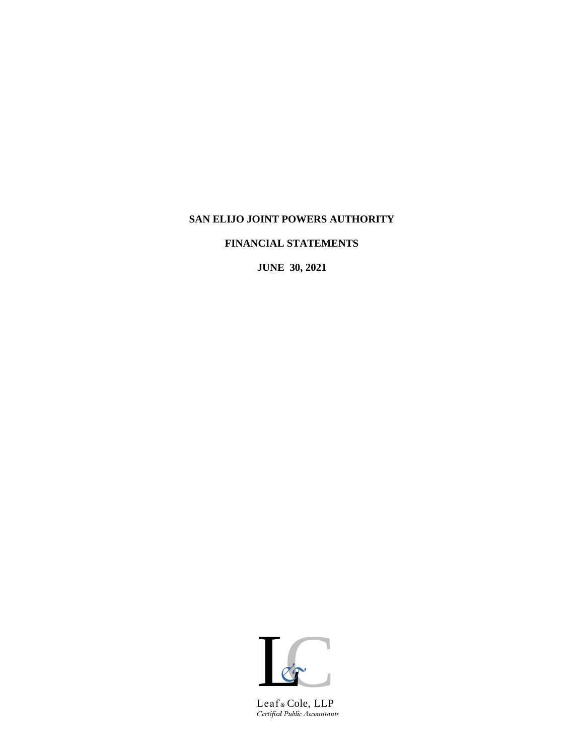# SAN ELIJO JOINT POWERS AUTHORITY

## FINANCIAL STATEMENTS

**JUNE 30, 2021**

Leaf & Cole, LLP
*Certified Public Accountants*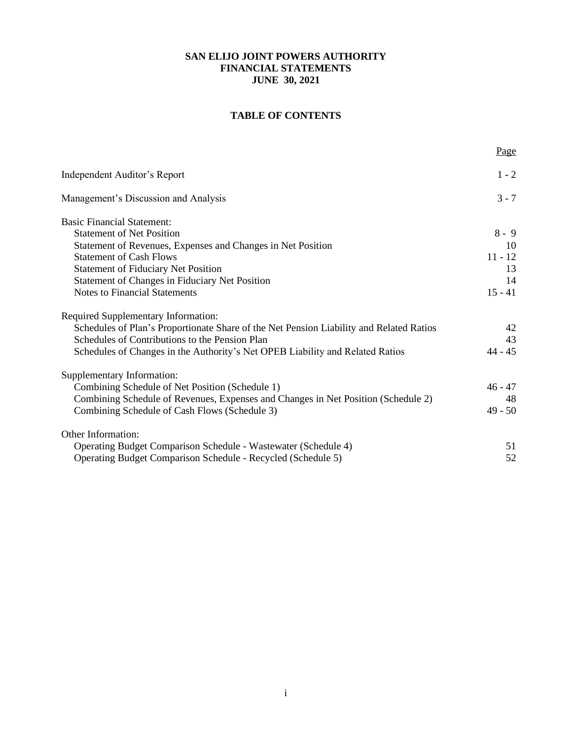# SAN ELIJO JOINT POWERS AUTHORITY
# FINANCIAL STATEMENTS
# JUNE 30, 2021

## TABLE OF CONTENTS

| | Page |
|---|---|
| Independent Auditor's Report | 1 - 2 |
| Management's Discussion and Analysis | 3 - 7 |
| **Basic Financial Statement:** | |
| Statement of Net Position | 8 - 9 |
| Statement of Revenues, Expenses and Changes in Net Position | 10 |
| Statement of Cash Flows | 11 - 12 |
| Statement of Fiduciary Net Position | 13 |
| Statement of Changes in Fiduciary Net Position | 14 |
| Notes to Financial Statements | 15 - 41 |
| **Required Supplementary Information:** | |
| Schedules of Plan's Proportionate Share of the Net Pension Liability and Related Ratios | 42 |
| Schedules of Contributions to the Pension Plan | 43 |
| Schedules of Changes in the Authority's Net OPEB Liability and Related Ratios | 44 - 45 |
| **Supplementary Information:** | |
| Combining Schedule of Net Position (Schedule 1) | 46 - 47 |
| Combining Schedule of Revenues, Expenses and Changes in Net Position (Schedule 2) | 48 |
| Combining Schedule of Cash Flows (Schedule 3) | 49 - 50 |
| **Other Information:** | |
| Operating Budget Comparison Schedule - Wastewater (Schedule 4) | 51 |
| Operating Budget Comparison Schedule - Recycled (Schedule 5) | 52 |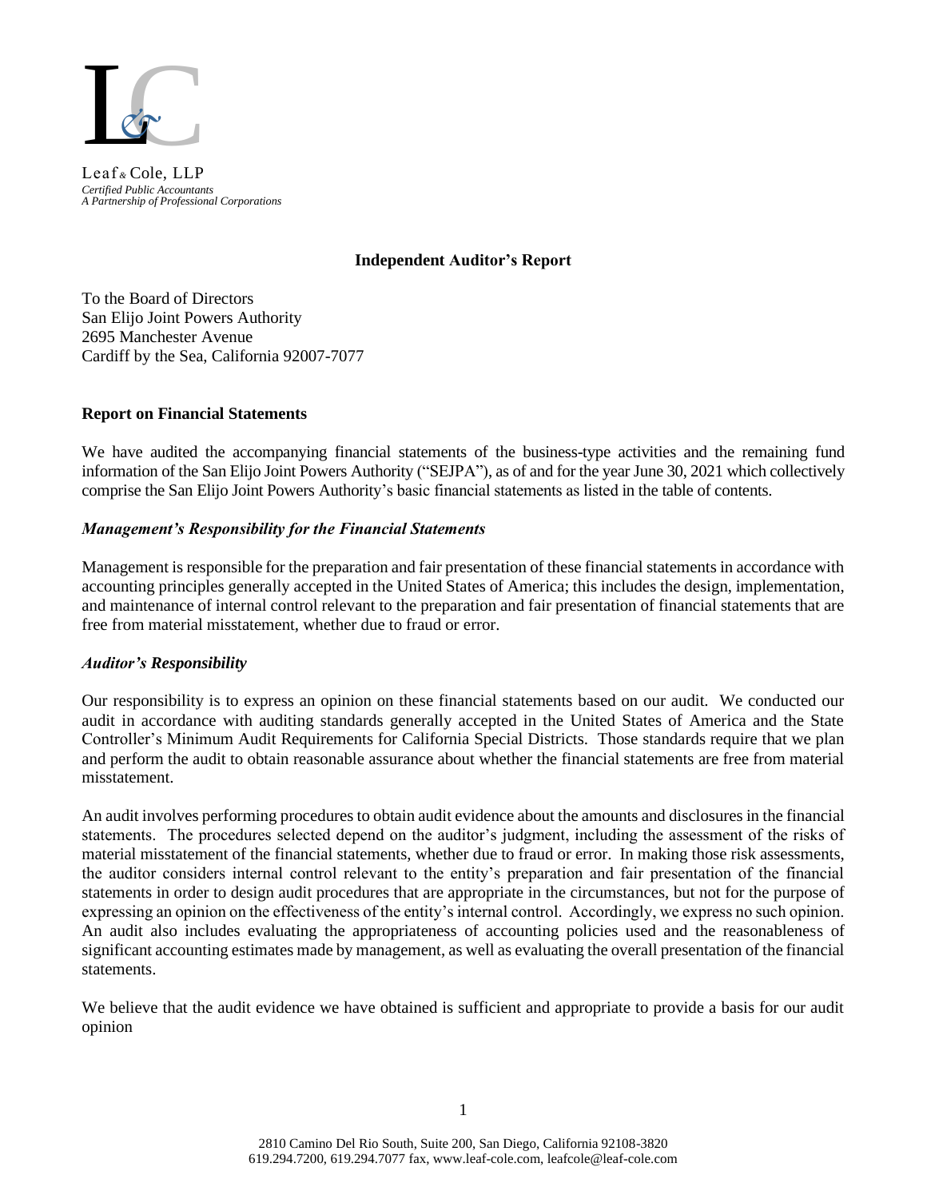Leaf & Cole, LLP
*Certified Public Accountants*
*A Partnership of Professional Corporations*

**Independent Auditor's Report**

To the Board of Directors
San Elijo Joint Powers Authority
2695 Manchester Avenue
Cardiff by the Sea, California 92007-7077

**Report on Financial Statements**

We have audited the accompanying financial statements of the business-type activities and the remaining fund information of the San Elijo Joint Powers Authority ("SEJPA"), as of and for the year June 30, 2021 which collectively comprise the San Elijo Joint Powers Authority's basic financial statements as listed in the table of contents.

***Management's Responsibility for the Financial Statements***

Management is responsible for the preparation and fair presentation of these financial statements in accordance with accounting principles generally accepted in the United States of America; this includes the design, implementation, and maintenance of internal control relevant to the preparation and fair presentation of financial statements that are free from material misstatement, whether due to fraud or error.

***Auditor's Responsibility***

Our responsibility is to express an opinion on these financial statements based on our audit. We conducted our audit in accordance with auditing standards generally accepted in the United States of America and the State Controller's Minimum Audit Requirements for California Special Districts. Those standards require that we plan and perform the audit to obtain reasonable assurance about whether the financial statements are free from material misstatement.

An audit involves performing procedures to obtain audit evidence about the amounts and disclosures in the financial statements. The procedures selected depend on the auditor's judgment, including the assessment of the risks of material misstatement of the financial statements, whether due to fraud or error. In making those risk assessments, the auditor considers internal control relevant to the entity's preparation and fair presentation of the financial statements in order to design audit procedures that are appropriate in the circumstances, but not for the purpose of expressing an opinion on the effectiveness of the entity's internal control. Accordingly, we express no such opinion. An audit also includes evaluating the appropriateness of accounting policies used and the reasonableness of significant accounting estimates made by management, as well as evaluating the overall presentation of the financial statements.

We believe that the audit evidence we have obtained is sufficient and appropriate to provide a basis for our audit opinion

2810 Camino Del Rio South, Suite 200, San Diego, California 92108-3820
619.294.7200, 619.294.7077 fax, www.leaf-cole.com, leafcole@leaf-cole.com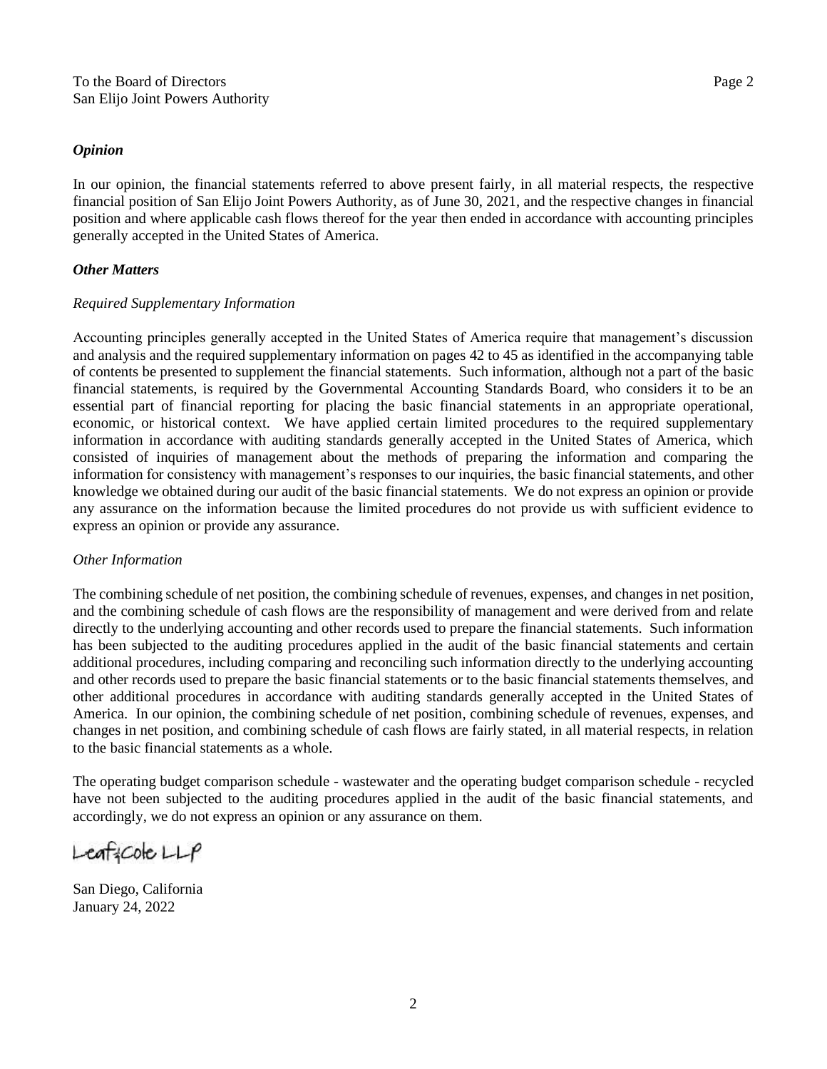To the Board of Directors
San Elijo Joint Powers Authority

### *Opinion*

In our opinion, the financial statements referred to above present fairly, in all material respects, the respective financial position of San Elijo Joint Powers Authority, as of June 30, 2021, and the respective changes in financial position and where applicable cash flows thereof for the year then ended in accordance with accounting principles generally accepted in the United States of America.

### *Other Matters*

*Required Supplementary Information*

Accounting principles generally accepted in the United States of America require that management's discussion and analysis and the required supplementary information on pages 42 to 45 as identified in the accompanying table of contents be presented to supplement the financial statements. Such information, although not a part of the basic financial statements, is required by the Governmental Accounting Standards Board, who considers it to be an essential part of financial reporting for placing the basic financial statements in an appropriate operational, economic, or historical context. We have applied certain limited procedures to the required supplementary information in accordance with auditing standards generally accepted in the United States of America, which consisted of inquiries of management about the methods of preparing the information and comparing the information for consistency with management's responses to our inquiries, the basic financial statements, and other knowledge we obtained during our audit of the basic financial statements. We do not express an opinion or provide any assurance on the information because the limited procedures do not provide us with sufficient evidence to express an opinion or provide any assurance.

*Other Information*

The combining schedule of net position, the combining schedule of revenues, expenses, and changes in net position, and the combining schedule of cash flows are the responsibility of management and were derived from and relate directly to the underlying accounting and other records used to prepare the financial statements. Such information has been subjected to the auditing procedures applied in the audit of the basic financial statements and certain additional procedures, including comparing and reconciling such information directly to the underlying accounting and other records used to prepare the basic financial statements or to the basic financial statements themselves, and other additional procedures in accordance with auditing standards generally accepted in the United States of America. In our opinion, the combining schedule of net position, combining schedule of revenues, expenses, and changes in net position, and combining schedule of cash flows are fairly stated, in all material respects, in relation to the basic financial statements as a whole.

The operating budget comparison schedule - wastewater and the operating budget comparison schedule - recycled have not been subjected to the auditing procedures applied in the audit of the basic financial statements, and accordingly, we do not express an opinion or any assurance on them.

Leaf & Cole LLP

San Diego, California
January 24, 2022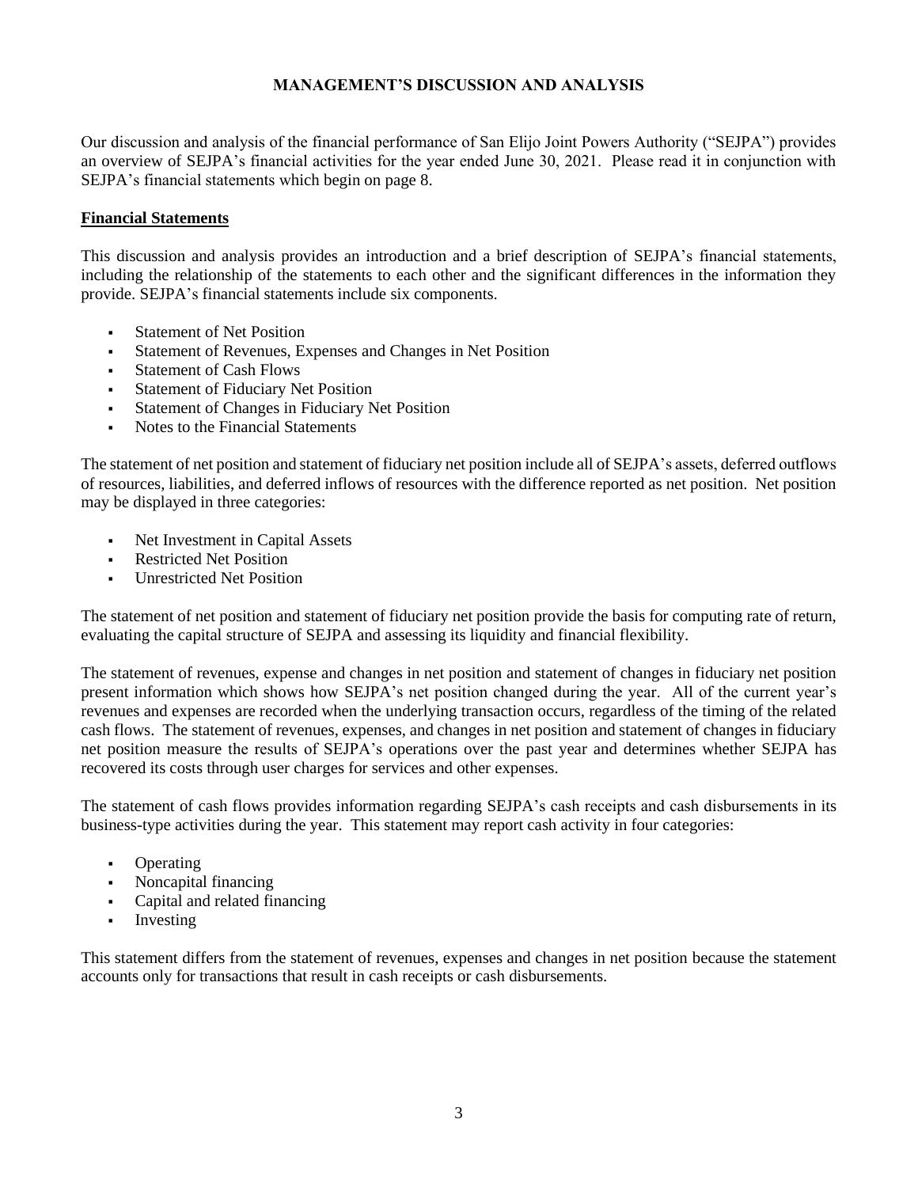# MANAGEMENT'S DISCUSSION AND ANALYSIS

Our discussion and analysis of the financial performance of San Elijo Joint Powers Authority ("SEJPA") provides an overview of SEJPA's financial activities for the year ended June 30, 2021. Please read it in conjunction with SEJPA's financial statements which begin on page 8.

## Financial Statements

This discussion and analysis provides an introduction and a brief description of SEJPA's financial statements, including the relationship of the statements to each other and the significant differences in the information they provide. SEJPA's financial statements include six components.

- Statement of Net Position
- Statement of Revenues, Expenses and Changes in Net Position
- Statement of Cash Flows
- Statement of Fiduciary Net Position
- Statement of Changes in Fiduciary Net Position
- Notes to the Financial Statements

The statement of net position and statement of fiduciary net position include all of SEJPA's assets, deferred outflows of resources, liabilities, and deferred inflows of resources with the difference reported as net position. Net position may be displayed in three categories:

- Net Investment in Capital Assets
- Restricted Net Position
- Unrestricted Net Position

The statement of net position and statement of fiduciary net position provide the basis for computing rate of return, evaluating the capital structure of SEJPA and assessing its liquidity and financial flexibility.

The statement of revenues, expense and changes in net position and statement of changes in fiduciary net position present information which shows how SEJPA's net position changed during the year. All of the current year's revenues and expenses are recorded when the underlying transaction occurs, regardless of the timing of the related cash flows. The statement of revenues, expenses, and changes in net position and statement of changes in fiduciary net position measure the results of SEJPA's operations over the past year and determines whether SEJPA has recovered its costs through user charges for services and other expenses.

The statement of cash flows provides information regarding SEJPA's cash receipts and cash disbursements in its business-type activities during the year. This statement may report cash activity in four categories:

- Operating
- Noncapital financing
- Capital and related financing
- Investing

This statement differs from the statement of revenues, expenses and changes in net position because the statement accounts only for transactions that result in cash receipts or cash disbursements.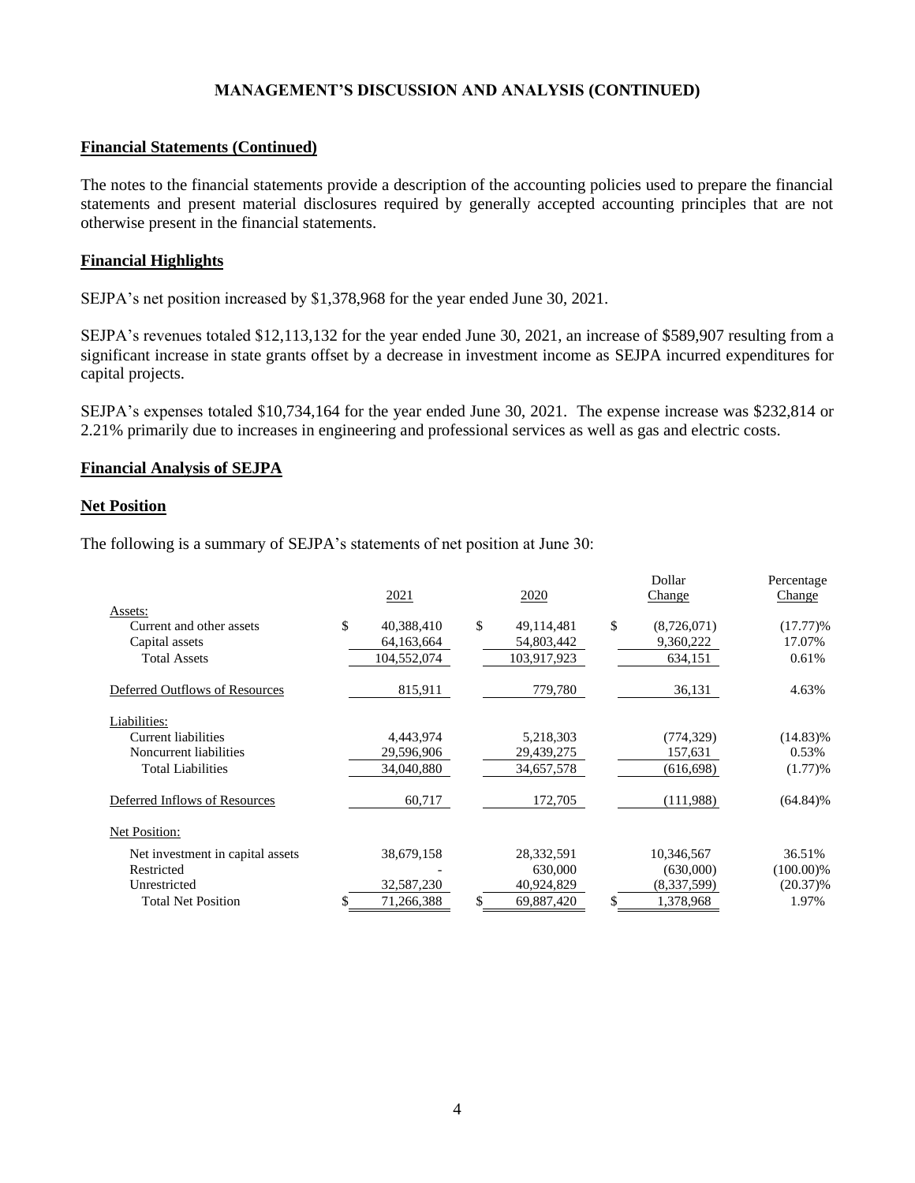## MANAGEMENT'S DISCUSSION AND ANALYSIS (CONTINUED)

### Financial Statements (Continued)

The notes to the financial statements provide a description of the accounting policies used to prepare the financial statements and present material disclosures required by generally accepted accounting principles that are not otherwise present in the financial statements.

### Financial Highlights

SEJPA's net position increased by $1,378,968 for the year ended June 30, 2021.

SEJPA's revenues totaled $12,113,132 for the year ended June 30, 2021, an increase of $589,907 resulting from a significant increase in state grants offset by a decrease in investment income as SEJPA incurred expenditures for capital projects.

SEJPA's expenses totaled $10,734,164 for the year ended June 30, 2021. The expense increase was $232,814 or 2.21% primarily due to increases in engineering and professional services as well as gas and electric costs.

### Financial Analysis of SEJPA

### Net Position

The following is a summary of SEJPA's statements of net position at June 30:

| | 2021 | 2020 | Dollar Change | Percentage Change |
|---|---|---|---|---|
| Assets: | | | | |
| Current and other assets | $ 40,388,410 | $ 49,114,481 | $ (8,726,071) | (17.77)% |
| Capital assets | 64,163,664 | 54,803,442 | 9,360,222 | 17.07% |
| Total Assets | 104,552,074 | 103,917,923 | 634,151 | 0.61% |
| Deferred Outflows of Resources | 815,911 | 779,780 | 36,131 | 4.63% |
| Liabilities: | | | | |
| Current liabilities | 4,443,974 | 5,218,303 | (774,329) | (14.83)% |
| Noncurrent liabilities | 29,596,906 | 29,439,275 | 157,631 | 0.53% |
| Total Liabilities | 34,040,880 | 34,657,578 | (616,698) | (1.77)% |
| Deferred Inflows of Resources | 60,717 | 172,705 | (111,988) | (64.84)% |
| Net Position: | | | | |
| Net investment in capital assets | 38,679,158 | 28,332,591 | 10,346,567 | 36.51% |
| Restricted | - | 630,000 | (630,000) | (100.00)% |
| Unrestricted | 32,587,230 | 40,924,829 | (8,337,599) | (20.37)% |
| Total Net Position | $ 71,266,388 | $ 69,887,420 | $ 1,378,968 | 1.97% |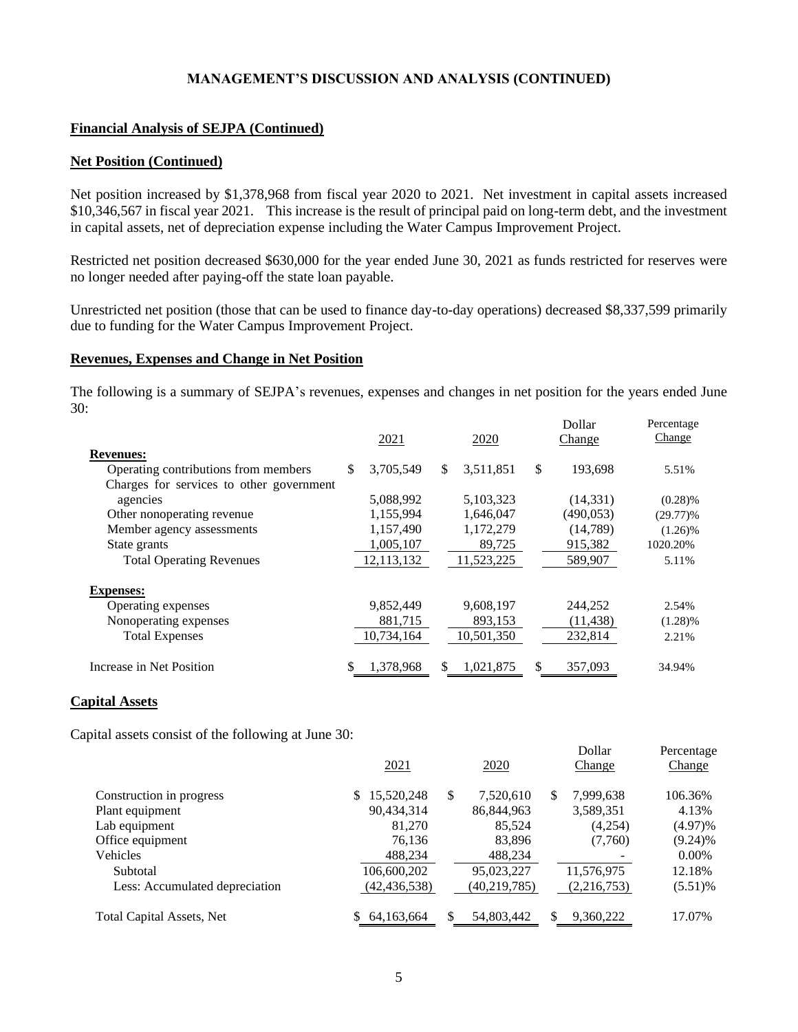## MANAGEMENT'S DISCUSSION AND ANALYSIS (CONTINUED)

### Financial Analysis of SEJPA (Continued)

### Net Position (Continued)

Net position increased by $1,378,968 from fiscal year 2020 to 2021. Net investment in capital assets increased $10,346,567 in fiscal year 2021. This increase is the result of principal paid on long-term debt, and the investment in capital assets, net of depreciation expense including the Water Campus Improvement Project.

Restricted net position decreased $630,000 for the year ended June 30, 2021 as funds restricted for reserves were no longer needed after paying-off the state loan payable.

Unrestricted net position (those that can be used to finance day-to-day operations) decreased $8,337,599 primarily due to funding for the Water Campus Improvement Project.

### Revenues, Expenses and Change in Net Position

The following is a summary of SEJPA's revenues, expenses and changes in net position for the years ended June 30:

| | 2021 | 2020 | Dollar Change | Percentage Change |
|---|---|---|---|---|
| **Revenues:** | | | | |
| Operating contributions from members | $ 3,705,549 | $ 3,511,851 | $ 193,698 | 5.51% |
| Charges for services to other government agencies | 5,088,992 | 5,103,323 | (14,331) | (0.28)% |
| Other nonoperating revenue | 1,155,994 | 1,646,047 | (490,053) | (29.77)% |
| Member agency assessments | 1,157,490 | 1,172,279 | (14,789) | (1.26)% |
| State grants | 1,005,107 | 89,725 | 915,382 | 1020.20% |
| Total Operating Revenues | 12,113,132 | 11,523,225 | 589,907 | 5.11% |
| **Expenses:** | | | | |
| Operating expenses | 9,852,449 | 9,608,197 | 244,252 | 2.54% |
| Nonoperating expenses | 881,715 | 893,153 | (11,438) | (1.28)% |
| Total Expenses | 10,734,164 | 10,501,350 | 232,814 | 2.21% |
| Increase in Net Position | $ 1,378,968 | $ 1,021,875 | $ 357,093 | 34.94% |

### Capital Assets

Capital assets consist of the following at June 30:

| | 2021 | 2020 | Dollar Change | Percentage Change |
|---|---|---|---|---|
| Construction in progress | $ 15,520,248 | $ 7,520,610 | $ 7,999,638 | 106.36% |
| Plant equipment | 90,434,314 | 86,844,963 | 3,589,351 | 4.13% |
| Lab equipment | 81,270 | 85,524 | (4,254) | (4.97)% |
| Office equipment | 76,136 | 83,896 | (7,760) | (9.24)% |
| Vehicles | 488,234 | 488,234 | - | 0.00% |
| Subtotal | 106,600,202 | 95,023,227 | 11,576,975 | 12.18% |
| Less: Accumulated depreciation | (42,436,538) | (40,219,785) | (2,216,753) | (5.51)% |
| Total Capital Assets, Net | $ 64,163,664 | $ 54,803,442 | $ 9,360,222 | 17.07% |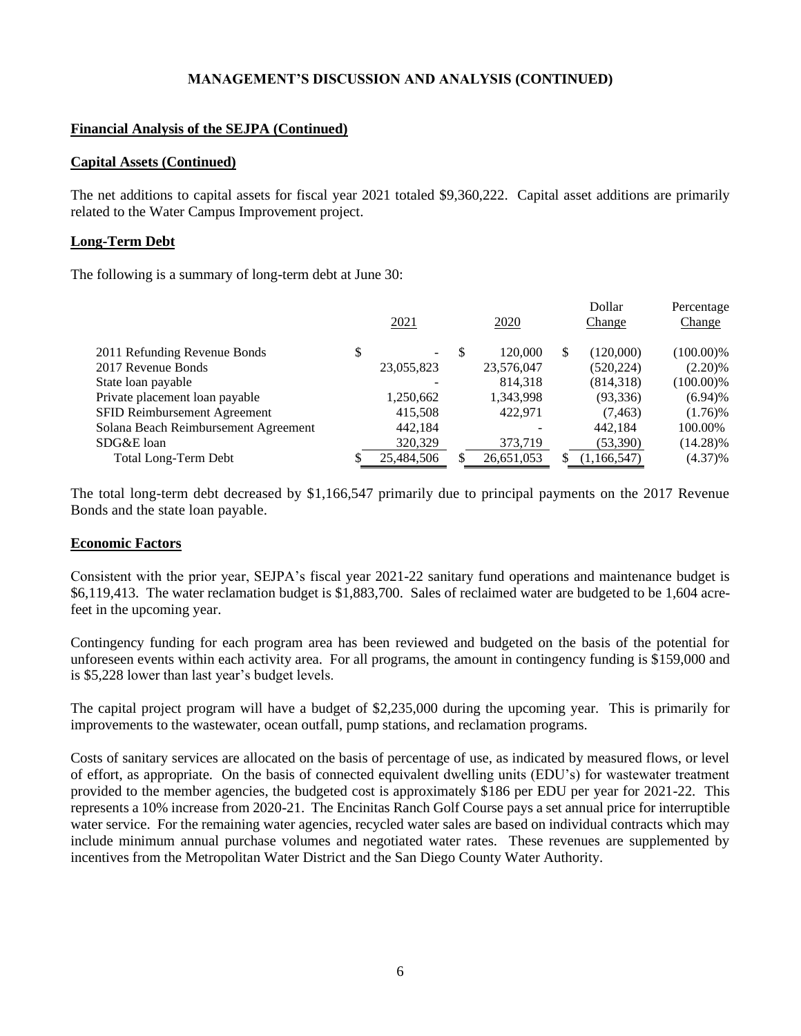## MANAGEMENT'S DISCUSSION AND ANALYSIS (CONTINUED)

**Financial Analysis of the SEJPA (Continued)**

**Capital Assets (Continued)**

The net additions to capital assets for fiscal year 2021 totaled $9,360,222. Capital asset additions are primarily related to the Water Campus Improvement project.

**Long-Term Debt**

The following is a summary of long-term debt at June 30:

| | 2021 | 2020 | Dollar Change | Percentage Change |
|---|---|---|---|---|
| 2011 Refunding Revenue Bonds | $ - | $ 120,000 | $ (120,000) | (100.00)% |
| 2017 Revenue Bonds | 23,055,823 | 23,576,047 | (520,224) | (2.20)% |
| State loan payable | - | 814,318 | (814,318) | (100.00)% |
| Private placement loan payable | 1,250,662 | 1,343,998 | (93,336) | (6.94)% |
| SFID Reimbursement Agreement | 415,508 | 422,971 | (7,463) | (1.76)% |
| Solana Beach Reimbursement Agreement | 442,184 | - | 442,184 | 100.00% |
| SDG&E loan | 320,329 | 373,719 | (53,390) | (14.28)% |
| Total Long-Term Debt | $ 25,484,506 | $ 26,651,053 | $ (1,166,547) | (4.37)% |

The total long-term debt decreased by $1,166,547 primarily due to principal payments on the 2017 Revenue Bonds and the state loan payable.

**Economic Factors**

Consistent with the prior year, SEJPA's fiscal year 2021-22 sanitary fund operations and maintenance budget is $6,119,413. The water reclamation budget is $1,883,700. Sales of reclaimed water are budgeted to be 1,604 acre-feet in the upcoming year.

Contingency funding for each program area has been reviewed and budgeted on the basis of the potential for unforeseen events within each activity area. For all programs, the amount in contingency funding is $159,000 and is $5,228 lower than last year's budget levels.

The capital project program will have a budget of $2,235,000 during the upcoming year. This is primarily for improvements to the wastewater, ocean outfall, pump stations, and reclamation programs.

Costs of sanitary services are allocated on the basis of percentage of use, as indicated by measured flows, or level of effort, as appropriate. On the basis of connected equivalent dwelling units (EDU's) for wastewater treatment provided to the member agencies, the budgeted cost is approximately $186 per EDU per year for 2021-22. This represents a 10% increase from 2020-21. The Encinitas Ranch Golf Course pays a set annual price for interruptible water service. For the remaining water agencies, recycled water sales are based on individual contracts which may include minimum annual purchase volumes and negotiated water rates. These revenues are supplemented by incentives from the Metropolitan Water District and the San Diego County Water Authority.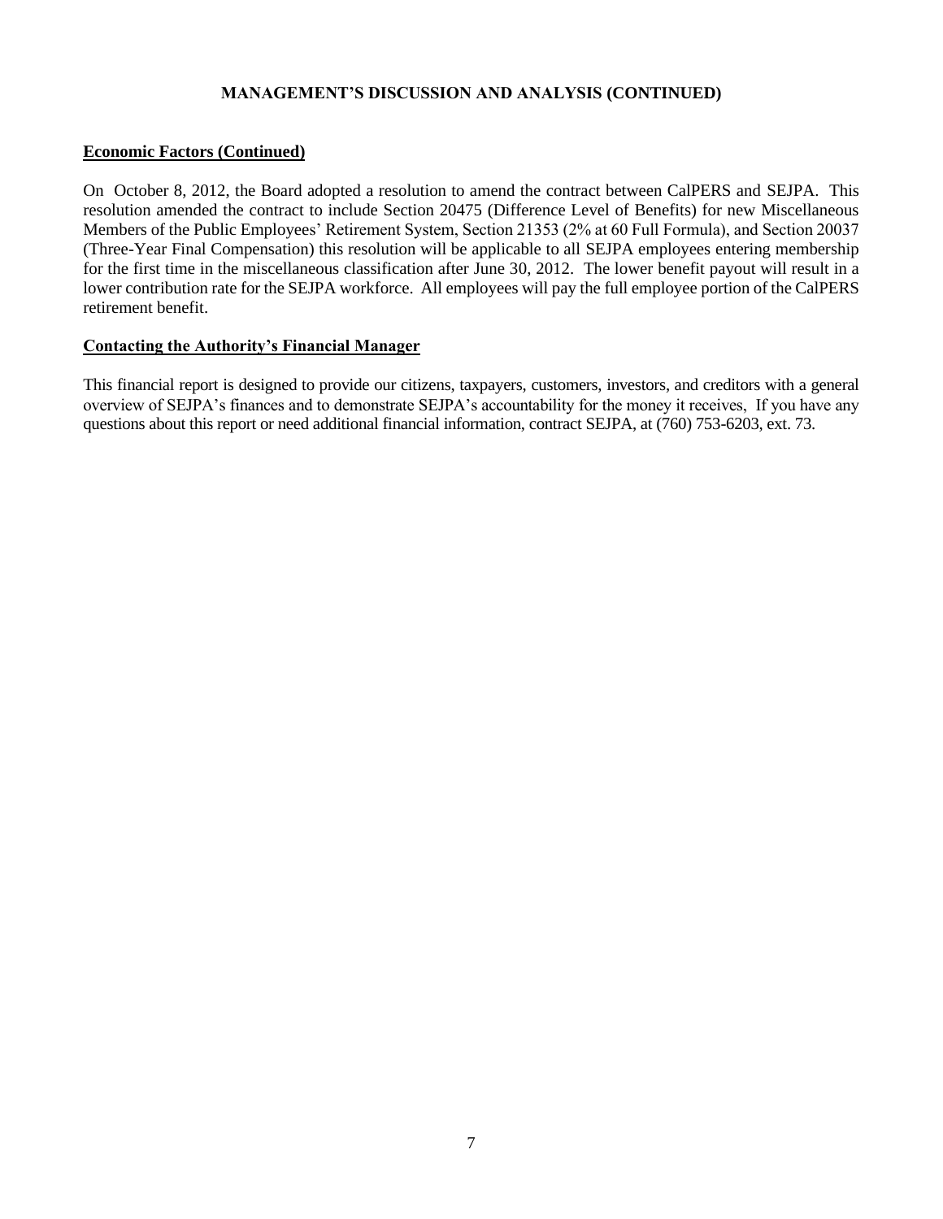**MANAGEMENT'S DISCUSSION AND ANALYSIS (CONTINUED)**

**Economic Factors (Continued)**

On October 8, 2012, the Board adopted a resolution to amend the contract between CalPERS and SEJPA. This resolution amended the contract to include Section 20475 (Difference Level of Benefits) for new Miscellaneous Members of the Public Employees' Retirement System, Section 21353 (2% at 60 Full Formula), and Section 20037 (Three-Year Final Compensation) this resolution will be applicable to all SEJPA employees entering membership for the first time in the miscellaneous classification after June 30, 2012. The lower benefit payout will result in a lower contribution rate for the SEJPA workforce. All employees will pay the full employee portion of the CalPERS retirement benefit.

**Contacting the Authority's Financial Manager**

This financial report is designed to provide our citizens, taxpayers, customers, investors, and creditors with a general overview of SEJPA's finances and to demonstrate SEJPA's accountability for the money it receives, If you have any questions about this report or need additional financial information, contract SEJPA, at (760) 753-6203, ext. 73.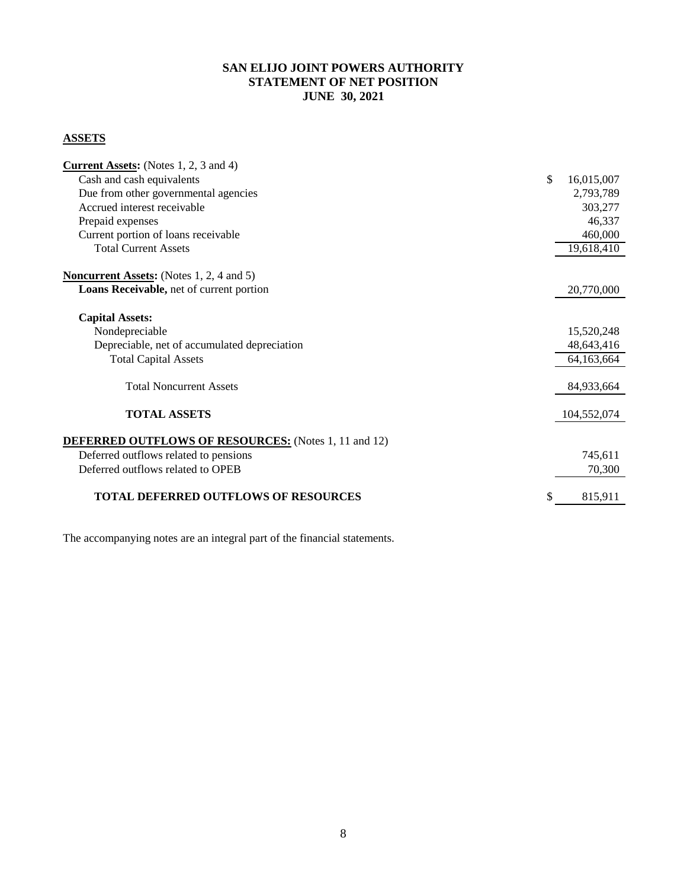# SAN ELIJO JOINT POWERS AUTHORITY
## STATEMENT OF NET POSITION
## JUNE 30, 2021

**ASSETS**

| | |
|---|---|
| **Current Assets:** (Notes 1, 2, 3 and 4) | |
| Cash and cash equivalents | $ 16,015,007 |
| Due from other governmental agencies | 2,793,789 |
| Accrued interest receivable | 303,277 |
| Prepaid expenses | 46,337 |
| Current portion of loans receivable | 460,000 |
| Total Current Assets | 19,618,410 |
| | |
| **Noncurrent Assets:** (Notes 1, 2, 4 and 5) | |
| **Loans Receivable,** net of current portion | 20,770,000 |
| | |
| **Capital Assets:** | |
| Nondepreciable | 15,520,248 |
| Depreciable, net of accumulated depreciation | 48,643,416 |
| Total Capital Assets | 64,163,664 |
| | |
| Total Noncurrent Assets | 84,933,664 |
| | |
| **TOTAL ASSETS** | 104,552,074 |
| | |
| **DEFERRED OUTFLOWS OF RESOURCES:** (Notes 1, 11 and 12) | |
| Deferred outflows related to pensions | 745,611 |
| Deferred outflows related to OPEB | 70,300 |
| | |
| **TOTAL DEFERRED OUTFLOWS OF RESOURCES** | $ 815,911 |

The accompanying notes are an integral part of the financial statements.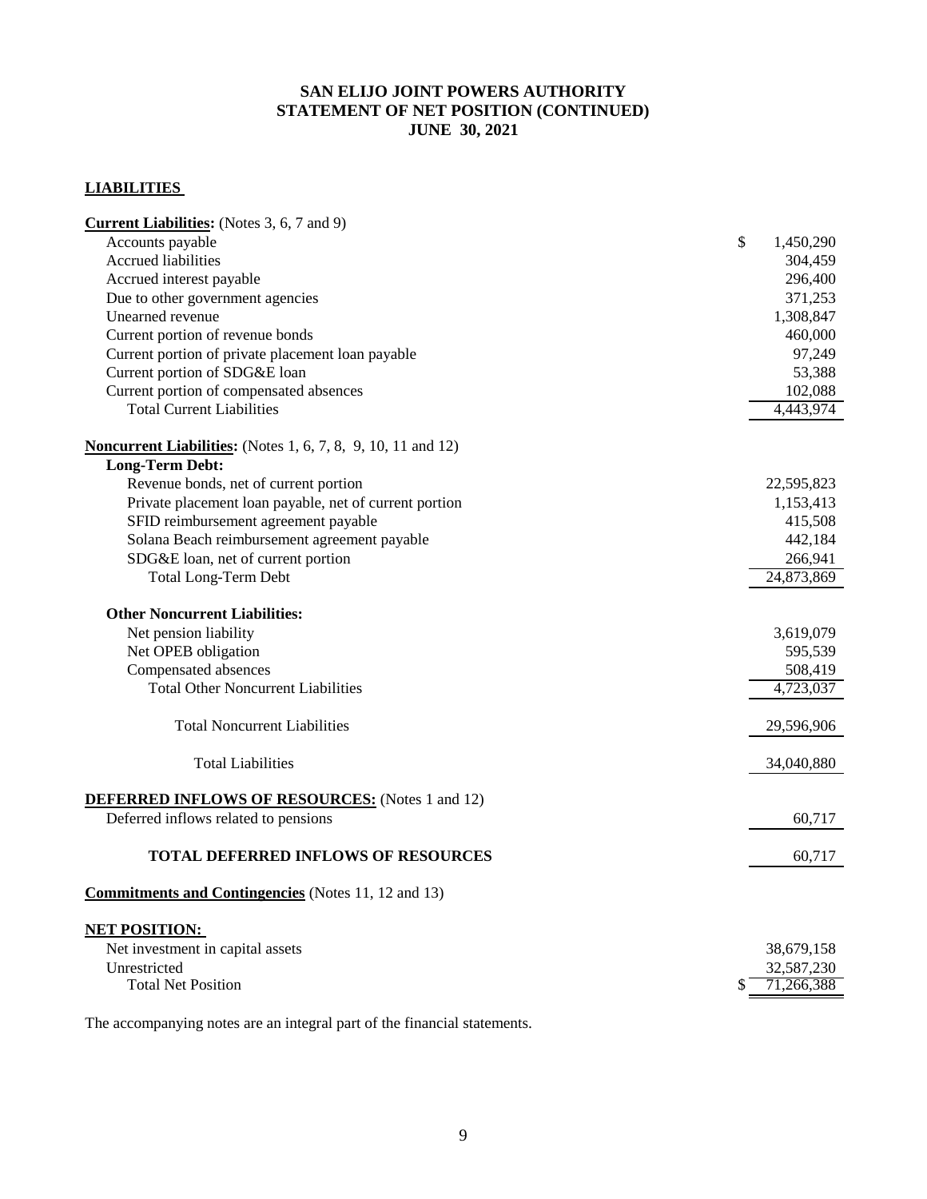# SAN ELIJO JOINT POWERS AUTHORITY
## STATEMENT OF NET POSITION (CONTINUED)
## JUNE 30, 2021

**LIABILITIES**

| | |
|---|---|
| **Current Liabilities:** (Notes 3, 6, 7 and 9) | |
| Accounts payable | $ 1,450,290 |
| Accrued liabilities | 304,459 |
| Accrued interest payable | 296,400 |
| Due to other government agencies | 371,253 |
| Unearned revenue | 1,308,847 |
| Current portion of revenue bonds | 460,000 |
| Current portion of private placement loan payable | 97,249 |
| Current portion of SDG&E loan | 53,388 |
| Current portion of compensated absences | 102,088 |
| Total Current Liabilities | 4,443,974 |
| **Noncurrent Liabilities:** (Notes 1, 6, 7, 8, 9, 10, 11 and 12) | |
| **Long-Term Debt:** | |
| Revenue bonds, net of current portion | 22,595,823 |
| Private placement loan payable, net of current portion | 1,153,413 |
| SFID reimbursement agreement payable | 415,508 |
| Solana Beach reimbursement agreement payable | 442,184 |
| SDG&E loan, net of current portion | 266,941 |
| Total Long-Term Debt | 24,873,869 |
| **Other Noncurrent Liabilities:** | |
| Net pension liability | 3,619,079 |
| Net OPEB obligation | 595,539 |
| Compensated absences | 508,419 |
| Total Other Noncurrent Liabilities | 4,723,037 |
| Total Noncurrent Liabilities | 29,596,906 |
| Total Liabilities | 34,040,880 |
| **DEFERRED INFLOWS OF RESOURCES:** (Notes 1 and 12) | |
| Deferred inflows related to pensions | 60,717 |
| **TOTAL DEFERRED INFLOWS OF RESOURCES** | 60,717 |
| **Commitments and Contingencies** (Notes 11, 12 and 13) | |
| **NET POSITION:** | |
| Net investment in capital assets | 38,679,158 |
| Unrestricted | 32,587,230 |
| Total Net Position | $ 71,266,388 |

The accompanying notes are an integral part of the financial statements.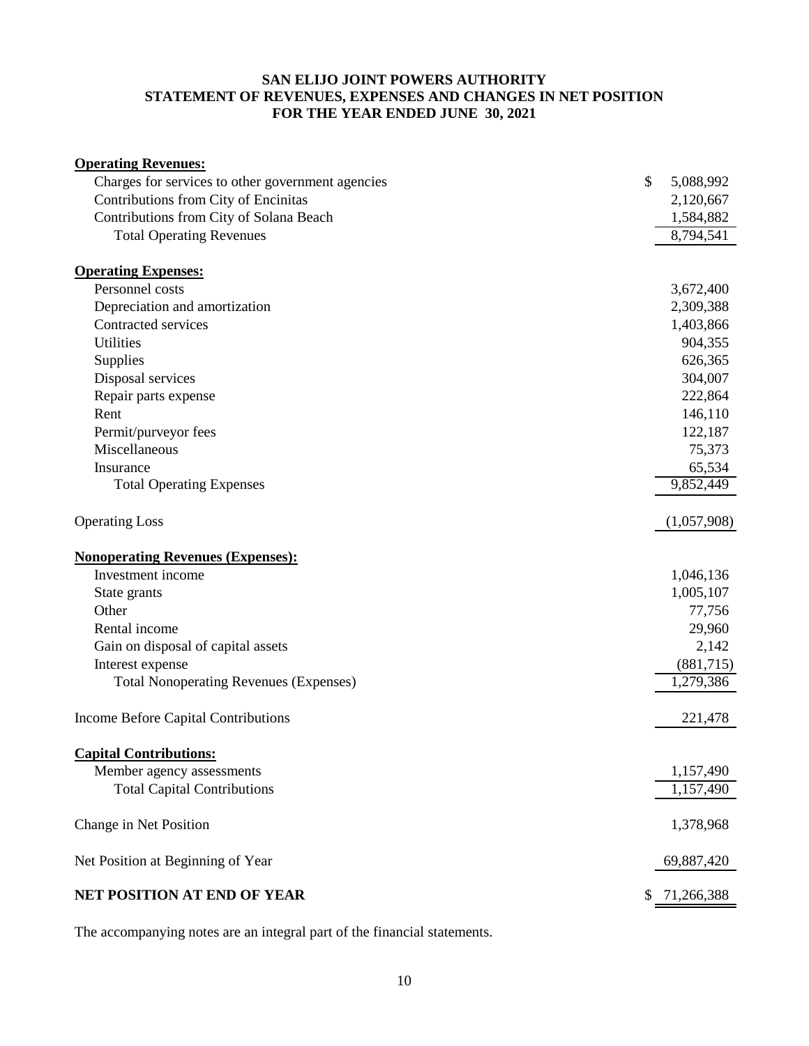# SAN ELIJO JOINT POWERS AUTHORITY
## STATEMENT OF REVENUES, EXPENSES AND CHANGES IN NET POSITION
## FOR THE YEAR ENDED JUNE 30, 2021

| | |
|---|---|
| **Operating Revenues:** | |
| Charges for services to other government agencies | $ 5,088,992 |
| Contributions from City of Encinitas | 2,120,667 |
| Contributions from City of Solana Beach | 1,584,882 |
| Total Operating Revenues | 8,794,541 |
| **Operating Expenses:** | |
| Personnel costs | 3,672,400 |
| Depreciation and amortization | 2,309,388 |
| Contracted services | 1,403,866 |
| Utilities | 904,355 |
| Supplies | 626,365 |
| Disposal services | 304,007 |
| Repair parts expense | 222,864 |
| Rent | 146,110 |
| Permit/purveyor fees | 122,187 |
| Miscellaneous | 75,373 |
| Insurance | 65,534 |
| Total Operating Expenses | 9,852,449 |
| Operating Loss | (1,057,908) |
| **Nonoperating Revenues (Expenses):** | |
| Investment income | 1,046,136 |
| State grants | 1,005,107 |
| Other | 77,756 |
| Rental income | 29,960 |
| Gain on disposal of capital assets | 2,142 |
| Interest expense | (881,715) |
| Total Nonoperating Revenues (Expenses) | 1,279,386 |
| Income Before Capital Contributions | 221,478 |
| **Capital Contributions:** | |
| Member agency assessments | 1,157,490 |
| Total Capital Contributions | 1,157,490 |
| Change in Net Position | 1,378,968 |
| Net Position at Beginning of Year | 69,887,420 |
| **NET POSITION AT END OF YEAR** | $ 71,266,388 |

The accompanying notes are an integral part of the financial statements.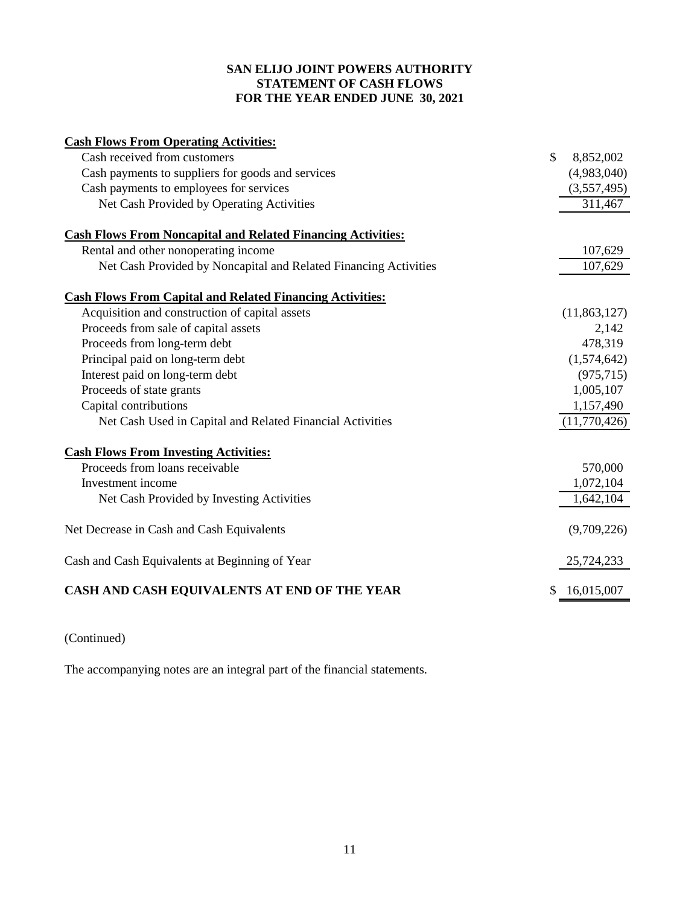**SAN ELIJO JOINT POWERS AUTHORITY**
**STATEMENT OF CASH FLOWS**
**FOR THE YEAR ENDED JUNE 30, 2021**

| | |
|---|---|
| **Cash Flows From Operating Activities:** | |
| Cash received from customers | $ 8,852,002 |
| Cash payments to suppliers for goods and services | (4,983,040) |
| Cash payments to employees for services | (3,557,495) |
| Net Cash Provided by Operating Activities | 311,467 |
| **Cash Flows From Noncapital and Related Financing Activities:** | |
| Rental and other nonoperating income | 107,629 |
| Net Cash Provided by Noncapital and Related Financing Activities | 107,629 |
| **Cash Flows From Capital and Related Financing Activities:** | |
| Acquisition and construction of capital assets | (11,863,127) |
| Proceeds from sale of capital assets | 2,142 |
| Proceeds from long-term debt | 478,319 |
| Principal paid on long-term debt | (1,574,642) |
| Interest paid on long-term debt | (975,715) |
| Proceeds of state grants | 1,005,107 |
| Capital contributions | 1,157,490 |
| Net Cash Used in Capital and Related Financial Activities | (11,770,426) |
| **Cash Flows From Investing Activities:** | |
| Proceeds from loans receivable | 570,000 |
| Investment income | 1,072,104 |
| Net Cash Provided by Investing Activities | 1,642,104 |
| Net Decrease in Cash and Cash Equivalents | (9,709,226) |
| Cash and Cash Equivalents at Beginning of Year | 25,724,233 |
| **CASH AND CASH EQUIVALENTS AT END OF THE YEAR** | $ 16,015,007 |

(Continued)

The accompanying notes are an integral part of the financial statements.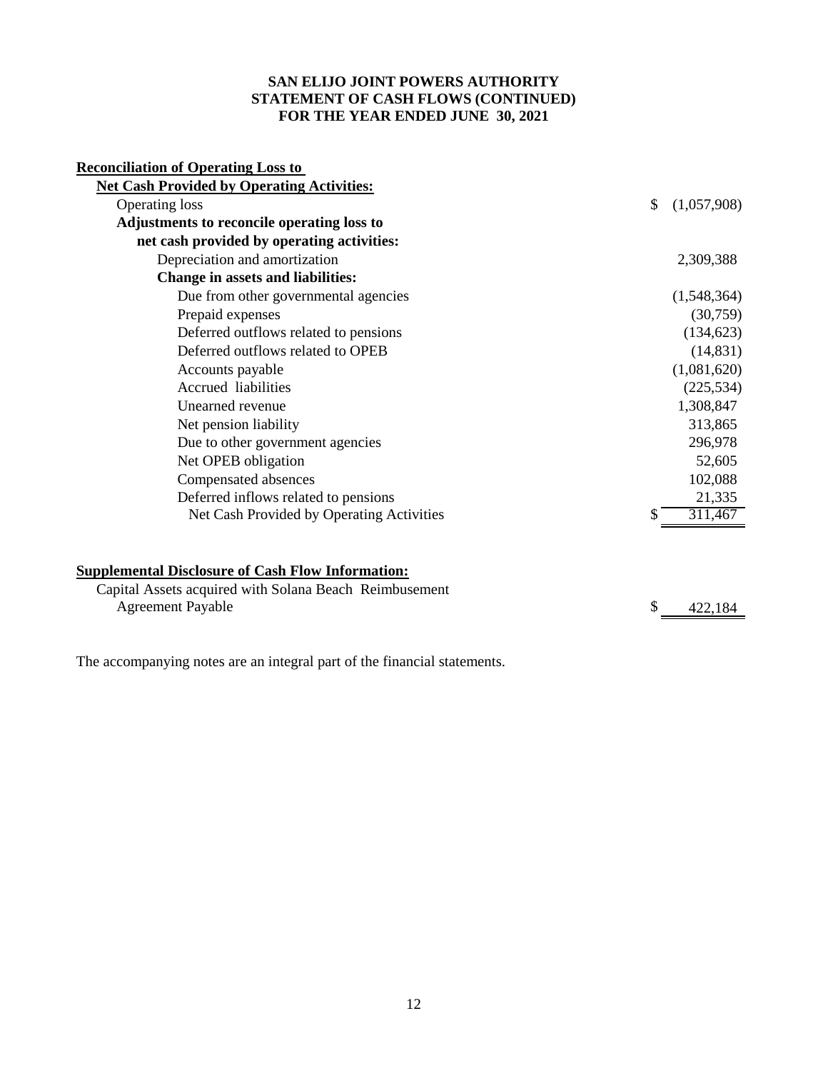**SAN ELIJO JOINT POWERS AUTHORITY**
**STATEMENT OF CASH FLOWS (CONTINUED)**
**FOR THE YEAR ENDED JUNE 30, 2021**

| | |
|---|---|
| **Reconciliation of Operating Loss to** | |
| **Net Cash Provided by Operating Activities:** | |
| Operating loss | $ (1,057,908) |
| **Adjustments to reconcile operating loss to** | |
| **net cash provided by operating activities:** | |
| Depreciation and amortization | 2,309,388 |
| **Change in assets and liabilities:** | |
| Due from other governmental agencies | (1,548,364) |
| Prepaid expenses | (30,759) |
| Deferred outflows related to pensions | (134,623) |
| Deferred outflows related to OPEB | (14,831) |
| Accounts payable | (1,081,620) |
| Accrued liabilities | (225,534) |
| Unearned revenue | 1,308,847 |
| Net pension liability | 313,865 |
| Due to other government agencies | 296,978 |
| Net OPEB obligation | 52,605 |
| Compensated absences | 102,088 |
| Deferred inflows related to pensions | 21,335 |
| Net Cash Provided by Operating Activities | $ 311,467 |

| | |
|---|---|
| **Supplemental Disclosure of Cash Flow Information:** | |
| Capital Assets acquired with Solana Beach Reimbusement Agreement Payable | $ 422,184 |

The accompanying notes are an integral part of the financial statements.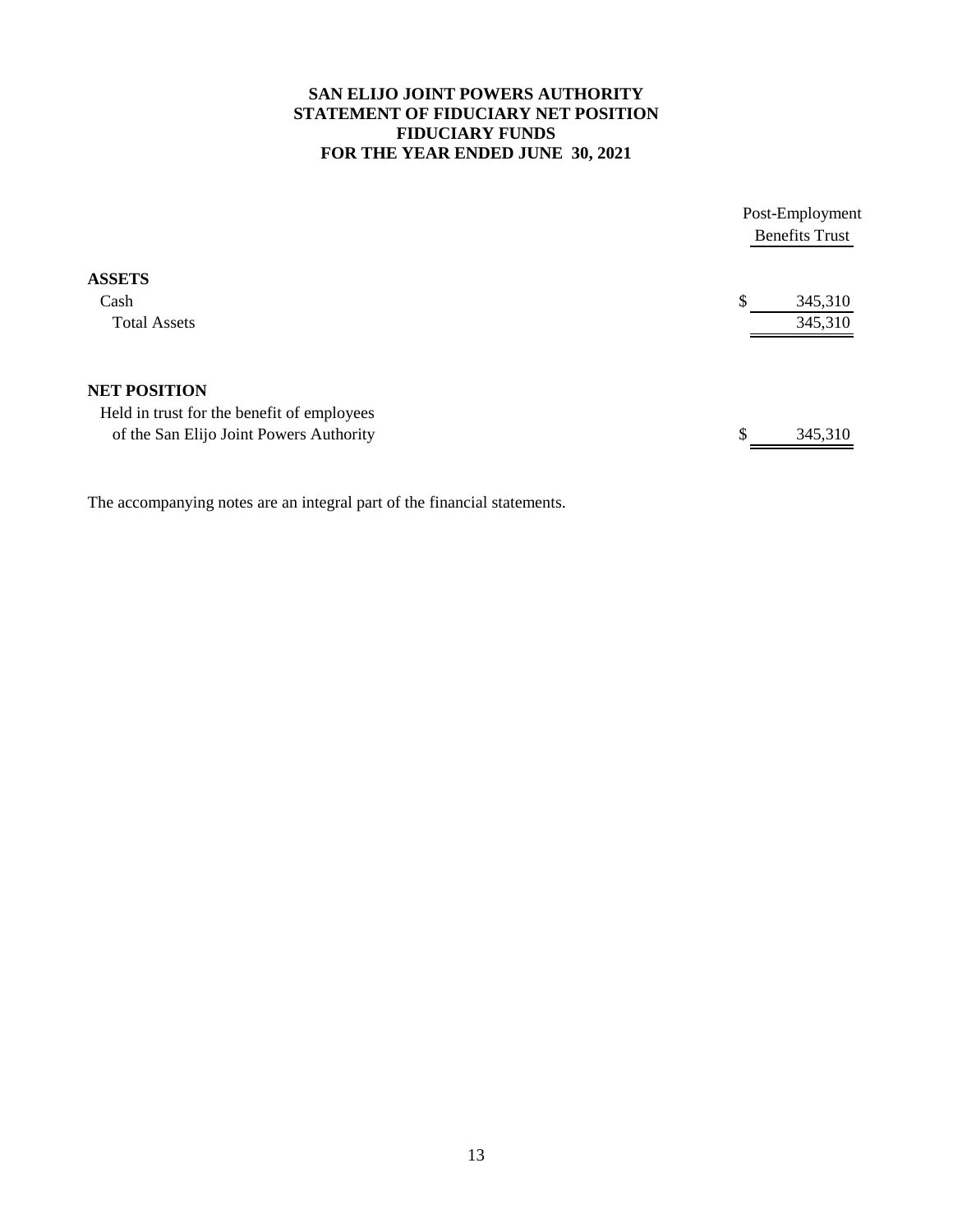# SAN ELIJO JOINT POWERS AUTHORITY
## STATEMENT OF FIDUCIARY NET POSITION
## FIDUCIARY FUNDS
## FOR THE YEAR ENDED JUNE 30, 2021

| | Post-Employment Benefits Trust |
|---|---|
| **ASSETS** | |
| Cash | $ 345,310 |
| Total Assets | 345,310 |
| | |
| **NET POSITION** | |
| Held in trust for the benefit of employees of the San Elijo Joint Powers Authority | $ 345,310 |

The accompanying notes are an integral part of the financial statements.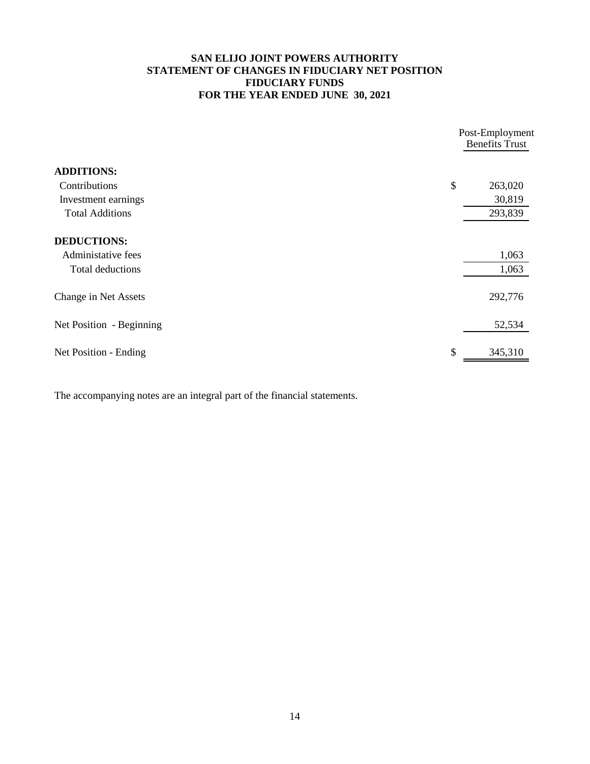# SAN ELIJO JOINT POWERS AUTHORITY
## STATEMENT OF CHANGES IN FIDUCIARY NET POSITION
## FIDUCIARY FUNDS
## FOR THE YEAR ENDED JUNE 30, 2021

| | Post-Employment Benefits Trust |
|---|---|
| **ADDITIONS:** | |
| Contributions | $ 263,020 |
| Investment earnings | 30,819 |
| Total Additions | 293,839 |
| **DEDUCTIONS:** | |
| Administative fees | 1,063 |
| Total deductions | 1,063 |
| Change in Net Assets | 292,776 |
| Net Position - Beginning | 52,534 |
| Net Position - Ending | $ 345,310 |

The accompanying notes are an integral part of the financial statements.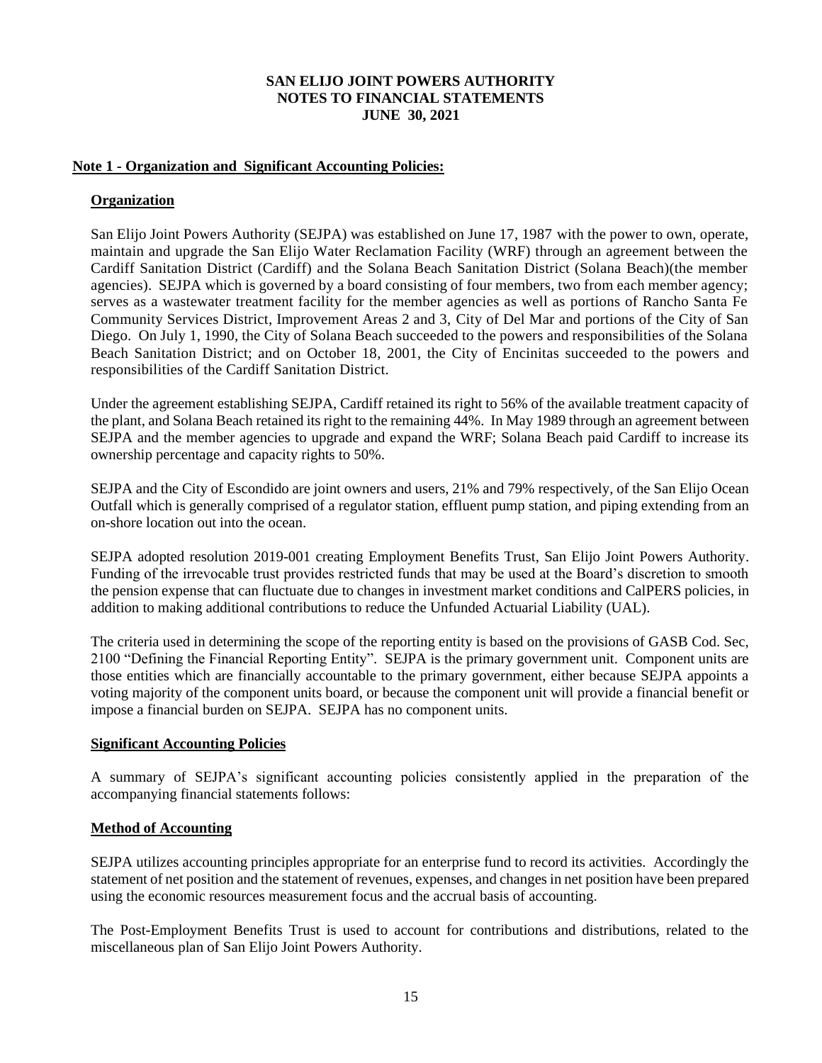**SAN ELIJO JOINT POWERS AUTHORITY**
**NOTES TO FINANCIAL STATEMENTS**
**JUNE 30, 2021**

## Note 1 - Organization and Significant Accounting Policies:

### Organization

San Elijo Joint Powers Authority (SEJPA) was established on June 17, 1987 with the power to own, operate, maintain and upgrade the San Elijo Water Reclamation Facility (WRF) through an agreement between the Cardiff Sanitation District (Cardiff) and the Solana Beach Sanitation District (Solana Beach)(the member agencies). SEJPA which is governed by a board consisting of four members, two from each member agency; serves as a wastewater treatment facility for the member agencies as well as portions of Rancho Santa Fe Community Services District, Improvement Areas 2 and 3, City of Del Mar and portions of the City of San Diego. On July 1, 1990, the City of Solana Beach succeeded to the powers and responsibilities of the Solana Beach Sanitation District; and on October 18, 2001, the City of Encinitas succeeded to the powers and responsibilities of the Cardiff Sanitation District.

Under the agreement establishing SEJPA, Cardiff retained its right to 56% of the available treatment capacity of the plant, and Solana Beach retained its right to the remaining 44%. In May 1989 through an agreement between SEJPA and the member agencies to upgrade and expand the WRF; Solana Beach paid Cardiff to increase its ownership percentage and capacity rights to 50%.

SEJPA and the City of Escondido are joint owners and users, 21% and 79% respectively, of the San Elijo Ocean Outfall which is generally comprised of a regulator station, effluent pump station, and piping extending from an on-shore location out into the ocean.

SEJPA adopted resolution 2019-001 creating Employment Benefits Trust, San Elijo Joint Powers Authority. Funding of the irrevocable trust provides restricted funds that may be used at the Board's discretion to smooth the pension expense that can fluctuate due to changes in investment market conditions and CalPERS policies, in addition to making additional contributions to reduce the Unfunded Actuarial Liability (UAL).

The criteria used in determining the scope of the reporting entity is based on the provisions of GASB Cod. Sec, 2100 "Defining the Financial Reporting Entity". SEJPA is the primary government unit. Component units are those entities which are financially accountable to the primary government, either because SEJPA appoints a voting majority of the component units board, or because the component unit will provide a financial benefit or impose a financial burden on SEJPA. SEJPA has no component units.

### Significant Accounting Policies

A summary of SEJPA's significant accounting policies consistently applied in the preparation of the accompanying financial statements follows:

### Method of Accounting

SEJPA utilizes accounting principles appropriate for an enterprise fund to record its activities. Accordingly the statement of net position and the statement of revenues, expenses, and changes in net position have been prepared using the economic resources measurement focus and the accrual basis of accounting.

The Post-Employment Benefits Trust is used to account for contributions and distributions, related to the miscellaneous plan of San Elijo Joint Powers Authority.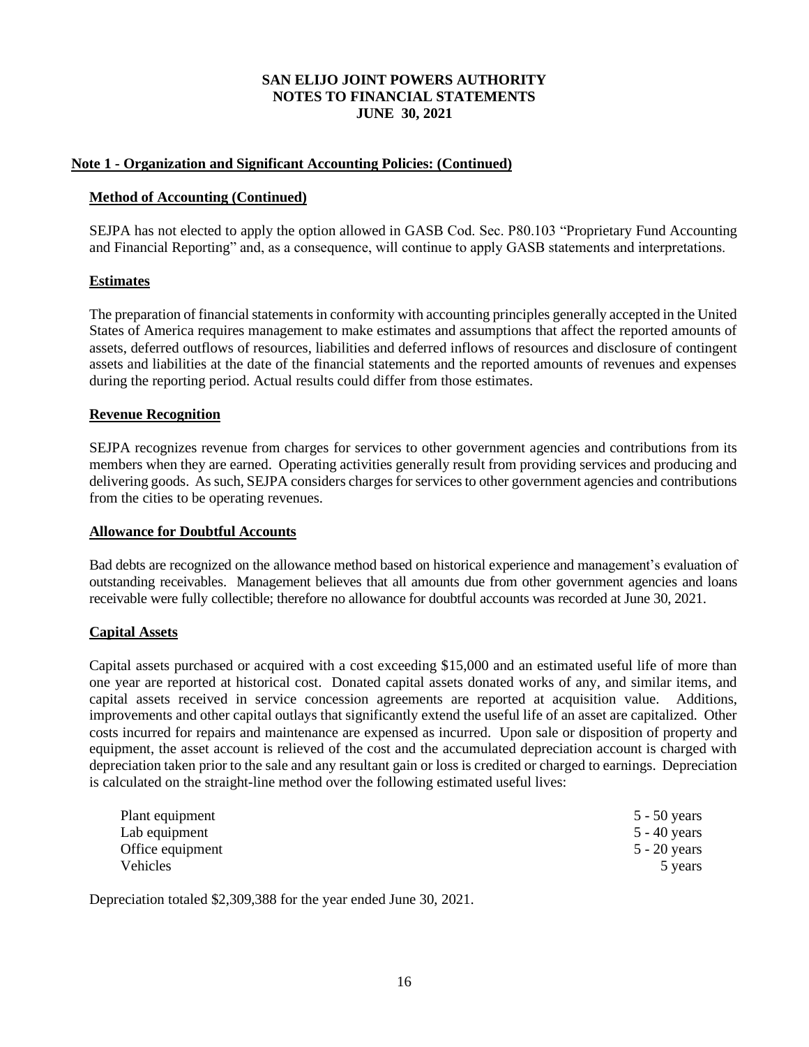## Note 1 - Organization and Significant Accounting Policies: (Continued)

### Method of Accounting (Continued)

SEJPA has not elected to apply the option allowed in GASB Cod. Sec. P80.103 "Proprietary Fund Accounting and Financial Reporting" and, as a consequence, will continue to apply GASB statements and interpretations.

### Estimates

The preparation of financial statements in conformity with accounting principles generally accepted in the United States of America requires management to make estimates and assumptions that affect the reported amounts of assets, deferred outflows of resources, liabilities and deferred inflows of resources and disclosure of contingent assets and liabilities at the date of the financial statements and the reported amounts of revenues and expenses during the reporting period. Actual results could differ from those estimates.

### Revenue Recognition

SEJPA recognizes revenue from charges for services to other government agencies and contributions from its members when they are earned. Operating activities generally result from providing services and producing and delivering goods. As such, SEJPA considers charges for services to other government agencies and contributions from the cities to be operating revenues.

### Allowance for Doubtful Accounts

Bad debts are recognized on the allowance method based on historical experience and management's evaluation of outstanding receivables. Management believes that all amounts due from other government agencies and loans receivable were fully collectible; therefore no allowance for doubtful accounts was recorded at June 30, 2021.

### Capital Assets

Capital assets purchased or acquired with a cost exceeding $15,000 and an estimated useful life of more than one year are reported at historical cost. Donated capital assets donated works of any, and similar items, and capital assets received in service concession agreements are reported at acquisition value. Additions, improvements and other capital outlays that significantly extend the useful life of an asset are capitalized. Other costs incurred for repairs and maintenance are expensed as incurred. Upon sale or disposition of property and equipment, the asset account is relieved of the cost and the accumulated depreciation account is charged with depreciation taken prior to the sale and any resultant gain or loss is credited or charged to earnings. Depreciation is calculated on the straight-line method over the following estimated useful lives:

| | |
|---|---|
| Plant equipment | 5 - 50 years |
| Lab equipment | 5 - 40 years |
| Office equipment | 5 - 20 years |
| Vehicles | 5 years |

Depreciation totaled $2,309,388 for the year ended June 30, 2021.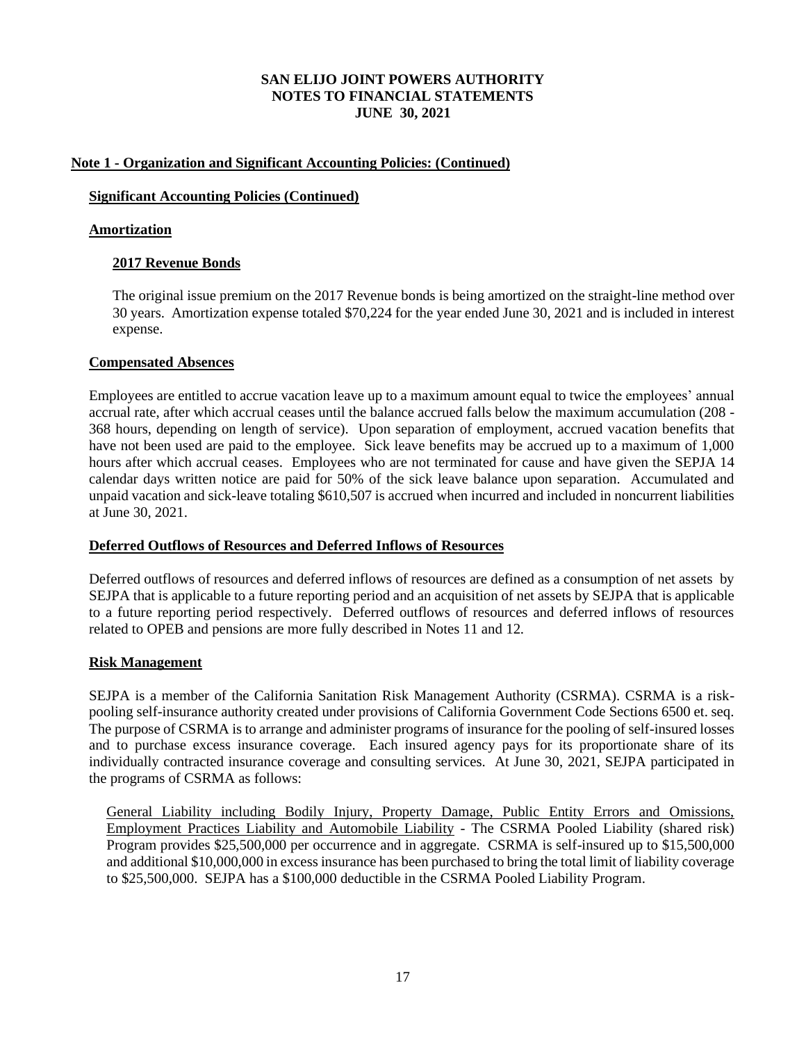**SAN ELIJO JOINT POWERS AUTHORITY**
**NOTES TO FINANCIAL STATEMENTS**
**JUNE 30, 2021**

## Note 1 - Organization and Significant Accounting Policies: (Continued)

### Significant Accounting Policies (Continued)

### Amortization

#### 2017 Revenue Bonds

The original issue premium on the 2017 Revenue bonds is being amortized on the straight-line method over 30 years. Amortization expense totaled $70,224 for the year ended June 30, 2021 and is included in interest expense.

### Compensated Absences

Employees are entitled to accrue vacation leave up to a maximum amount equal to twice the employees' annual accrual rate, after which accrual ceases until the balance accrued falls below the maximum accumulation (208 - 368 hours, depending on length of service). Upon separation of employment, accrued vacation benefits that have not been used are paid to the employee. Sick leave benefits may be accrued up to a maximum of 1,000 hours after which accrual ceases. Employees who are not terminated for cause and have given the SEPJA 14 calendar days written notice are paid for 50% of the sick leave balance upon separation. Accumulated and unpaid vacation and sick-leave totaling $610,507 is accrued when incurred and included in noncurrent liabilities at June 30, 2021.

### Deferred Outflows of Resources and Deferred Inflows of Resources

Deferred outflows of resources and deferred inflows of resources are defined as a consumption of net assets by SEJPA that is applicable to a future reporting period and an acquisition of net assets by SEJPA that is applicable to a future reporting period respectively. Deferred outflows of resources and deferred inflows of resources related to OPEB and pensions are more fully described in Notes 11 and 12.

### Risk Management

SEJPA is a member of the California Sanitation Risk Management Authority (CSRMA). CSRMA is a risk-pooling self-insurance authority created under provisions of California Government Code Sections 6500 et. seq. The purpose of CSRMA is to arrange and administer programs of insurance for the pooling of self-insured losses and to purchase excess insurance coverage. Each insured agency pays for its proportionate share of its individually contracted insurance coverage and consulting services. At June 30, 2021, SEJPA participated in the programs of CSRMA as follows:

General Liability including Bodily Injury, Property Damage, Public Entity Errors and Omissions, Employment Practices Liability and Automobile Liability - The CSRMA Pooled Liability (shared risk) Program provides $25,500,000 per occurrence and in aggregate. CSRMA is self-insured up to $15,500,000 and additional $10,000,000 in excess insurance has been purchased to bring the total limit of liability coverage to $25,500,000. SEJPA has a $100,000 deductible in the CSRMA Pooled Liability Program.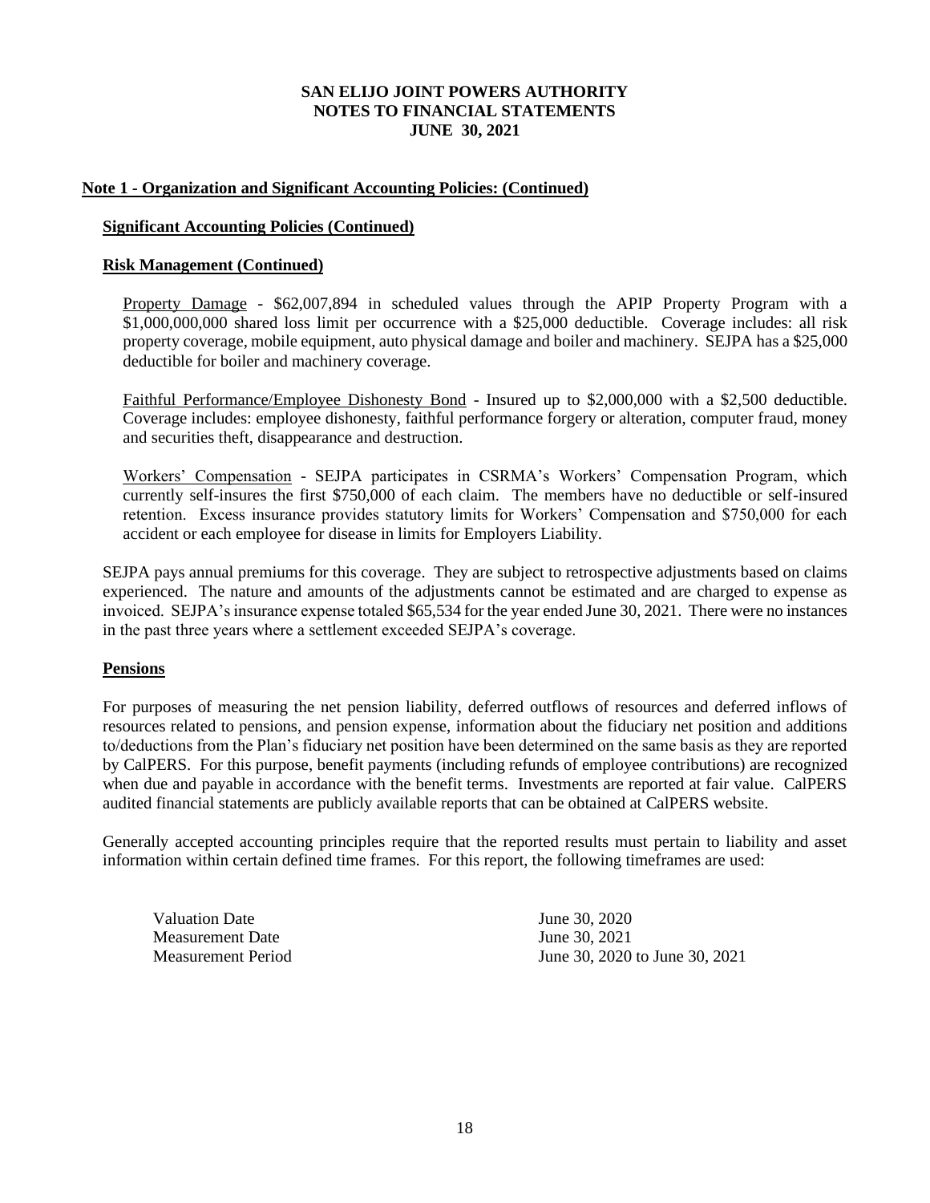# SAN ELIJO JOINT POWERS AUTHORITY
# NOTES TO FINANCIAL STATEMENTS
# JUNE 30, 2021

## Note 1 - Organization and Significant Accounting Policies: (Continued)

### Significant Accounting Policies (Continued)

### Risk Management (Continued)

Property Damage - \$62,007,894 in scheduled values through the APIP Property Program with a \$1,000,000,000 shared loss limit per occurrence with a \$25,000 deductible. Coverage includes: all risk property coverage, mobile equipment, auto physical damage and boiler and machinery. SEJPA has a \$25,000 deductible for boiler and machinery coverage.

Faithful Performance/Employee Dishonesty Bond - Insured up to \$2,000,000 with a \$2,500 deductible. Coverage includes: employee dishonesty, faithful performance forgery or alteration, computer fraud, money and securities theft, disappearance and destruction.

Workers' Compensation - SEJPA participates in CSRMA's Workers' Compensation Program, which currently self-insures the first \$750,000 of each claim. The members have no deductible or self-insured retention. Excess insurance provides statutory limits for Workers' Compensation and \$750,000 for each accident or each employee for disease in limits for Employers Liability.

SEJPA pays annual premiums for this coverage. They are subject to retrospective adjustments based on claims experienced. The nature and amounts of the adjustments cannot be estimated and are charged to expense as invoiced. SEJPA's insurance expense totaled \$65,534 for the year ended June 30, 2021. There were no instances in the past three years where a settlement exceeded SEJPA's coverage.

### Pensions

For purposes of measuring the net pension liability, deferred outflows of resources and deferred inflows of resources related to pensions, and pension expense, information about the fiduciary net position and additions to/deductions from the Plan's fiduciary net position have been determined on the same basis as they are reported by CalPERS. For this purpose, benefit payments (including refunds of employee contributions) are recognized when due and payable in accordance with the benefit terms. Investments are reported at fair value. CalPERS audited financial statements are publicly available reports that can be obtained at CalPERS website.

Generally accepted accounting principles require that the reported results must pertain to liability and asset information within certain defined time frames. For this report, the following timeframes are used:

| | |
|---|---|
| Valuation Date | June 30, 2020 |
| Measurement Date | June 30, 2021 |
| Measurement Period | June 30, 2020 to June 30, 2021 |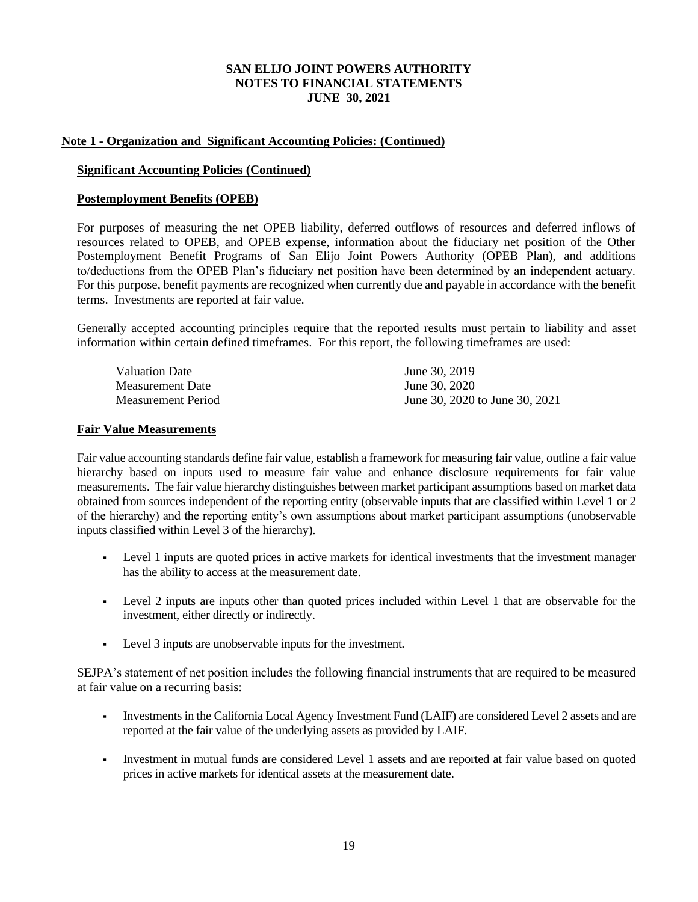## Note 1 - Organization and Significant Accounting Policies: (Continued)

### Significant Accounting Policies (Continued)

### Postemployment Benefits (OPEB)

For purposes of measuring the net OPEB liability, deferred outflows of resources and deferred inflows of resources related to OPEB, and OPEB expense, information about the fiduciary net position of the Other Postemployment Benefit Programs of San Elijo Joint Powers Authority (OPEB Plan), and additions to/deductions from the OPEB Plan's fiduciary net position have been determined by an independent actuary. For this purpose, benefit payments are recognized when currently due and payable in accordance with the benefit terms. Investments are reported at fair value.

Generally accepted accounting principles require that the reported results must pertain to liability and asset information within certain defined timeframes. For this report, the following timeframes are used:

| | |
|---|---|
| Valuation Date | June 30, 2019 |
| Measurement Date | June 30, 2020 |
| Measurement Period | June 30, 2020 to June 30, 2021 |

### Fair Value Measurements

Fair value accounting standards define fair value, establish a framework for measuring fair value, outline a fair value hierarchy based on inputs used to measure fair value and enhance disclosure requirements for fair value measurements. The fair value hierarchy distinguishes between market participant assumptions based on market data obtained from sources independent of the reporting entity (observable inputs that are classified within Level 1 or 2 of the hierarchy) and the reporting entity's own assumptions about market participant assumptions (unobservable inputs classified within Level 3 of the hierarchy).

- Level 1 inputs are quoted prices in active markets for identical investments that the investment manager has the ability to access at the measurement date.
- Level 2 inputs are inputs other than quoted prices included within Level 1 that are observable for the investment, either directly or indirectly.
- Level 3 inputs are unobservable inputs for the investment.

SEJPA's statement of net position includes the following financial instruments that are required to be measured at fair value on a recurring basis:

- Investments in the California Local Agency Investment Fund (LAIF) are considered Level 2 assets and are reported at the fair value of the underlying assets as provided by LAIF.
- Investment in mutual funds are considered Level 1 assets and are reported at fair value based on quoted prices in active markets for identical assets at the measurement date.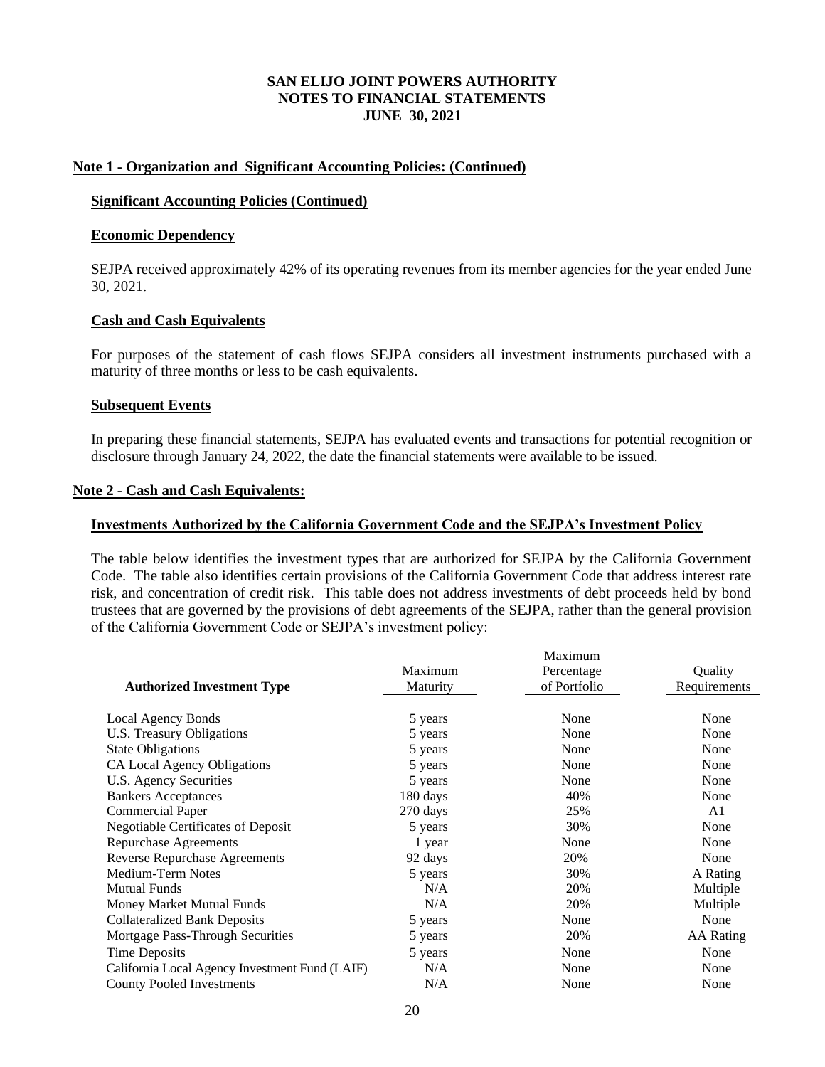# SAN ELIJO JOINT POWERS AUTHORITY
# NOTES TO FINANCIAL STATEMENTS
# JUNE 30, 2021

## Note 1 - Organization and Significant Accounting Policies: (Continued)

### Significant Accounting Policies (Continued)

### Economic Dependency

SEJPA received approximately 42% of its operating revenues from its member agencies for the year ended June 30, 2021.

### Cash and Cash Equivalents

For purposes of the statement of cash flows SEJPA considers all investment instruments purchased with a maturity of three months or less to be cash equivalents.

### Subsequent Events

In preparing these financial statements, SEJPA has evaluated events and transactions for potential recognition or disclosure through January 24, 2022, the date the financial statements were available to be issued.

## Note 2 - Cash and Cash Equivalents:

### Investments Authorized by the California Government Code and the SEJPA's Investment Policy

The table below identifies the investment types that are authorized for SEJPA by the California Government Code. The table also identifies certain provisions of the California Government Code that address interest rate risk, and concentration of credit risk. This table does not address investments of debt proceeds held by bond trustees that are governed by the provisions of debt agreements of the SEJPA, rather than the general provision of the California Government Code or SEJPA's investment policy:

| Authorized Investment Type | Maximum Maturity | Maximum Percentage of Portfolio | Quality Requirements |
|---|---|---|---|
| Local Agency Bonds | 5 years | None | None |
| U.S. Treasury Obligations | 5 years | None | None |
| State Obligations | 5 years | None | None |
| CA Local Agency Obligations | 5 years | None | None |
| U.S. Agency Securities | 5 years | None | None |
| Bankers Acceptances | 180 days | 40% | None |
| Commercial Paper | 270 days | 25% | A1 |
| Negotiable Certificates of Deposit | 5 years | 30% | None |
| Repurchase Agreements | 1 year | None | None |
| Reverse Repurchase Agreements | 92 days | 20% | None |
| Medium-Term Notes | 5 years | 30% | A Rating |
| Mutual Funds | N/A | 20% | Multiple |
| Money Market Mutual Funds | N/A | 20% | Multiple |
| Collateralized Bank Deposits | 5 years | None | None |
| Mortgage Pass-Through Securities | 5 years | 20% | AA Rating |
| Time Deposits | 5 years | None | None |
| California Local Agency Investment Fund (LAIF) | N/A | None | None |
| County Pooled Investments | N/A | None | None |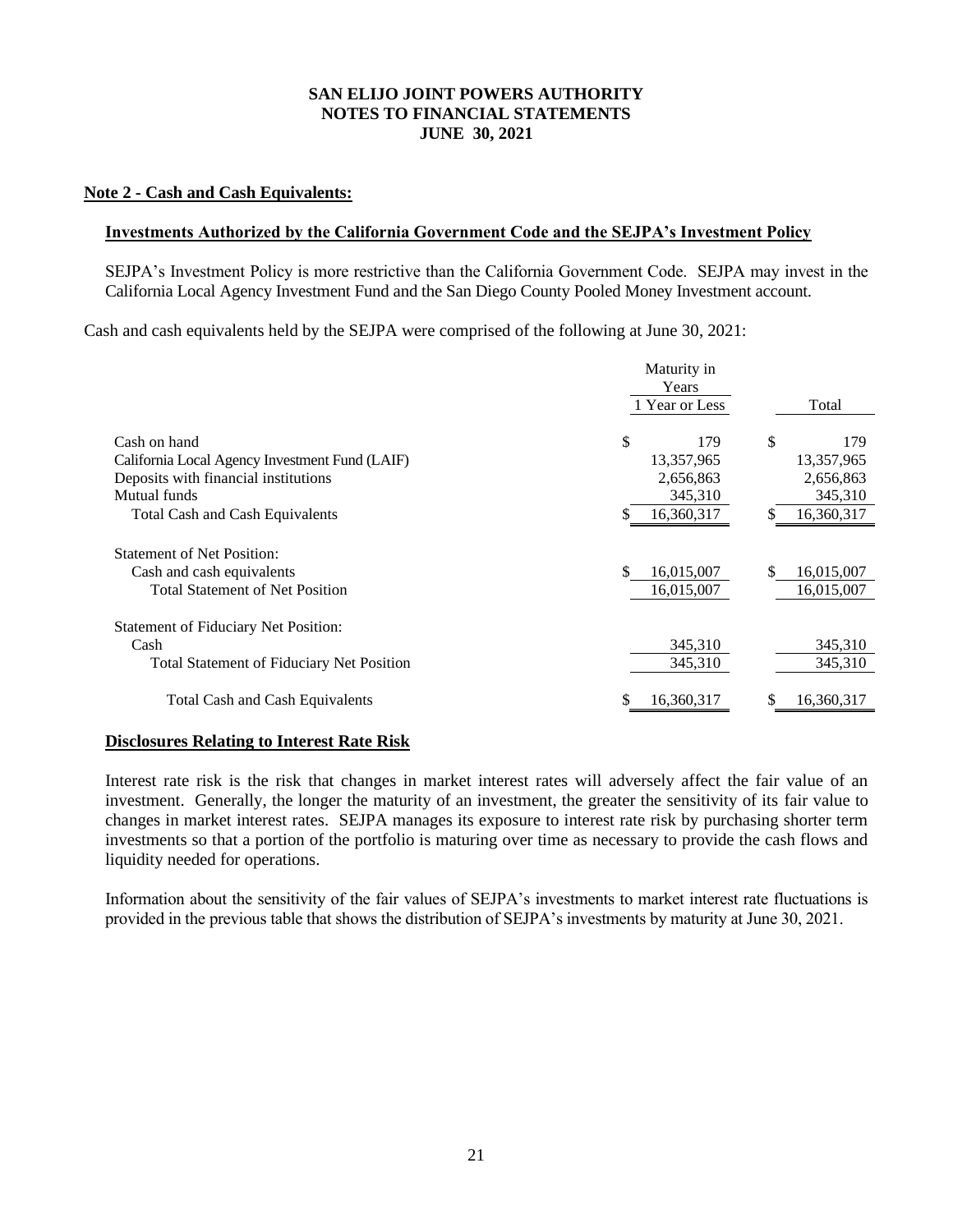## SAN ELIJO JOINT POWERS AUTHORITY
## NOTES TO FINANCIAL STATEMENTS
## JUNE 30, 2021

**Note 2 - Cash and Cash Equivalents:**

**Investments Authorized by the California Government Code and the SEJPA's Investment Policy**

SEJPA's Investment Policy is more restrictive than the California Government Code. SEJPA may invest in the California Local Agency Investment Fund and the San Diego County Pooled Money Investment account.

Cash and cash equivalents held by the SEJPA were comprised of the following at June 30, 2021:

| | Maturity in Years<br>1 Year or Less | Total |
|---|---|---|
| Cash on hand | $ 179 | $ 179 |
| California Local Agency Investment Fund (LAIF) | 13,357,965 | 13,357,965 |
| Deposits with financial institutions | 2,656,863 | 2,656,863 |
| Mutual funds | 345,310 | 345,310 |
| Total Cash and Cash Equivalents | $ 16,360,317 | $ 16,360,317 |
| Statement of Net Position: | | |
| Cash and cash equivalents | $ 16,015,007 | $ 16,015,007 |
| Total Statement of Net Position | 16,015,007 | 16,015,007 |
| Statement of Fiduciary Net Position: | | |
| Cash | 345,310 | 345,310 |
| Total Statement of Fiduciary Net Position | 345,310 | 345,310 |
| Total Cash and Cash Equivalents | $ 16,360,317 | $ 16,360,317 |

**Disclosures Relating to Interest Rate Risk**

Interest rate risk is the risk that changes in market interest rates will adversely affect the fair value of an investment. Generally, the longer the maturity of an investment, the greater the sensitivity of its fair value to changes in market interest rates. SEJPA manages its exposure to interest rate risk by purchasing shorter term investments so that a portion of the portfolio is maturing over time as necessary to provide the cash flows and liquidity needed for operations.

Information about the sensitivity of the fair values of SEJPA's investments to market interest rate fluctuations is provided in the previous table that shows the distribution of SEJPA's investments by maturity at June 30, 2021.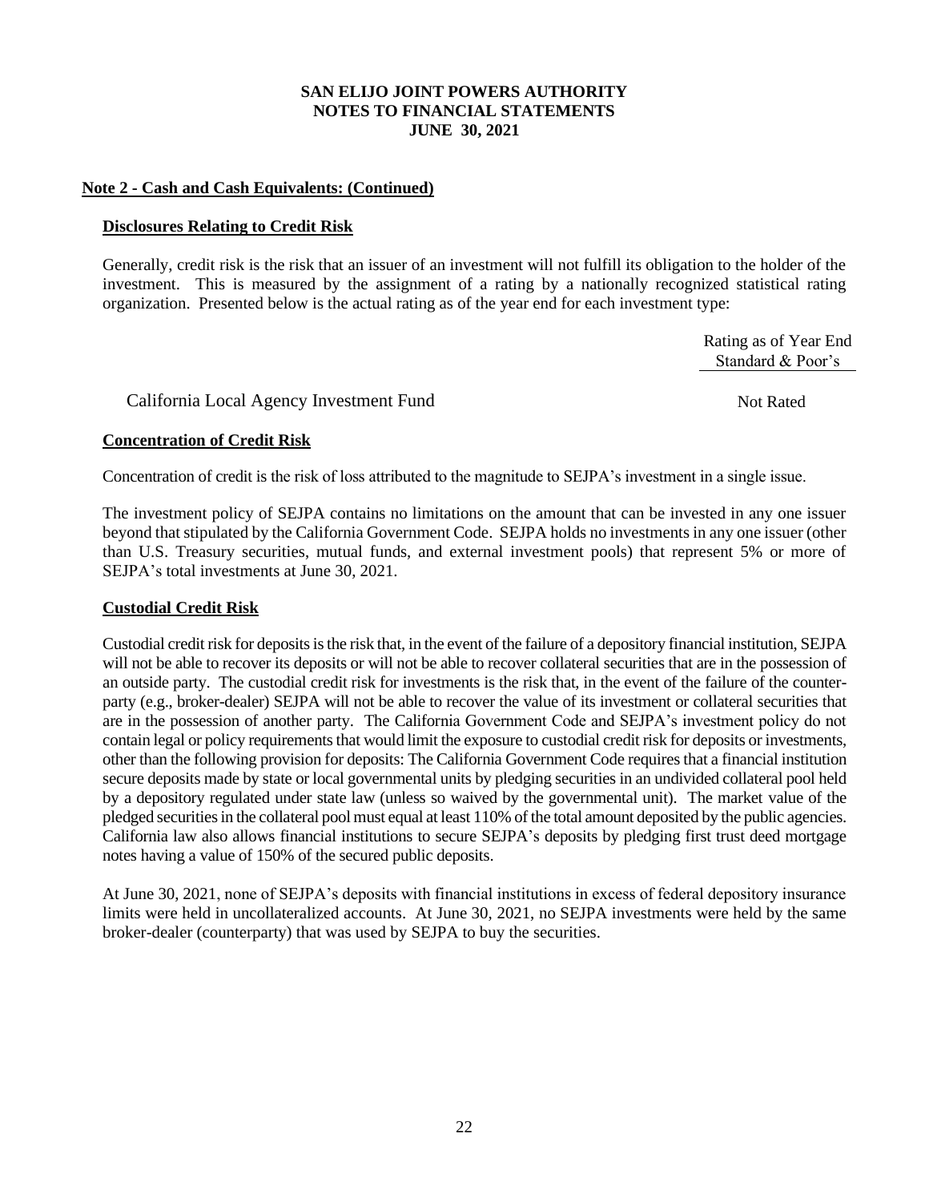# SAN ELIJO JOINT POWERS AUTHORITY
## NOTES TO FINANCIAL STATEMENTS
## JUNE 30, 2021

**Note 2 - Cash and Cash Equivalents: (Continued)**

**Disclosures Relating to Credit Risk**

Generally, credit risk is the risk that an issuer of an investment will not fulfill its obligation to the holder of the investment. This is measured by the assignment of a rating by a nationally recognized statistical rating organization. Presented below is the actual rating as of the year end for each investment type:

| | Rating as of Year End Standard & Poor's |
|---|---|
| California Local Agency Investment Fund | Not Rated |

**Concentration of Credit Risk**

Concentration of credit is the risk of loss attributed to the magnitude to SEJPA's investment in a single issue.

The investment policy of SEJPA contains no limitations on the amount that can be invested in any one issuer beyond that stipulated by the California Government Code. SEJPA holds no investments in any one issuer (other than U.S. Treasury securities, mutual funds, and external investment pools) that represent 5% or more of SEJPA's total investments at June 30, 2021.

**Custodial Credit Risk**

Custodial credit risk for deposits is the risk that, in the event of the failure of a depository financial institution, SEJPA will not be able to recover its deposits or will not be able to recover collateral securities that are in the possession of an outside party. The custodial credit risk for investments is the risk that, in the event of the failure of the counter-party (e.g., broker-dealer) SEJPA will not be able to recover the value of its investment or collateral securities that are in the possession of another party. The California Government Code and SEJPA's investment policy do not contain legal or policy requirements that would limit the exposure to custodial credit risk for deposits or investments, other than the following provision for deposits: The California Government Code requires that a financial institution secure deposits made by state or local governmental units by pledging securities in an undivided collateral pool held by a depository regulated under state law (unless so waived by the governmental unit). The market value of the pledged securities in the collateral pool must equal at least 110% of the total amount deposited by the public agencies. California law also allows financial institutions to secure SEJPA's deposits by pledging first trust deed mortgage notes having a value of 150% of the secured public deposits.

At June 30, 2021, none of SEJPA's deposits with financial institutions in excess of federal depository insurance limits were held in uncollateralized accounts. At June 30, 2021, no SEJPA investments were held by the same broker-dealer (counterparty) that was used by SEJPA to buy the securities.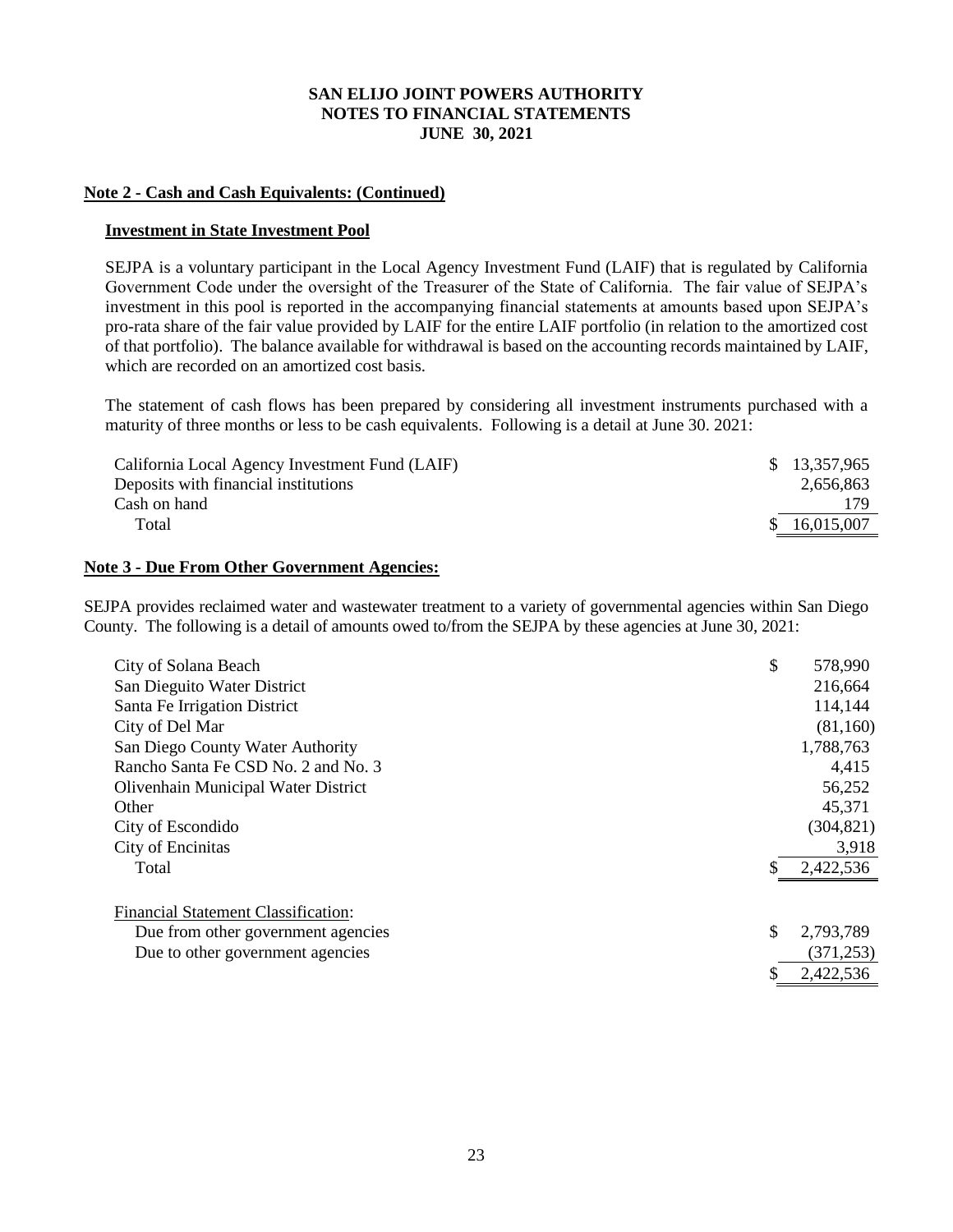# SAN ELIJO JOINT POWERS AUTHORITY
## NOTES TO FINANCIAL STATEMENTS
## JUNE 30, 2021

**Note 2 - Cash and Cash Equivalents: (Continued)**

**Investment in State Investment Pool**

SEJPA is a voluntary participant in the Local Agency Investment Fund (LAIF) that is regulated by California Government Code under the oversight of the Treasurer of the State of California. The fair value of SEJPA's investment in this pool is reported in the accompanying financial statements at amounts based upon SEJPA's pro-rata share of the fair value provided by LAIF for the entire LAIF portfolio (in relation to the amortized cost of that portfolio). The balance available for withdrawal is based on the accounting records maintained by LAIF, which are recorded on an amortized cost basis.

The statement of cash flows has been prepared by considering all investment instruments purchased with a maturity of three months or less to be cash equivalents. Following is a detail at June 30. 2021:

| | |
|---|---|
| California Local Agency Investment Fund (LAIF) | $ 13,357,965 |
| Deposits with financial institutions | 2,656,863 |
| Cash on hand | 179 |
| Total | $ 16,015,007 |

**Note 3 - Due From Other Government Agencies:**

SEJPA provides reclaimed water and wastewater treatment to a variety of governmental agencies within San Diego County. The following is a detail of amounts owed to/from the SEJPA by these agencies at June 30, 2021:

| | |
|---|---|
| City of Solana Beach | $ 578,990 |
| San Dieguito Water District | 216,664 |
| Santa Fe Irrigation District | 114,144 |
| City of Del Mar | (81,160) |
| San Diego County Water Authority | 1,788,763 |
| Rancho Santa Fe CSD No. 2 and No. 3 | 4,415 |
| Olivenhain Municipal Water District | 56,252 |
| Other | 45,371 |
| City of Escondido | (304,821) |
| City of Encinitas | 3,918 |
| Total | $ 2,422,536 |
| | |
| Financial Statement Classification: | |
| Due from other government agencies | $ 2,793,789 |
| Due to other government agencies | (371,253) |
| | $ 2,422,536 |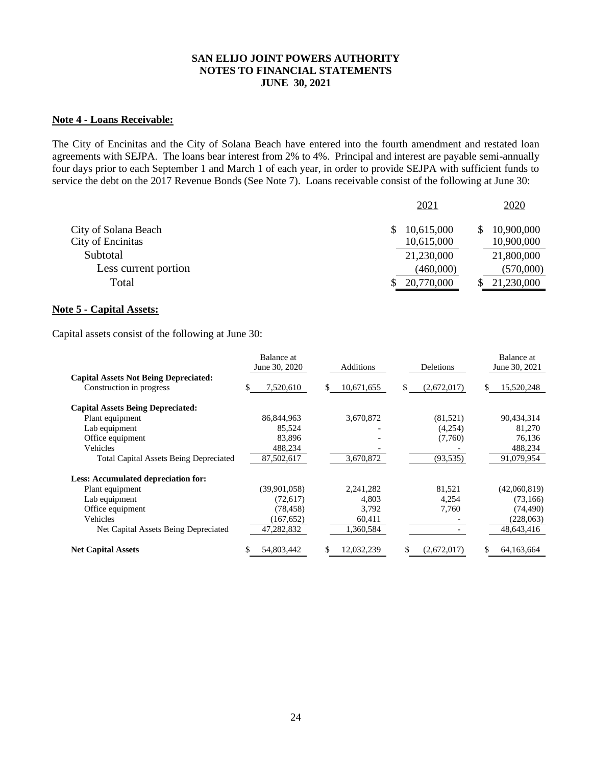**SAN ELIJO JOINT POWERS AUTHORITY**
**NOTES TO FINANCIAL STATEMENTS**
**JUNE 30, 2021**

**Note 4 - Loans Receivable:**

The City of Encinitas and the City of Solana Beach have entered into the fourth amendment and restated loan agreements with SEJPA. The loans bear interest from 2% to 4%. Principal and interest are payable semi-annually four days prior to each September 1 and March 1 of each year, in order to provide SEJPA with sufficient funds to service the debt on the 2017 Revenue Bonds (See Note 7). Loans receivable consist of the following at June 30:

| | 2021 | 2020 |
|---|---|---|
| City of Solana Beach | $ 10,615,000 | $ 10,900,000 |
| City of Encinitas | 10,615,000 | 10,900,000 |
| Subtotal | 21,230,000 | 21,800,000 |
| Less current portion | (460,000) | (570,000) |
| Total | $ 20,770,000 | $ 21,230,000 |

**Note 5 - Capital Assets:**

Capital assets consist of the following at June 30:

| | Balance at June 30, 2020 | Additions | Deletions | Balance at June 30, 2021 |
|---|---|---|---|---|
| **Capital Assets Not Being Depreciated:** | | | | |
| Construction in progress | $ 7,520,610 | $ 10,671,655 | $ (2,672,017) | $ 15,520,248 |
| **Capital Assets Being Depreciated:** | | | | |
| Plant equipment | 86,844,963 | 3,670,872 | (81,521) | 90,434,314 |
| Lab equipment | 85,524 | - | (4,254) | 81,270 |
| Office equipment | 83,896 | - | (7,760) | 76,136 |
| Vehicles | 488,234 | - | - | 488,234 |
| Total Capital Assets Being Depreciated | 87,502,617 | 3,670,872 | (93,535) | 91,079,954 |
| **Less: Accumulated depreciation for:** | | | | |
| Plant equipment | (39,901,058) | 2,241,282 | 81,521 | (42,060,819) |
| Lab equipment | (72,617) | 4,803 | 4,254 | (73,166) |
| Office equipment | (78,458) | 3,792 | 7,760 | (74,490) |
| Vehicles | (167,652) | 60,411 | - | (228,063) |
| Net Capital Assets Being Depreciated | 47,282,832 | 1,360,584 | - | 48,643,416 |
| **Net Capital Assets** | $ 54,803,442 | $ 12,032,239 | $ (2,672,017) | $ 64,163,664 |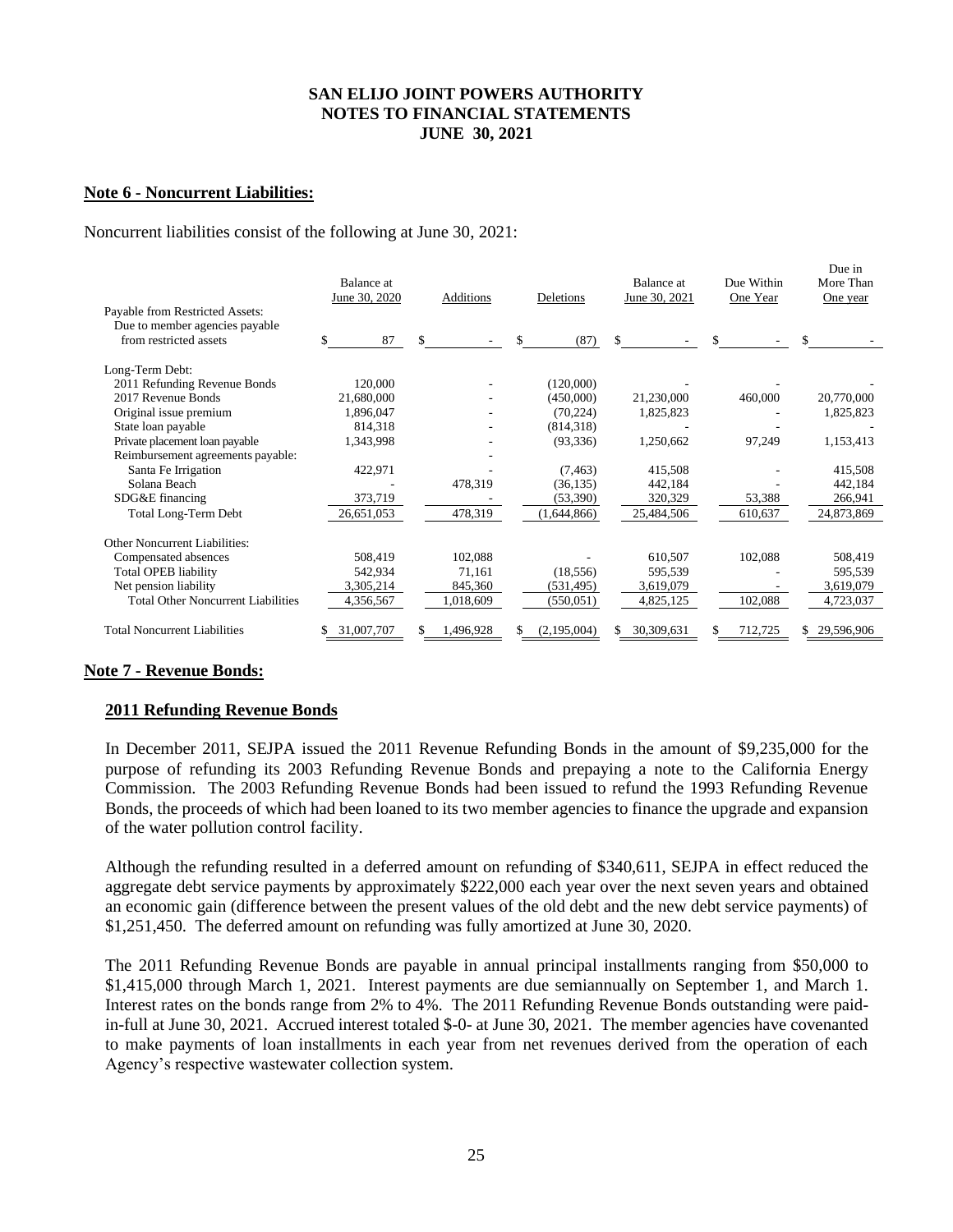# SAN ELIJO JOINT POWERS AUTHORITY
# NOTES TO FINANCIAL STATEMENTS
# JUNE 30, 2021

## Note 6 - Noncurrent Liabilities:

Noncurrent liabilities consist of the following at June 30, 2021:

| | Balance at June 30, 2020 | Additions | Deletions | Balance at June 30, 2021 | Due Within One Year | Due in More Than One year |
|---|---|---|---|---|---|---|
| Payable from Restricted Assets: | | | | | | |
| Due to member agencies payable from restricted assets | $ 87 | $ - | $ (87) | $ - | $ - | $ - |
| Long-Term Debt: | | | | | | |
| 2011 Refunding Revenue Bonds | 120,000 | - | (120,000) | - | - | - |
| 2017 Revenue Bonds | 21,680,000 | - | (450,000) | 21,230,000 | 460,000 | 20,770,000 |
| Original issue premium | 1,896,047 | - | (70,224) | 1,825,823 | - | 1,825,823 |
| State loan payable | 814,318 | - | (814,318) | - | - | - |
| Private placement loan payable | 1,343,998 | - | (93,336) | 1,250,662 | 97,249 | 1,153,413 |
| Reimbursement agreements payable: | | - | | | | |
| Santa Fe Irrigation | 422,971 | - | (7,463) | 415,508 | - | 415,508 |
| Solana Beach | - | 478,319 | (36,135) | 442,184 | - | 442,184 |
| SDG&E financing | 373,719 | - | (53,390) | 320,329 | 53,388 | 266,941 |
| Total Long-Term Debt | 26,651,053 | 478,319 | (1,644,866) | 25,484,506 | 610,637 | 24,873,869 |
| Other Noncurrent Liabilities: | | | | | | |
| Compensated absences | 508,419 | 102,088 | - | 610,507 | 102,088 | 508,419 |
| Total OPEB liability | 542,934 | 71,161 | (18,556) | 595,539 | - | 595,539 |
| Net pension liability | 3,305,214 | 845,360 | (531,495) | 3,619,079 | - | 3,619,079 |
| Total Other Noncurrent Liabilities | 4,356,567 | 1,018,609 | (550,051) | 4,825,125 | 102,088 | 4,723,037 |
| Total Noncurrent Liabilities | $ 31,007,707 | $ 1,496,928 | $ (2,195,004) | $ 30,309,631 | $ 712,725 | $ 29,596,906 |

## Note 7 - Revenue Bonds:

### 2011 Refunding Revenue Bonds

In December 2011, SEJPA issued the 2011 Revenue Refunding Bonds in the amount of $9,235,000 for the purpose of refunding its 2003 Refunding Revenue Bonds and prepaying a note to the California Energy Commission. The 2003 Refunding Revenue Bonds had been issued to refund the 1993 Refunding Revenue Bonds, the proceeds of which had been loaned to its two member agencies to finance the upgrade and expansion of the water pollution control facility.

Although the refunding resulted in a deferred amount on refunding of $340,611, SEJPA in effect reduced the aggregate debt service payments by approximately $222,000 each year over the next seven years and obtained an economic gain (difference between the present values of the old debt and the new debt service payments) of $1,251,450. The deferred amount on refunding was fully amortized at June 30, 2020.

The 2011 Refunding Revenue Bonds are payable in annual principal installments ranging from $50,000 to $1,415,000 through March 1, 2021. Interest payments are due semiannually on September 1, and March 1. Interest rates on the bonds range from 2% to 4%. The 2011 Refunding Revenue Bonds outstanding were paid-in-full at June 30, 2021. Accrued interest totaled $-0- at June 30, 2021. The member agencies have covenanted to make payments of loan installments in each year from net revenues derived from the operation of each Agency's respective wastewater collection system.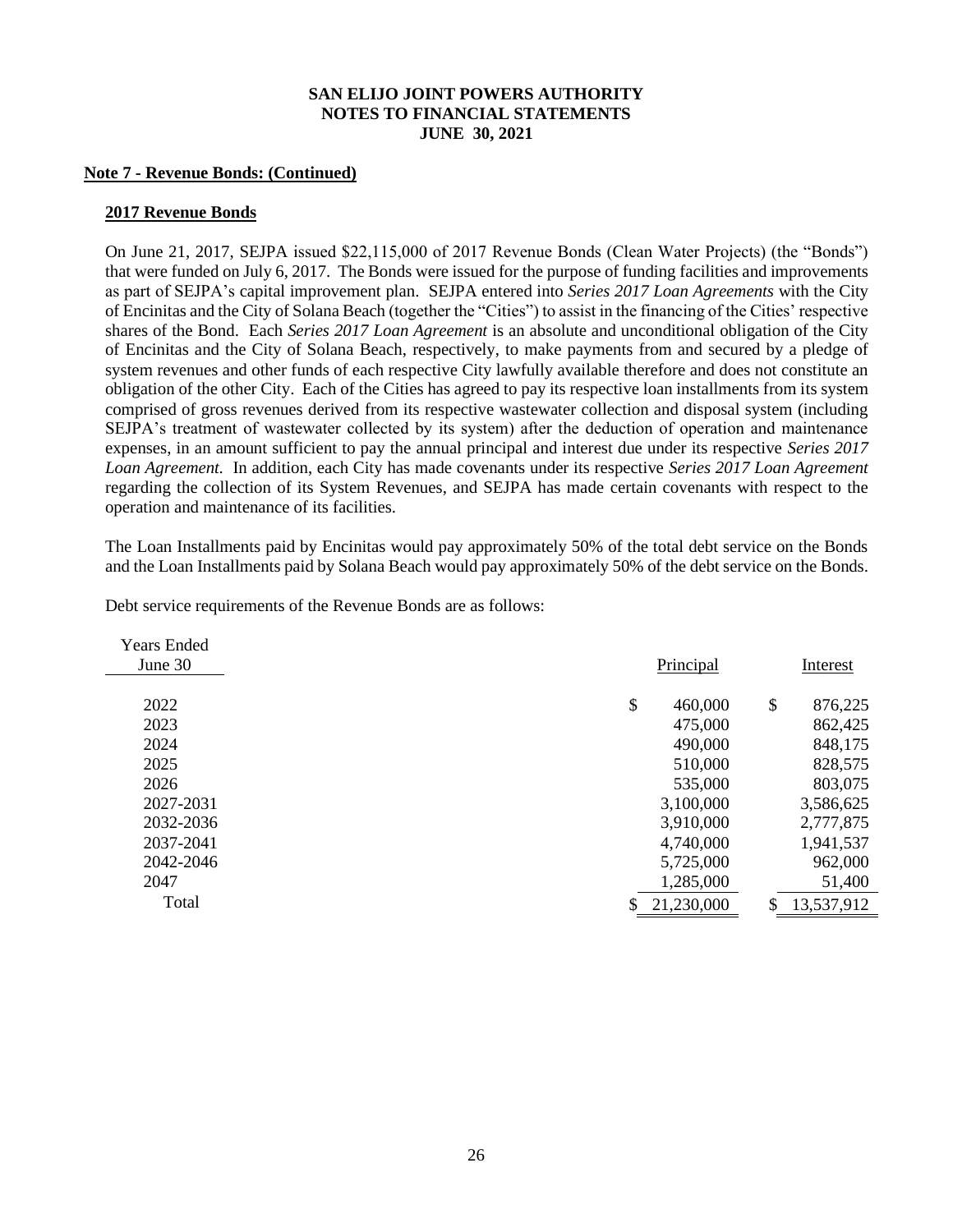### Note 7 - Revenue Bonds: (Continued)

#### 2017 Revenue Bonds

On June 21, 2017, SEJPA issued $22,115,000 of 2017 Revenue Bonds (Clean Water Projects) (the "Bonds") that were funded on July 6, 2017. The Bonds were issued for the purpose of funding facilities and improvements as part of SEJPA's capital improvement plan. SEJPA entered into *Series 2017 Loan Agreements* with the City of Encinitas and the City of Solana Beach (together the "Cities") to assist in the financing of the Cities' respective shares of the Bond. Each *Series 2017 Loan Agreement* is an absolute and unconditional obligation of the City of Encinitas and the City of Solana Beach, respectively, to make payments from and secured by a pledge of system revenues and other funds of each respective City lawfully available therefore and does not constitute an obligation of the other City. Each of the Cities has agreed to pay its respective loan installments from its system comprised of gross revenues derived from its respective wastewater collection and disposal system (including SEJPA's treatment of wastewater collected by its system) after the deduction of operation and maintenance expenses, in an amount sufficient to pay the annual principal and interest due under its respective *Series 2017 Loan Agreement.* In addition, each City has made covenants under its respective *Series 2017 Loan Agreement* regarding the collection of its System Revenues, and SEJPA has made certain covenants with respect to the operation and maintenance of its facilities.

The Loan Installments paid by Encinitas would pay approximately 50% of the total debt service on the Bonds and the Loan Installments paid by Solana Beach would pay approximately 50% of the debt service on the Bonds.

Debt service requirements of the Revenue Bonds are as follows:

| Years Ended June 30 | Principal | Interest |
|---|---|---|
| 2022 | $ 460,000 | $ 876,225 |
| 2023 | 475,000 | 862,425 |
| 2024 | 490,000 | 848,175 |
| 2025 | 510,000 | 828,575 |
| 2026 | 535,000 | 803,075 |
| 2027-2031 | 3,100,000 | 3,586,625 |
| 2032-2036 | 3,910,000 | 2,777,875 |
| 2037-2041 | 4,740,000 | 1,941,537 |
| 2042-2046 | 5,725,000 | 962,000 |
| 2047 | 1,285,000 | 51,400 |
| Total | $ 21,230,000 | $ 13,537,912 |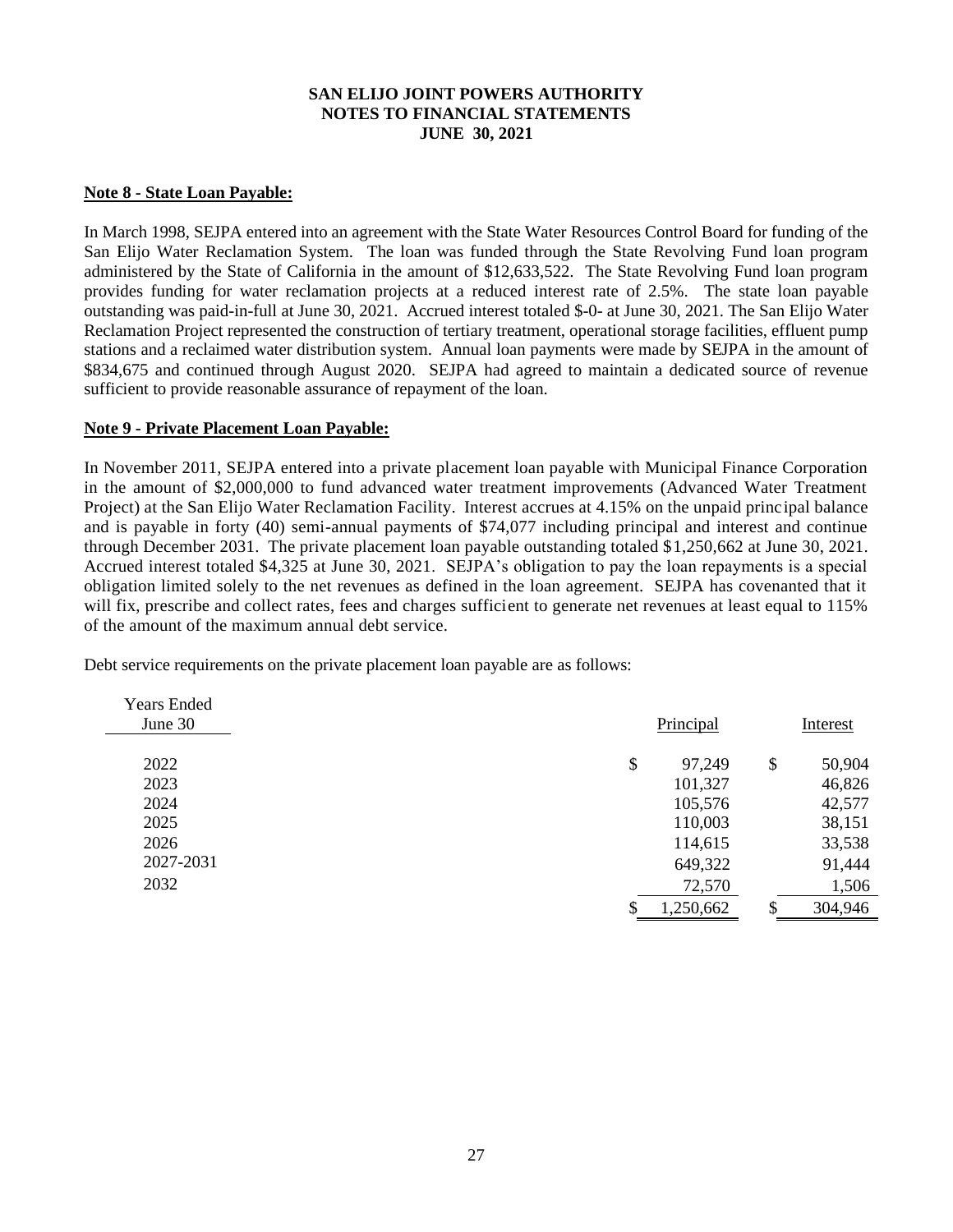# SAN ELIJO JOINT POWERS AUTHORITY
## NOTES TO FINANCIAL STATEMENTS
## JUNE 30, 2021

**Note 8 - State Loan Payable:**

In March 1998, SEJPA entered into an agreement with the State Water Resources Control Board for funding of the San Elijo Water Reclamation System. The loan was funded through the State Revolving Fund loan program administered by the State of California in the amount of $12,633,522. The State Revolving Fund loan program provides funding for water reclamation projects at a reduced interest rate of 2.5%. The state loan payable outstanding was paid-in-full at June 30, 2021. Accrued interest totaled $-0- at June 30, 2021. The San Elijo Water Reclamation Project represented the construction of tertiary treatment, operational storage facilities, effluent pump stations and a reclaimed water distribution system. Annual loan payments were made by SEJPA in the amount of $834,675 and continued through August 2020. SEJPA had agreed to maintain a dedicated source of revenue sufficient to provide reasonable assurance of repayment of the loan.

**Note 9 - Private Placement Loan Payable:**

In November 2011, SEJPA entered into a private placement loan payable with Municipal Finance Corporation in the amount of $2,000,000 to fund advanced water treatment improvements (Advanced Water Treatment Project) at the San Elijo Water Reclamation Facility. Interest accrues at 4.15% on the unpaid principal balance and is payable in forty (40) semi-annual payments of $74,077 including principal and interest and continue through December 2031. The private placement loan payable outstanding totaled $1,250,662 at June 30, 2021. Accrued interest totaled $4,325 at June 30, 2021. SEJPA's obligation to pay the loan repayments is a special obligation limited solely to the net revenues as defined in the loan agreement. SEJPA has covenanted that it will fix, prescribe and collect rates, fees and charges sufficient to generate net revenues at least equal to 115% of the amount of the maximum annual debt service.

Debt service requirements on the private placement loan payable are as follows:

| Years Ended June 30 | Principal | Interest |
|---|---|---|
| 2022 | $ 97,249 | $ 50,904 |
| 2023 | 101,327 | 46,826 |
| 2024 | 105,576 | 42,577 |
| 2025 | 110,003 | 38,151 |
| 2026 | 114,615 | 33,538 |
| 2027-2031 | 649,322 | 91,444 |
| 2032 | 72,570 | 1,506 |
| | $ 1,250,662 | $ 304,946 |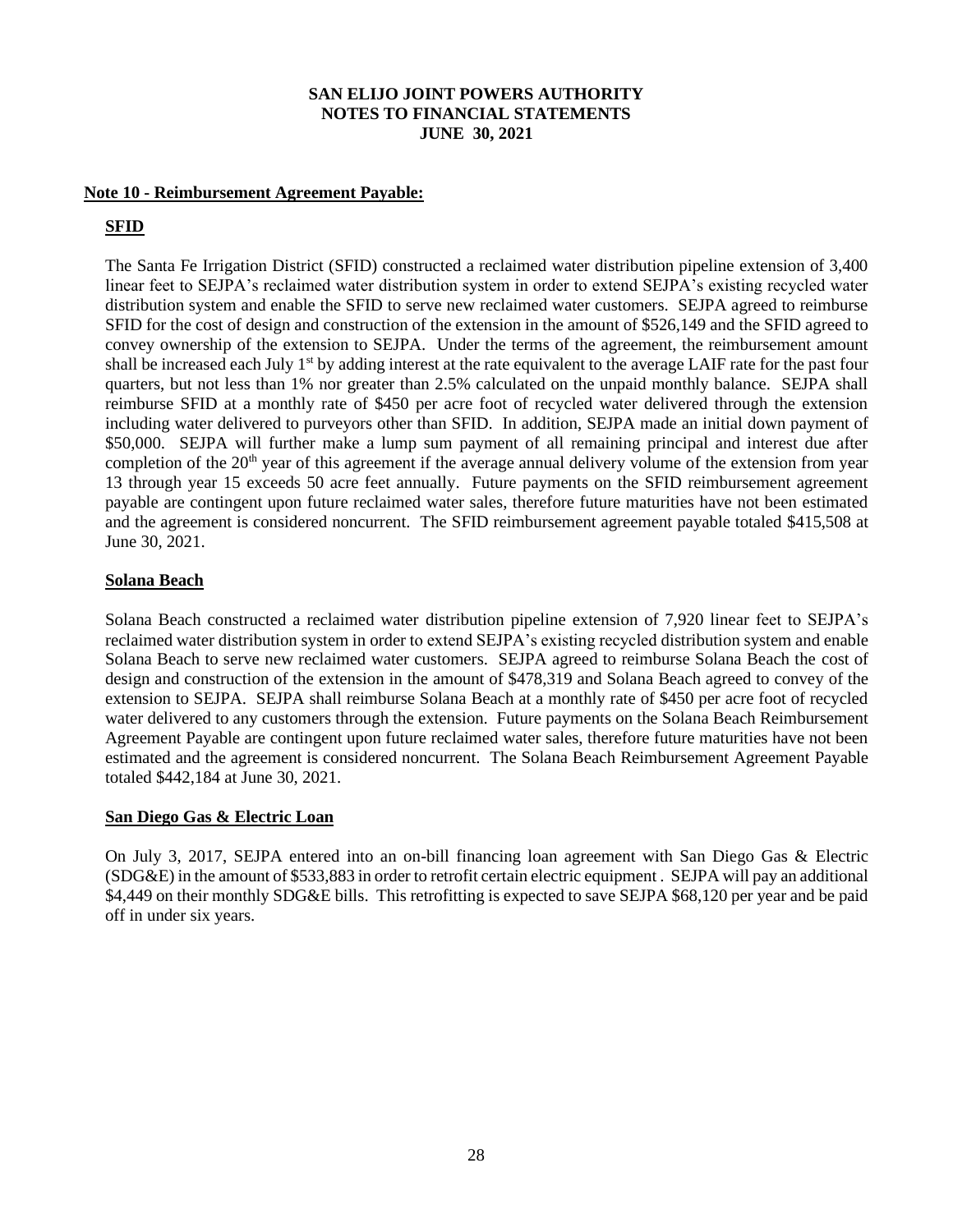# SAN ELIJO JOINT POWERS AUTHORITY
# NOTES TO FINANCIAL STATEMENTS
# JUNE 30, 2021

## Note 10 - Reimbursement Agreement Payable:

### SFID

The Santa Fe Irrigation District (SFID) constructed a reclaimed water distribution pipeline extension of 3,400 linear feet to SEJPA's reclaimed water distribution system in order to extend SEJPA's existing recycled water distribution system and enable the SFID to serve new reclaimed water customers. SEJPA agreed to reimburse SFID for the cost of design and construction of the extension in the amount of \$526,149 and the SFID agreed to convey ownership of the extension to SEJPA. Under the terms of the agreement, the reimbursement amount shall be increased each July 1st by adding interest at the rate equivalent to the average LAIF rate for the past four quarters, but not less than 1% nor greater than 2.5% calculated on the unpaid monthly balance. SEJPA shall reimburse SFID at a monthly rate of \$450 per acre foot of recycled water delivered through the extension including water delivered to purveyors other than SFID. In addition, SEJPA made an initial down payment of \$50,000. SEJPA will further make a lump sum payment of all remaining principal and interest due after completion of the 20th year of this agreement if the average annual delivery volume of the extension from year 13 through year 15 exceeds 50 acre feet annually. Future payments on the SFID reimbursement agreement payable are contingent upon future reclaimed water sales, therefore future maturities have not been estimated and the agreement is considered noncurrent. The SFID reimbursement agreement payable totaled \$415,508 at June 30, 2021.

### Solana Beach

Solana Beach constructed a reclaimed water distribution pipeline extension of 7,920 linear feet to SEJPA's reclaimed water distribution system in order to extend SEJPA's existing recycled distribution system and enable Solana Beach to serve new reclaimed water customers. SEJPA agreed to reimburse Solana Beach the cost of design and construction of the extension in the amount of \$478,319 and Solana Beach agreed to convey of the extension to SEJPA. SEJPA shall reimburse Solana Beach at a monthly rate of \$450 per acre foot of recycled water delivered to any customers through the extension. Future payments on the Solana Beach Reimbursement Agreement Payable are contingent upon future reclaimed water sales, therefore future maturities have not been estimated and the agreement is considered noncurrent. The Solana Beach Reimbursement Agreement Payable totaled \$442,184 at June 30, 2021.

### San Diego Gas & Electric Loan

On July 3, 2017, SEJPA entered into an on-bill financing loan agreement with San Diego Gas & Electric (SDG&E) in the amount of \$533,883 in order to retrofit certain electric equipment . SEJPA will pay an additional \$4,449 on their monthly SDG&E bills. This retrofitting is expected to save SEJPA \$68,120 per year and be paid off in under six years.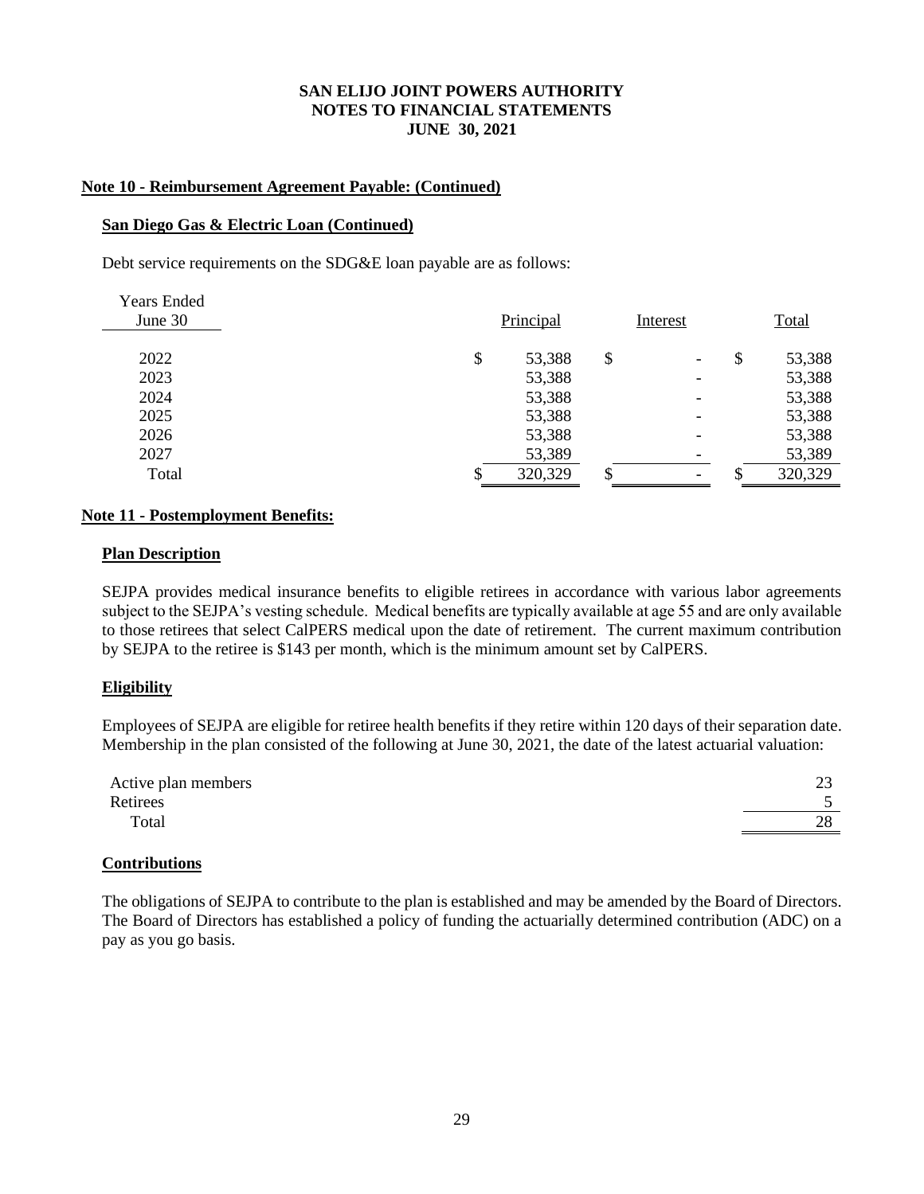**Note 10 - Reimbursement Agreement Payable: (Continued)**

**San Diego Gas & Electric Loan (Continued)**

Debt service requirements on the SDG&E loan payable are as follows:

| Years Ended June 30 | Principal | Interest | Total |
|---|---|---|---|
| 2022 | $ 53,388 | $ - | $ 53,388 |
| 2023 | 53,388 | - | 53,388 |
| 2024 | 53,388 | - | 53,388 |
| 2025 | 53,388 | - | 53,388 |
| 2026 | 53,388 | - | 53,388 |
| 2027 | 53,389 | - | 53,389 |
| Total | $ 320,329 | $ - | $ 320,329 |

**Note 11 - Postemployment Benefits:**

**Plan Description**

SEJPA provides medical insurance benefits to eligible retirees in accordance with various labor agreements subject to the SEJPA's vesting schedule. Medical benefits are typically available at age 55 and are only available to those retirees that select CalPERS medical upon the date of retirement. The current maximum contribution by SEJPA to the retiree is $143 per month, which is the minimum amount set by CalPERS.

**Eligibility**

Employees of SEJPA are eligible for retiree health benefits if they retire within 120 days of their separation date. Membership in the plan consisted of the following at June 30, 2021, the date of the latest actuarial valuation:

| | |
|---|---|
| Active plan members | 23 |
| Retirees | 5 |
| Total | 28 |

**Contributions**

The obligations of SEJPA to contribute to the plan is established and may be amended by the Board of Directors. The Board of Directors has established a policy of funding the actuarially determined contribution (ADC) on a pay as you go basis.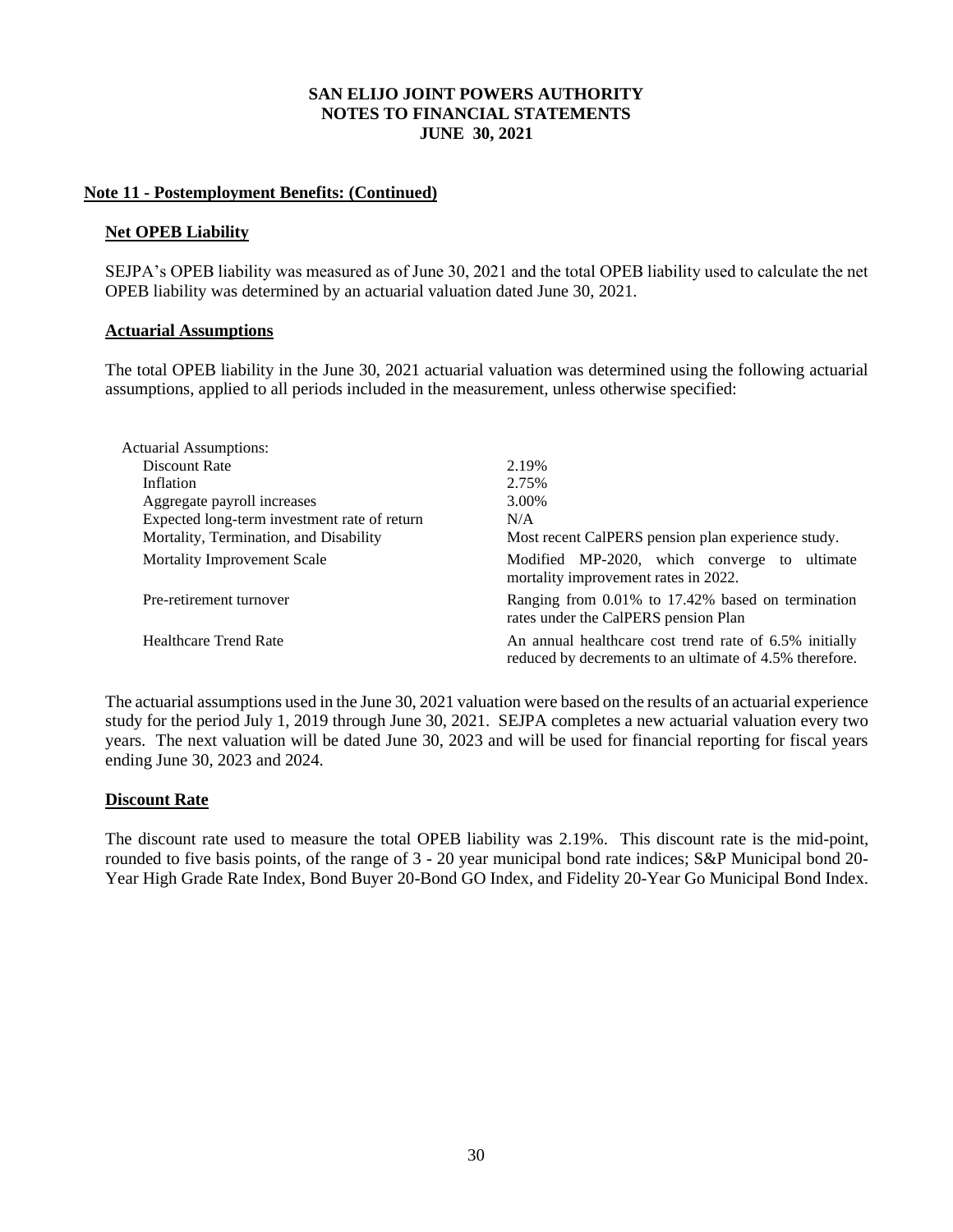# SAN ELIJO JOINT POWERS AUTHORITY
## NOTES TO FINANCIAL STATEMENTS
## JUNE 30, 2021

**Note 11 - Postemployment Benefits: (Continued)**

**Net OPEB Liability**

SEJPA's OPEB liability was measured as of June 30, 2021 and the total OPEB liability used to calculate the net OPEB liability was determined by an actuarial valuation dated June 30, 2021.

**Actuarial Assumptions**

The total OPEB liability in the June 30, 2021 actuarial valuation was determined using the following actuarial assumptions, applied to all periods included in the measurement, unless otherwise specified:

| Actuarial Assumptions: | |
|---|---|
| Discount Rate | 2.19% |
| Inflation | 2.75% |
| Aggregate payroll increases | 3.00% |
| Expected long-term investment rate of return | N/A |
| Mortality, Termination, and Disability | Most recent CalPERS pension plan experience study. |
| Mortality Improvement Scale | Modified MP-2020, which converge to ultimate mortality improvement rates in 2022. |
| Pre-retirement turnover | Ranging from 0.01% to 17.42% based on termination rates under the CalPERS pension Plan |
| Healthcare Trend Rate | An annual healthcare cost trend rate of 6.5% initially reduced by decrements to an ultimate of 4.5% therefore. |

The actuarial assumptions used in the June 30, 2021 valuation were based on the results of an actuarial experience study for the period July 1, 2019 through June 30, 2021. SEJPA completes a new actuarial valuation every two years. The next valuation will be dated June 30, 2023 and will be used for financial reporting for fiscal years ending June 30, 2023 and 2024.

**Discount Rate**

The discount rate used to measure the total OPEB liability was 2.19%. This discount rate is the mid-point, rounded to five basis points, of the range of 3 - 20 year municipal bond rate indices; S&P Municipal bond 20-Year High Grade Rate Index, Bond Buyer 20-Bond GO Index, and Fidelity 20-Year Go Municipal Bond Index.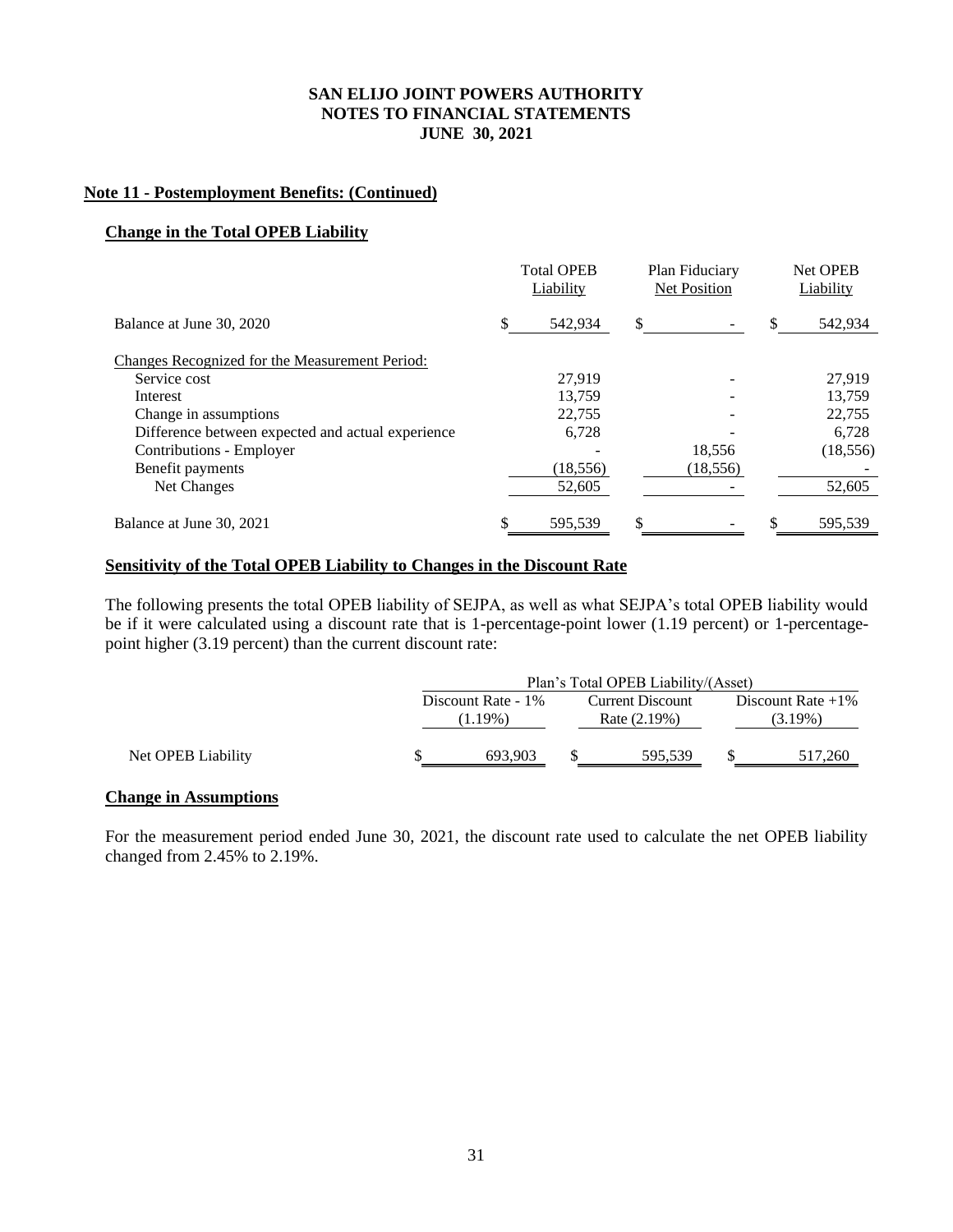**SAN ELIJO JOINT POWERS AUTHORITY**
**NOTES TO FINANCIAL STATEMENTS**
**JUNE 30, 2021**

## Note 11 - Postemployment Benefits: (Continued)

### Change in the Total OPEB Liability

| | Total OPEB Liability | Plan Fiduciary Net Position | Net OPEB Liability |
|---|---|---|---|
| Balance at June 30, 2020 | $ 542,934 | $ - | $ 542,934 |
| Changes Recognized for the Measurement Period: | | | |
| Service cost | 27,919 | - | 27,919 |
| Interest | 13,759 | - | 13,759 |
| Change in assumptions | 22,755 | - | 22,755 |
| Difference between expected and actual experience | 6,728 | - | 6,728 |
| Contributions - Employer | - | 18,556 | (18,556) |
| Benefit payments | (18,556) | (18,556) | - |
| Net Changes | 52,605 | - | 52,605 |
| Balance at June 30, 2021 | $ 595,539 | $ - | $ 595,539 |

### Sensitivity of the Total OPEB Liability to Changes in the Discount Rate

The following presents the total OPEB liability of SEJPA, as well as what SEJPA's total OPEB liability would be if it were calculated using a discount rate that is 1-percentage-point lower (1.19 percent) or 1-percentage-point higher (3.19 percent) than the current discount rate:

| | Plan's Total OPEB Liability/(Asset) | | |
|---|---|---|---|
| | Discount Rate - 1% (1.19%) | Current Discount Rate (2.19%) | Discount Rate +1% (3.19%) |
| Net OPEB Liability | $ 693,903 | $ 595,539 | $ 517,260 |

### Change in Assumptions

For the measurement period ended June 30, 2021, the discount rate used to calculate the net OPEB liability changed from 2.45% to 2.19%.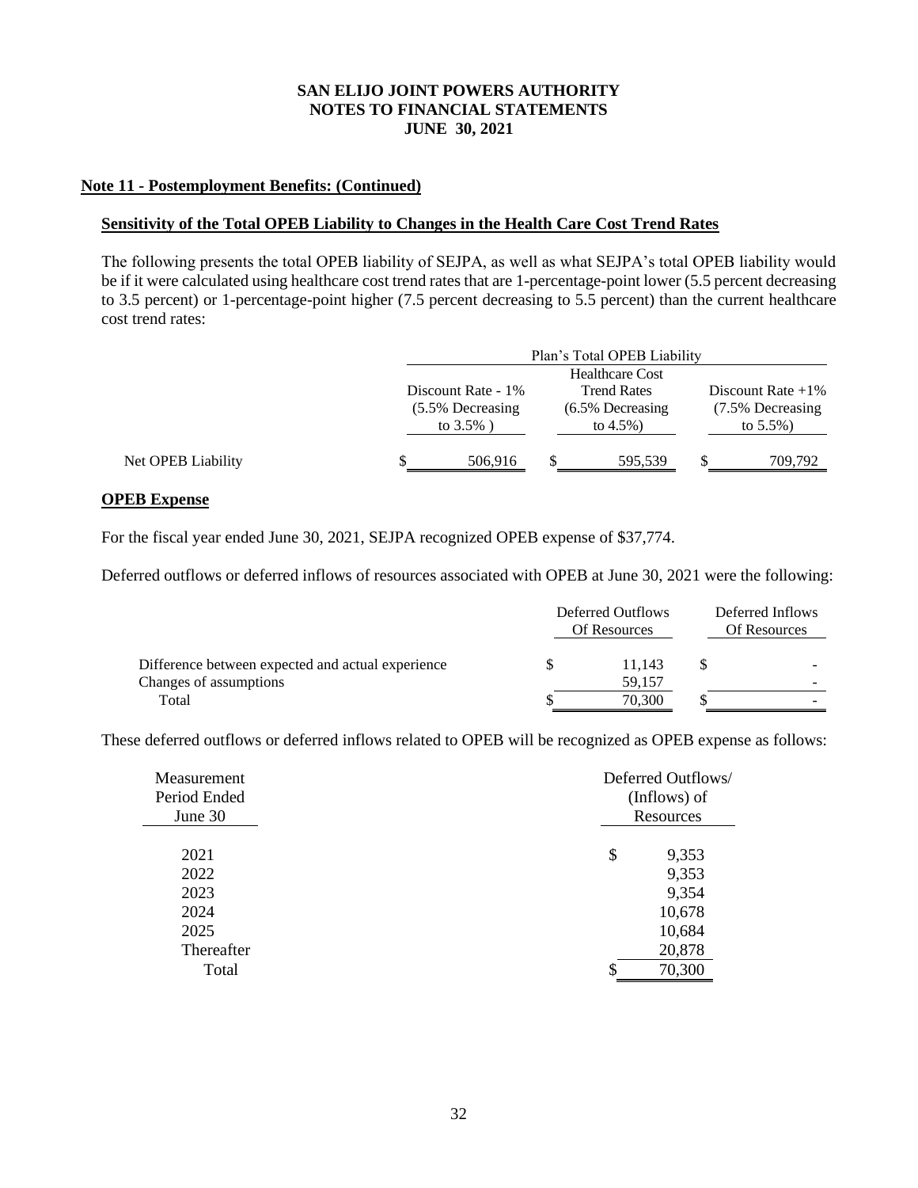**SAN ELIJO JOINT POWERS AUTHORITY**
**NOTES TO FINANCIAL STATEMENTS**
**JUNE 30, 2021**

## Note 11 - Postemployment Benefits: (Continued)

### Sensitivity of the Total OPEB Liability to Changes in the Health Care Cost Trend Rates

The following presents the total OPEB liability of SEJPA, as well as what SEJPA's total OPEB liability would be if it were calculated using healthcare cost trend rates that are 1-percentage-point lower (5.5 percent decreasing to 3.5 percent) or 1-percentage-point higher (7.5 percent decreasing to 5.5 percent) than the current healthcare cost trend rates:

| | Plan's Total OPEB Liability | | |
|---|---|---|---|
| | Discount Rate - 1% (5.5% Decreasing to 3.5% ) | Healthcare Cost Trend Rates (6.5% Decreasing to 4.5%) | Discount Rate +1% (7.5% Decreasing to 5.5%) |
| Net OPEB Liability | $ 506,916 | $ 595,539 | $ 709,792 |

### OPEB Expense

For the fiscal year ended June 30, 2021, SEJPA recognized OPEB expense of $37,774.

Deferred outflows or deferred inflows of resources associated with OPEB at June 30, 2021 were the following:

| | Deferred Outflows Of Resources | Deferred Inflows Of Resources |
|---|---|---|
| Difference between expected and actual experience | $ 11,143 | $ - |
| Changes of assumptions | 59,157 | - |
| Total | $ 70,300 | $ - |

These deferred outflows or deferred inflows related to OPEB will be recognized as OPEB expense as follows:

| Measurement Period Ended June 30 | Deferred Outflows/ (Inflows) of Resources |
|---|---|
| 2021 | $ 9,353 |
| 2022 | 9,353 |
| 2023 | 9,354 |
| 2024 | 10,678 |
| 2025 | 10,684 |
| Thereafter | 20,878 |
| Total | $ 70,300 |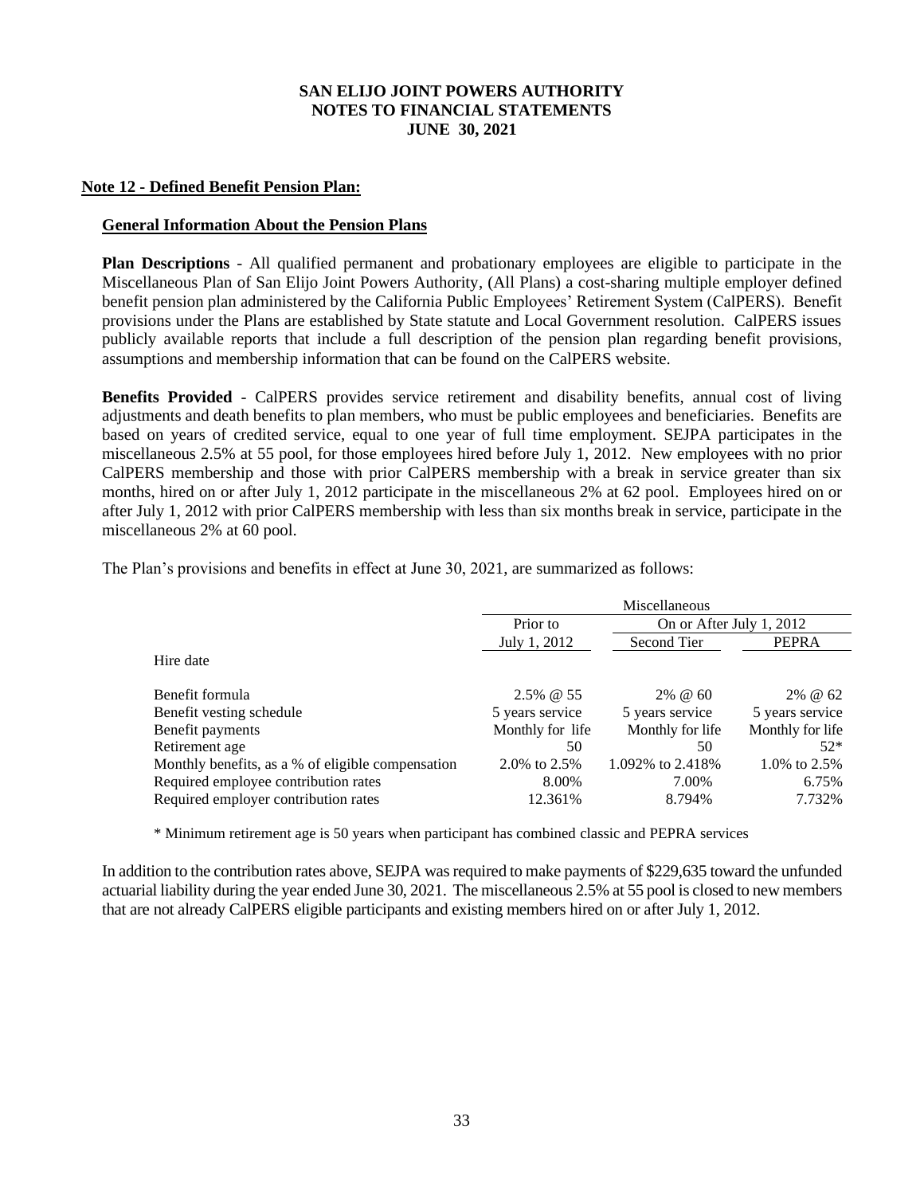# SAN ELIJO JOINT POWERS AUTHORITY
# NOTES TO FINANCIAL STATEMENTS
# JUNE 30, 2021

## Note 12 - Defined Benefit Pension Plan:

### General Information About the Pension Plans

**Plan Descriptions** - All qualified permanent and probationary employees are eligible to participate in the Miscellaneous Plan of San Elijo Joint Powers Authority, (All Plans) a cost-sharing multiple employer defined benefit pension plan administered by the California Public Employees' Retirement System (CalPERS). Benefit provisions under the Plans are established by State statute and Local Government resolution. CalPERS issues publicly available reports that include a full description of the pension plan regarding benefit provisions, assumptions and membership information that can be found on the CalPERS website.

**Benefits Provided** - CalPERS provides service retirement and disability benefits, annual cost of living adjustments and death benefits to plan members, who must be public employees and beneficiaries. Benefits are based on years of credited service, equal to one year of full time employment. SEJPA participates in the miscellaneous 2.5% at 55 pool, for those employees hired before July 1, 2012. New employees with no prior CalPERS membership and those with prior CalPERS membership with a break in service greater than six months, hired on or after July 1, 2012 participate in the miscellaneous 2% at 62 pool. Employees hired on or after July 1, 2012 with prior CalPERS membership with less than six months break in service, participate in the miscellaneous 2% at 60 pool.

The Plan's provisions and benefits in effect at June 30, 2021, are summarized as follows:

| | Miscellaneous | | |
|---|---|---|---|
| | Prior to | On or After July 1, 2012 | |
| Hire date | July 1, 2012 | Second Tier | PEPRA |
| Benefit formula | 2.5% @ 55 | 2% @ 60 | 2% @ 62 |
| Benefit vesting schedule | 5 years service | 5 years service | 5 years service |
| Benefit payments | Monthly for life | Monthly for life | Monthly for life |
| Retirement age | 50 | 50 | 52* |
| Monthly benefits, as a % of eligible compensation | 2.0% to 2.5% | 1.092% to 2.418% | 1.0% to 2.5% |
| Required employee contribution rates | 8.00% | 7.00% | 6.75% |
| Required employer contribution rates | 12.361% | 8.794% | 7.732% |

\* Minimum retirement age is 50 years when participant has combined classic and PEPRA services

In addition to the contribution rates above, SEJPA was required to make payments of $229,635 toward the unfunded actuarial liability during the year ended June 30, 2021. The miscellaneous 2.5% at 55 pool is closed to new members that are not already CalPERS eligible participants and existing members hired on or after July 1, 2012.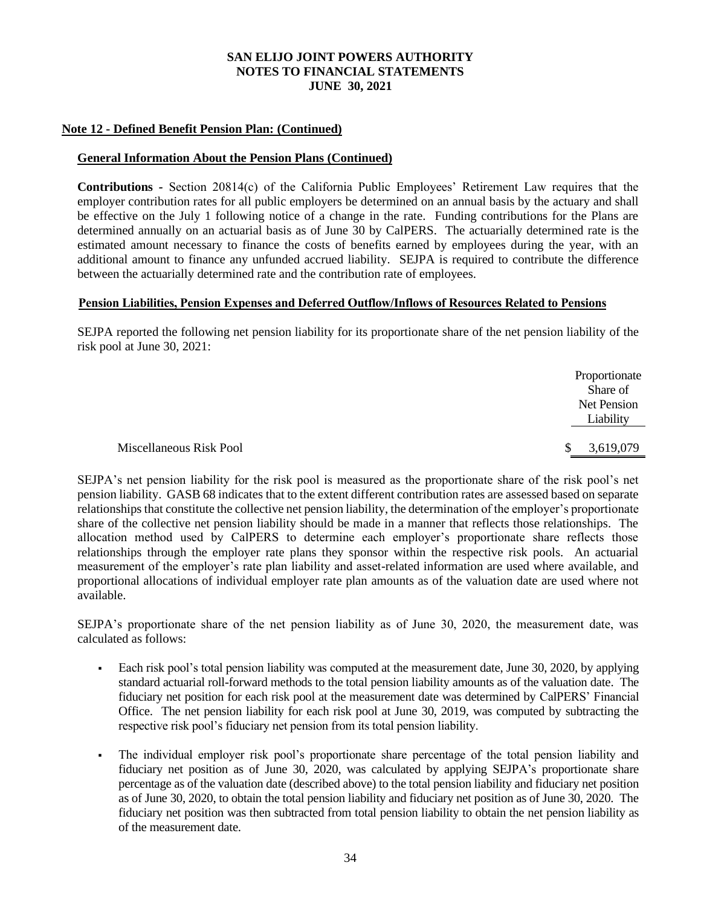**SAN ELIJO JOINT POWERS AUTHORITY**
**NOTES TO FINANCIAL STATEMENTS**
**JUNE 30, 2021**

**Note 12 - Defined Benefit Pension Plan: (Continued)**

**General Information About the Pension Plans (Continued)**

**Contributions -** Section 20814(c) of the California Public Employees' Retirement Law requires that the employer contribution rates for all public employers be determined on an annual basis by the actuary and shall be effective on the July 1 following notice of a change in the rate. Funding contributions for the Plans are determined annually on an actuarial basis as of June 30 by CalPERS. The actuarially determined rate is the estimated amount necessary to finance the costs of benefits earned by employees during the year, with an additional amount to finance any unfunded accrued liability. SEJPA is required to contribute the difference between the actuarially determined rate and the contribution rate of employees.

**Pension Liabilities, Pension Expenses and Deferred Outflow/Inflows of Resources Related to Pensions**

SEJPA reported the following net pension liability for its proportionate share of the net pension liability of the risk pool at June 30, 2021:

| | Proportionate Share of Net Pension Liability |
|---|---|
| Miscellaneous Risk Pool | $ 3,619,079 |

SEJPA's net pension liability for the risk pool is measured as the proportionate share of the risk pool's net pension liability. GASB 68 indicates that to the extent different contribution rates are assessed based on separate relationships that constitute the collective net pension liability, the determination of the employer's proportionate share of the collective net pension liability should be made in a manner that reflects those relationships. The allocation method used by CalPERS to determine each employer's proportionate share reflects those relationships through the employer rate plans they sponsor within the respective risk pools. An actuarial measurement of the employer's rate plan liability and asset-related information are used where available, and proportional allocations of individual employer rate plan amounts as of the valuation date are used where not available.

SEJPA's proportionate share of the net pension liability as of June 30, 2020, the measurement date, was calculated as follows:

- Each risk pool's total pension liability was computed at the measurement date, June 30, 2020, by applying standard actuarial roll-forward methods to the total pension liability amounts as of the valuation date. The fiduciary net position for each risk pool at the measurement date was determined by CalPERS' Financial Office. The net pension liability for each risk pool at June 30, 2019, was computed by subtracting the respective risk pool's fiduciary net pension from its total pension liability.
- The individual employer risk pool's proportionate share percentage of the total pension liability and fiduciary net position as of June 30, 2020, was calculated by applying SEJPA's proportionate share percentage as of the valuation date (described above) to the total pension liability and fiduciary net position as of June 30, 2020, to obtain the total pension liability and fiduciary net position as of June 30, 2020. The fiduciary net position was then subtracted from total pension liability to obtain the net pension liability as of the measurement date.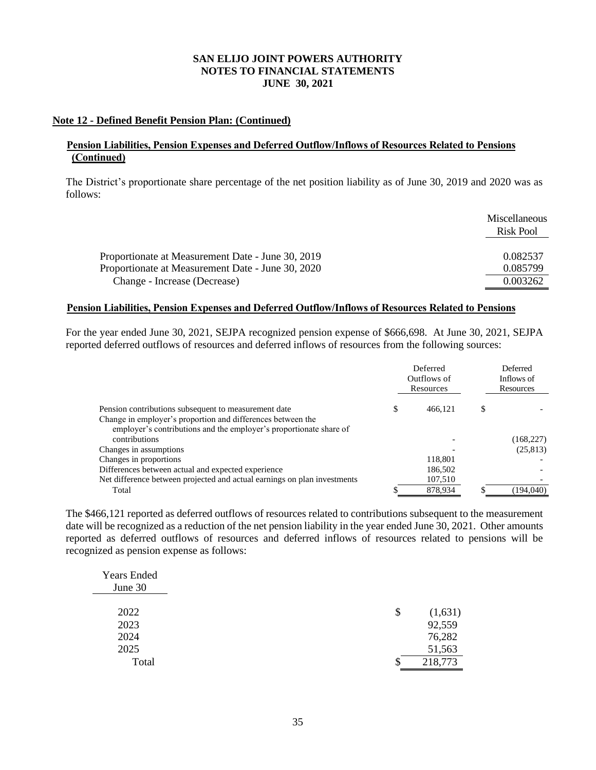**SAN ELIJO JOINT POWERS AUTHORITY**
**NOTES TO FINANCIAL STATEMENTS**
**JUNE 30, 2021**

**Note 12 - Defined Benefit Pension Plan: (Continued)**

**Pension Liabilities, Pension Expenses and Deferred Outflow/Inflows of Resources Related to Pensions (Continued)**

The District's proportionate share percentage of the net position liability as of June 30, 2019 and 2020 was as follows:

| | Miscellaneous Risk Pool |
|---|---|
| Proportionate at Measurement Date - June 30, 2019 | 0.082537 |
| Proportionate at Measurement Date - June 30, 2020 | 0.085799 |
| Change - Increase (Decrease) | 0.003262 |

**Pension Liabilities, Pension Expenses and Deferred Outflow/Inflows of Resources Related to Pensions**

For the year ended June 30, 2021, SEJPA recognized pension expense of $666,698. At June 30, 2021, SEJPA reported deferred outflows of resources and deferred inflows of resources from the following sources:

| | Deferred Outflows of Resources | Deferred Inflows of Resources |
|---|---|---|
| Pension contributions subsequent to measurement date | $ 466,121 | $ - |
| Change in employer's proportion and differences between the employer's contributions and the employer's proportionate share of contributions | - | (168,227) |
| Changes in assumptions | - | (25,813) |
| Changes in proportions | 118,801 | - |
| Differences between actual and expected experience | 186,502 | - |
| Net difference between projected and actual earnings on plan investments | 107,510 | - |
| Total | $ 878,934 | $ (194,040) |

The $466,121 reported as deferred outflows of resources related to contributions subsequent to the measurement date will be recognized as a reduction of the net pension liability in the year ended June 30, 2021. Other amounts reported as deferred outflows of resources and deferred inflows of resources related to pensions will be recognized as pension expense as follows:

| Years Ended June 30 | |
|---|---|
| 2022 | $ (1,631) |
| 2023 | 92,559 |
| 2024 | 76,282 |
| 2025 | 51,563 |
| Total | $ 218,773 |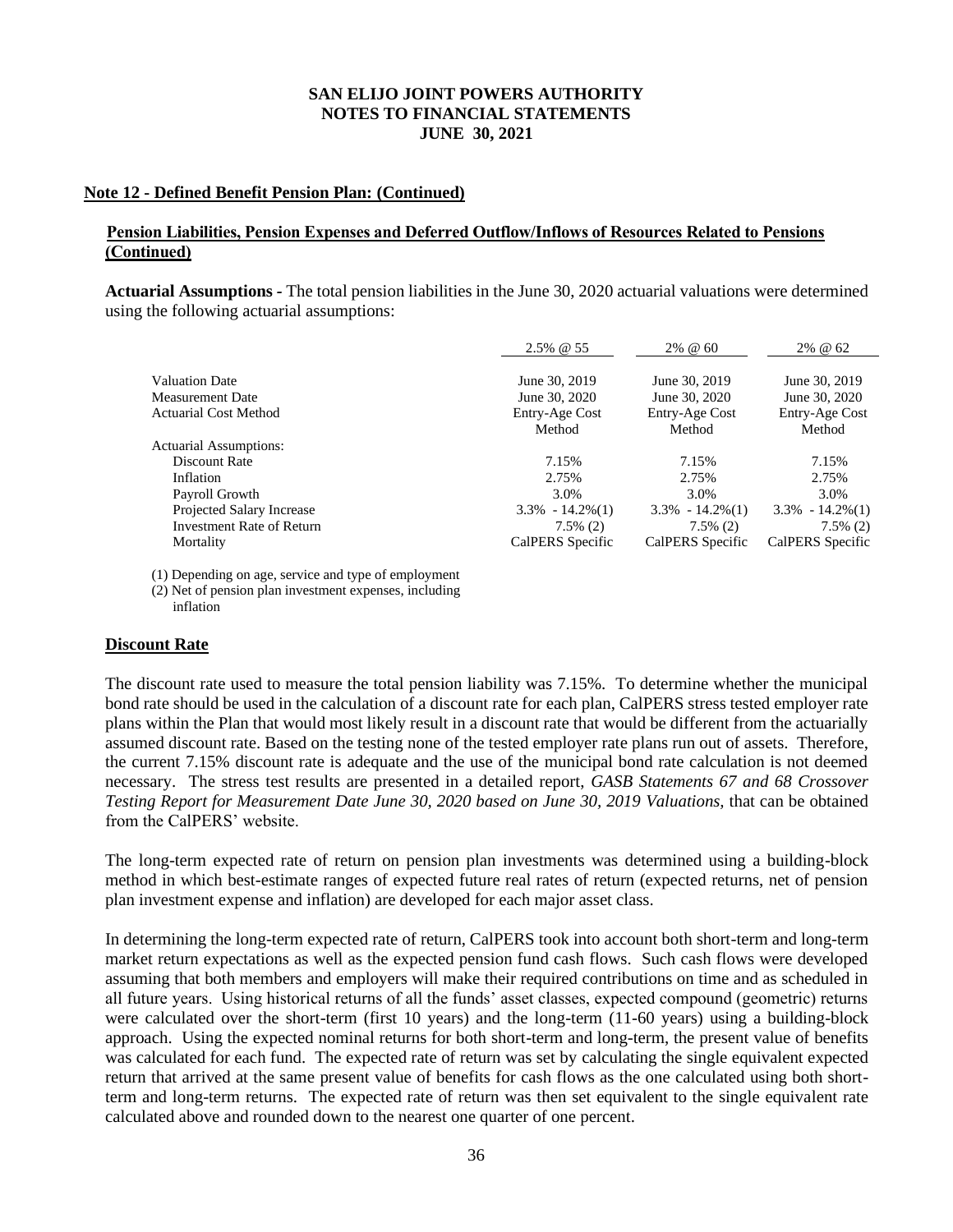# SAN ELIJO JOINT POWERS AUTHORITY
## NOTES TO FINANCIAL STATEMENTS
## JUNE 30, 2021

**Note 12 - Defined Benefit Pension Plan: (Continued)**

**Pension Liabilities, Pension Expenses and Deferred Outflow/Inflows of Resources Related to Pensions (Continued)**

**Actuarial Assumptions -** The total pension liabilities in the June 30, 2020 actuarial valuations were determined using the following actuarial assumptions:

| | 2.5% @ 55 | 2% @ 60 | 2% @ 62 |
|---|---|---|---|
| Valuation Date | June 30, 2019 | June 30, 2019 | June 30, 2019 |
| Measurement Date | June 30, 2020 | June 30, 2020 | June 30, 2020 |
| Actuarial Cost Method | Entry-Age Cost Method | Entry-Age Cost Method | Entry-Age Cost Method |
| Actuarial Assumptions: | | | |
| Discount Rate | 7.15% | 7.15% | 7.15% |
| Inflation | 2.75% | 2.75% | 2.75% |
| Payroll Growth | 3.0% | 3.0% | 3.0% |
| Projected Salary Increase | 3.3% - 14.2%(1) | 3.3% - 14.2%(1) | 3.3% - 14.2%(1) |
| Investment Rate of Return | 7.5% (2) | 7.5% (2) | 7.5% (2) |
| Mortality | CalPERS Specific | CalPERS Specific | CalPERS Specific |

(1) Depending on age, service and type of employment
(2) Net of pension plan investment expenses, including inflation

**Discount Rate**

The discount rate used to measure the total pension liability was 7.15%. To determine whether the municipal bond rate should be used in the calculation of a discount rate for each plan, CalPERS stress tested employer rate plans within the Plan that would most likely result in a discount rate that would be different from the actuarially assumed discount rate. Based on the testing none of the tested employer rate plans run out of assets. Therefore, the current 7.15% discount rate is adequate and the use of the municipal bond rate calculation is not deemed necessary. The stress test results are presented in a detailed report, *GASB Statements 67 and 68 Crossover Testing Report for Measurement Date June 30, 2020 based on June 30, 2019 Valuations*, that can be obtained from the CalPERS' website.

The long-term expected rate of return on pension plan investments was determined using a building-block method in which best-estimate ranges of expected future real rates of return (expected returns, net of pension plan investment expense and inflation) are developed for each major asset class.

In determining the long-term expected rate of return, CalPERS took into account both short-term and long-term market return expectations as well as the expected pension fund cash flows. Such cash flows were developed assuming that both members and employers will make their required contributions on time and as scheduled in all future years. Using historical returns of all the funds' asset classes, expected compound (geometric) returns were calculated over the short-term (first 10 years) and the long-term (11-60 years) using a building-block approach. Using the expected nominal returns for both short-term and long-term, the present value of benefits was calculated for each fund. The expected rate of return was set by calculating the single equivalent expected return that arrived at the same present value of benefits for cash flows as the one calculated using both short-term and long-term returns. The expected rate of return was then set equivalent to the single equivalent rate calculated above and rounded down to the nearest one quarter of one percent.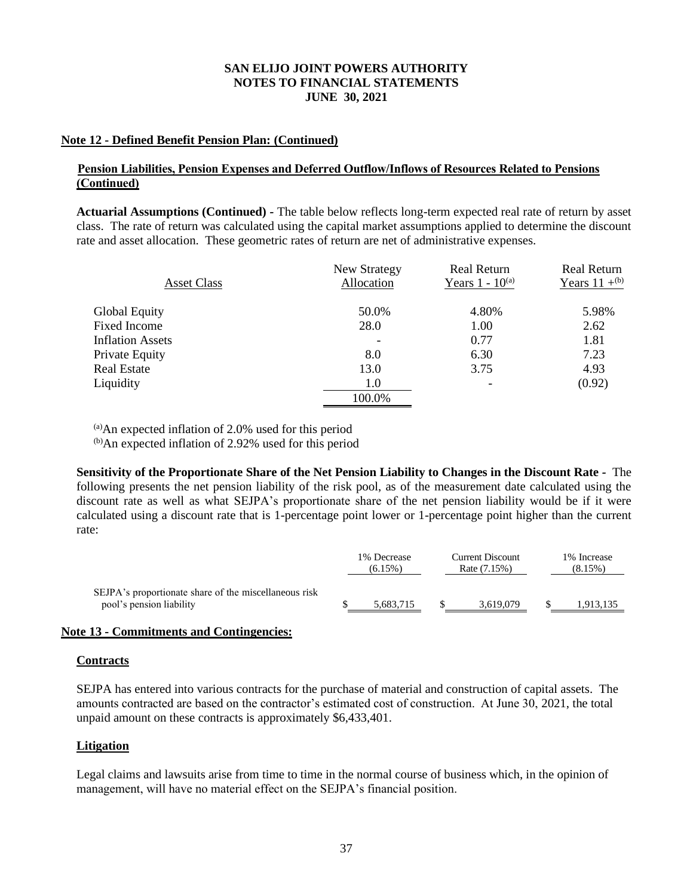**SAN ELIJO JOINT POWERS AUTHORITY**
**NOTES TO FINANCIAL STATEMENTS**
**JUNE 30, 2021**

## Note 12 - Defined Benefit Pension Plan: (Continued)

### Pension Liabilities, Pension Expenses and Deferred Outflow/Inflows of Resources Related to Pensions (Continued)

**Actuarial Assumptions (Continued) -** The table below reflects long-term expected real rate of return by asset class. The rate of return was calculated using the capital market assumptions applied to determine the discount rate and asset allocation. These geometric rates of return are net of administrative expenses.

| Asset Class | New Strategy Allocation | Real Return Years 1 - 10[a] | Real Return Years 11 +[b] |
|---|---|---|---|
| Global Equity | 50.0% | 4.80% | 5.98% |
| Fixed Income | 28.0 | 1.00 | 2.62 |
| Inflation Assets | - | 0.77 | 1.81 |
| Private Equity | 8.0 | 6.30 | 7.23 |
| Real Estate | 13.0 | 3.75 | 4.93 |
| Liquidity | 1.0 | - | (0.92) |
| | 100.0% | | |

[a]An expected inflation of 2.0% used for this period
[b]An expected inflation of 2.92% used for this period

**Sensitivity of the Proportionate Share of the Net Pension Liability to Changes in the Discount Rate -** The following presents the net pension liability of the risk pool, as of the measurement date calculated using the discount rate as well as what SEJPA's proportionate share of the net pension liability would be if it were calculated using a discount rate that is 1-percentage point lower or 1-percentage point higher than the current rate:

| | 1% Decrease (6.15%) | Current Discount Rate (7.15%) | 1% Increase (8.15%) |
|---|---|---|---|
| SEJPA's proportionate share of the miscellaneous risk pool's pension liability | $ 5,683,715 | $ 3,619,079 | $ 1,913,135 |

## Note 13 - Commitments and Contingencies:

### Contracts

SEJPA has entered into various contracts for the purchase of material and construction of capital assets. The amounts contracted are based on the contractor's estimated cost of construction. At June 30, 2021, the total unpaid amount on these contracts is approximately $6,433,401.

### Litigation

Legal claims and lawsuits arise from time to time in the normal course of business which, in the opinion of management, will have no material effect on the SEJPA's financial position.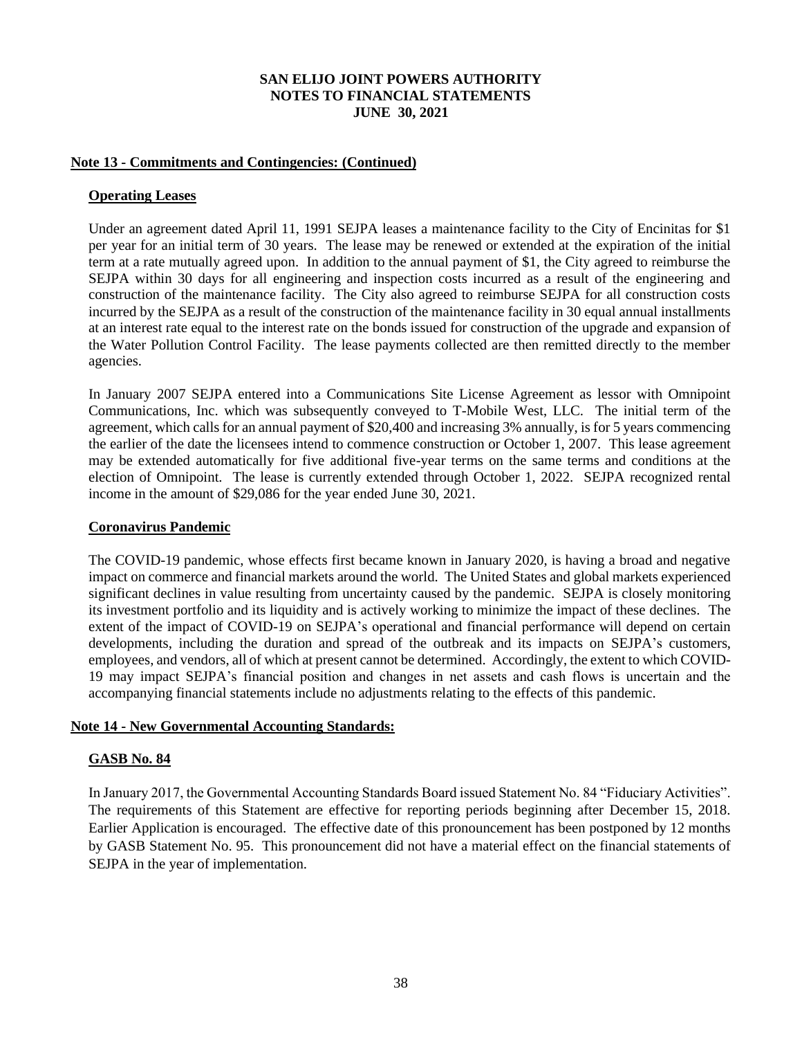# SAN ELIJO JOINT POWERS AUTHORITY
# NOTES TO FINANCIAL STATEMENTS
# JUNE 30, 2021

## Note 13 - Commitments and Contingencies: (Continued)

### Operating Leases

Under an agreement dated April 11, 1991 SEJPA leases a maintenance facility to the City of Encinitas for $1 per year for an initial term of 30 years. The lease may be renewed or extended at the expiration of the initial term at a rate mutually agreed upon. In addition to the annual payment of $1, the City agreed to reimburse the SEJPA within 30 days for all engineering and inspection costs incurred as a result of the engineering and construction of the maintenance facility. The City also agreed to reimburse SEJPA for all construction costs incurred by the SEJPA as a result of the construction of the maintenance facility in 30 equal annual installments at an interest rate equal to the interest rate on the bonds issued for construction of the upgrade and expansion of the Water Pollution Control Facility. The lease payments collected are then remitted directly to the member agencies.

In January 2007 SEJPA entered into a Communications Site License Agreement as lessor with Omnipoint Communications, Inc. which was subsequently conveyed to T-Mobile West, LLC. The initial term of the agreement, which calls for an annual payment of $20,400 and increasing 3% annually, is for 5 years commencing the earlier of the date the licensees intend to commence construction or October 1, 2007. This lease agreement may be extended automatically for five additional five-year terms on the same terms and conditions at the election of Omnipoint. The lease is currently extended through October 1, 2022. SEJPA recognized rental income in the amount of $29,086 for the year ended June 30, 2021.

### Coronavirus Pandemic

The COVID-19 pandemic, whose effects first became known in January 2020, is having a broad and negative impact on commerce and financial markets around the world. The United States and global markets experienced significant declines in value resulting from uncertainty caused by the pandemic. SEJPA is closely monitoring its investment portfolio and its liquidity and is actively working to minimize the impact of these declines. The extent of the impact of COVID-19 on SEJPA's operational and financial performance will depend on certain developments, including the duration and spread of the outbreak and its impacts on SEJPA's customers, employees, and vendors, all of which at present cannot be determined. Accordingly, the extent to which COVID-19 may impact SEJPA's financial position and changes in net assets and cash flows is uncertain and the accompanying financial statements include no adjustments relating to the effects of this pandemic.

## Note 14 - New Governmental Accounting Standards:

### GASB No. 84

In January 2017, the Governmental Accounting Standards Board issued Statement No. 84 "Fiduciary Activities". The requirements of this Statement are effective for reporting periods beginning after December 15, 2018. Earlier Application is encouraged. The effective date of this pronouncement has been postponed by 12 months by GASB Statement No. 95. This pronouncement did not have a material effect on the financial statements of SEJPA in the year of implementation.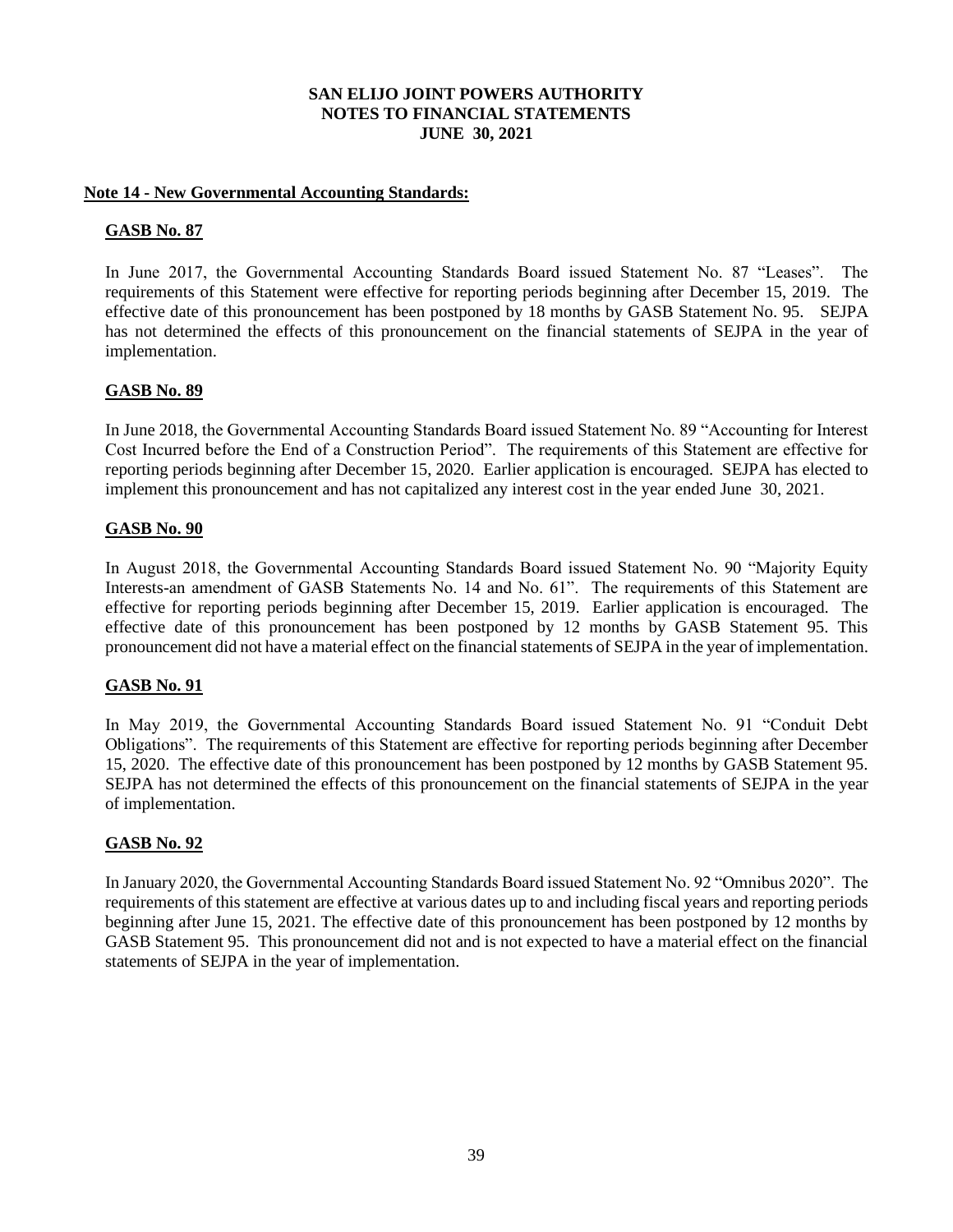**SAN ELIJO JOINT POWERS AUTHORITY**
**NOTES TO FINANCIAL STATEMENTS**
**JUNE 30, 2021**

## Note 14 - New Governmental Accounting Standards:

### GASB No. 87

In June 2017, the Governmental Accounting Standards Board issued Statement No. 87 "Leases". The requirements of this Statement were effective for reporting periods beginning after December 15, 2019. The effective date of this pronouncement has been postponed by 18 months by GASB Statement No. 95. SEJPA has not determined the effects of this pronouncement on the financial statements of SEJPA in the year of implementation.

### GASB No. 89

In June 2018, the Governmental Accounting Standards Board issued Statement No. 89 "Accounting for Interest Cost Incurred before the End of a Construction Period". The requirements of this Statement are effective for reporting periods beginning after December 15, 2020. Earlier application is encouraged. SEJPA has elected to implement this pronouncement and has not capitalized any interest cost in the year ended June 30, 2021.

### GASB No. 90

In August 2018, the Governmental Accounting Standards Board issued Statement No. 90 "Majority Equity Interests-an amendment of GASB Statements No. 14 and No. 61". The requirements of this Statement are effective for reporting periods beginning after December 15, 2019. Earlier application is encouraged. The effective date of this pronouncement has been postponed by 12 months by GASB Statement 95. This pronouncement did not have a material effect on the financial statements of SEJPA in the year of implementation.

### GASB No. 91

In May 2019, the Governmental Accounting Standards Board issued Statement No. 91 "Conduit Debt Obligations". The requirements of this Statement are effective for reporting periods beginning after December 15, 2020. The effective date of this pronouncement has been postponed by 12 months by GASB Statement 95. SEJPA has not determined the effects of this pronouncement on the financial statements of SEJPA in the year of implementation.

### GASB No. 92

In January 2020, the Governmental Accounting Standards Board issued Statement No. 92 "Omnibus 2020". The requirements of this statement are effective at various dates up to and including fiscal years and reporting periods beginning after June 15, 2021. The effective date of this pronouncement has been postponed by 12 months by GASB Statement 95. This pronouncement did not and is not expected to have a material effect on the financial statements of SEJPA in the year of implementation.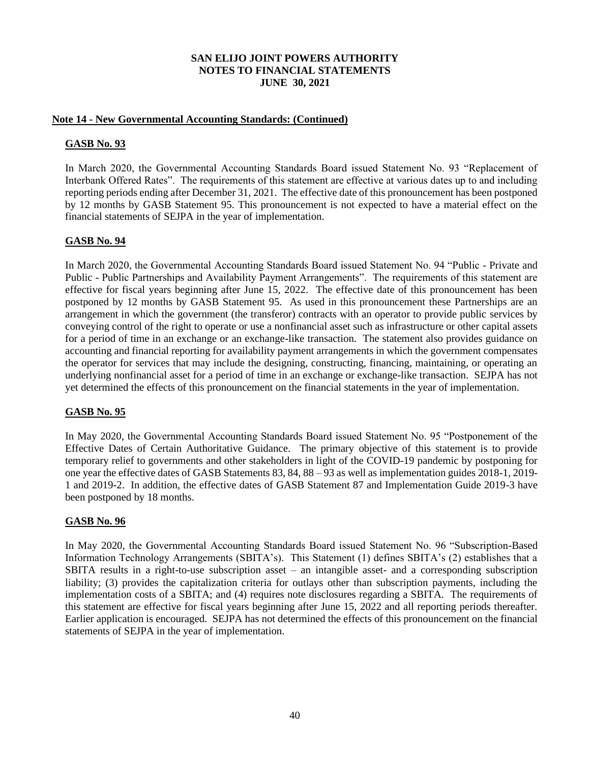**SAN ELIJO JOINT POWERS AUTHORITY**
**NOTES TO FINANCIAL STATEMENTS**
**JUNE 30, 2021**

**Note 14 - New Governmental Accounting Standards: (Continued)**

**GASB No. 93**

In March 2020, the Governmental Accounting Standards Board issued Statement No. 93 "Replacement of Interbank Offered Rates". The requirements of this statement are effective at various dates up to and including reporting periods ending after December 31, 2021. The effective date of this pronouncement has been postponed by 12 months by GASB Statement 95. This pronouncement is not expected to have a material effect on the financial statements of SEJPA in the year of implementation.

**GASB No. 94**

In March 2020, the Governmental Accounting Standards Board issued Statement No. 94 "Public - Private and Public - Public Partnerships and Availability Payment Arrangements". The requirements of this statement are effective for fiscal years beginning after June 15, 2022. The effective date of this pronouncement has been postponed by 12 months by GASB Statement 95. As used in this pronouncement these Partnerships are an arrangement in which the government (the transferor) contracts with an operator to provide public services by conveying control of the right to operate or use a nonfinancial asset such as infrastructure or other capital assets for a period of time in an exchange or an exchange-like transaction. The statement also provides guidance on accounting and financial reporting for availability payment arrangements in which the government compensates the operator for services that may include the designing, constructing, financing, maintaining, or operating an underlying nonfinancial asset for a period of time in an exchange or exchange-like transaction. SEJPA has not yet determined the effects of this pronouncement on the financial statements in the year of implementation.

**GASB No. 95**

In May 2020, the Governmental Accounting Standards Board issued Statement No. 95 "Postponement of the Effective Dates of Certain Authoritative Guidance. The primary objective of this statement is to provide temporary relief to governments and other stakeholders in light of the COVID-19 pandemic by postponing for one year the effective dates of GASB Statements 83, 84, 88 – 93 as well as implementation guides 2018-1, 2019-1 and 2019-2. In addition, the effective dates of GASB Statement 87 and Implementation Guide 2019-3 have been postponed by 18 months.

**GASB No. 96**

In May 2020, the Governmental Accounting Standards Board issued Statement No. 96 "Subscription-Based Information Technology Arrangements (SBITA's). This Statement (1) defines SBITA's (2) establishes that a SBITA results in a right-to-use subscription asset – an intangible asset- and a corresponding subscription liability; (3) provides the capitalization criteria for outlays other than subscription payments, including the implementation costs of a SBITA; and (4) requires note disclosures regarding a SBITA. The requirements of this statement are effective for fiscal years beginning after June 15, 2022 and all reporting periods thereafter. Earlier application is encouraged. SEJPA has not determined the effects of this pronouncement on the financial statements of SEJPA in the year of implementation.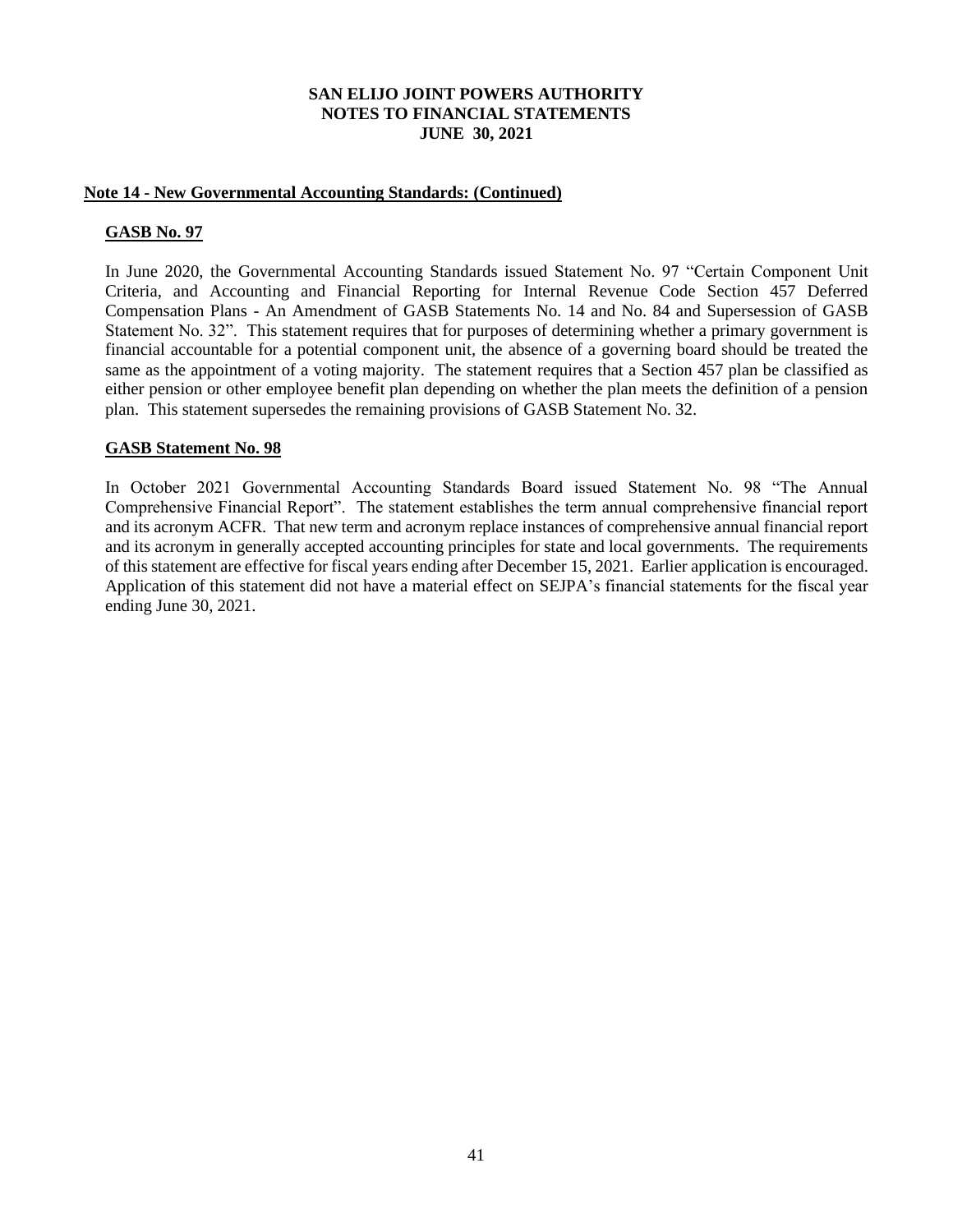## Note 14 - New Governmental Accounting Standards: (Continued)

### GASB No. 97

In June 2020, the Governmental Accounting Standards issued Statement No. 97 "Certain Component Unit Criteria, and Accounting and Financial Reporting for Internal Revenue Code Section 457 Deferred Compensation Plans - An Amendment of GASB Statements No. 14 and No. 84 and Supersession of GASB Statement No. 32". This statement requires that for purposes of determining whether a primary government is financial accountable for a potential component unit, the absence of a governing board should be treated the same as the appointment of a voting majority. The statement requires that a Section 457 plan be classified as either pension or other employee benefit plan depending on whether the plan meets the definition of a pension plan. This statement supersedes the remaining provisions of GASB Statement No. 32.

### GASB Statement No. 98

In October 2021 Governmental Accounting Standards Board issued Statement No. 98 "The Annual Comprehensive Financial Report". The statement establishes the term annual comprehensive financial report and its acronym ACFR. That new term and acronym replace instances of comprehensive annual financial report and its acronym in generally accepted accounting principles for state and local governments. The requirements of this statement are effective for fiscal years ending after December 15, 2021. Earlier application is encouraged. Application of this statement did not have a material effect on SEJPA's financial statements for the fiscal year ending June 30, 2021.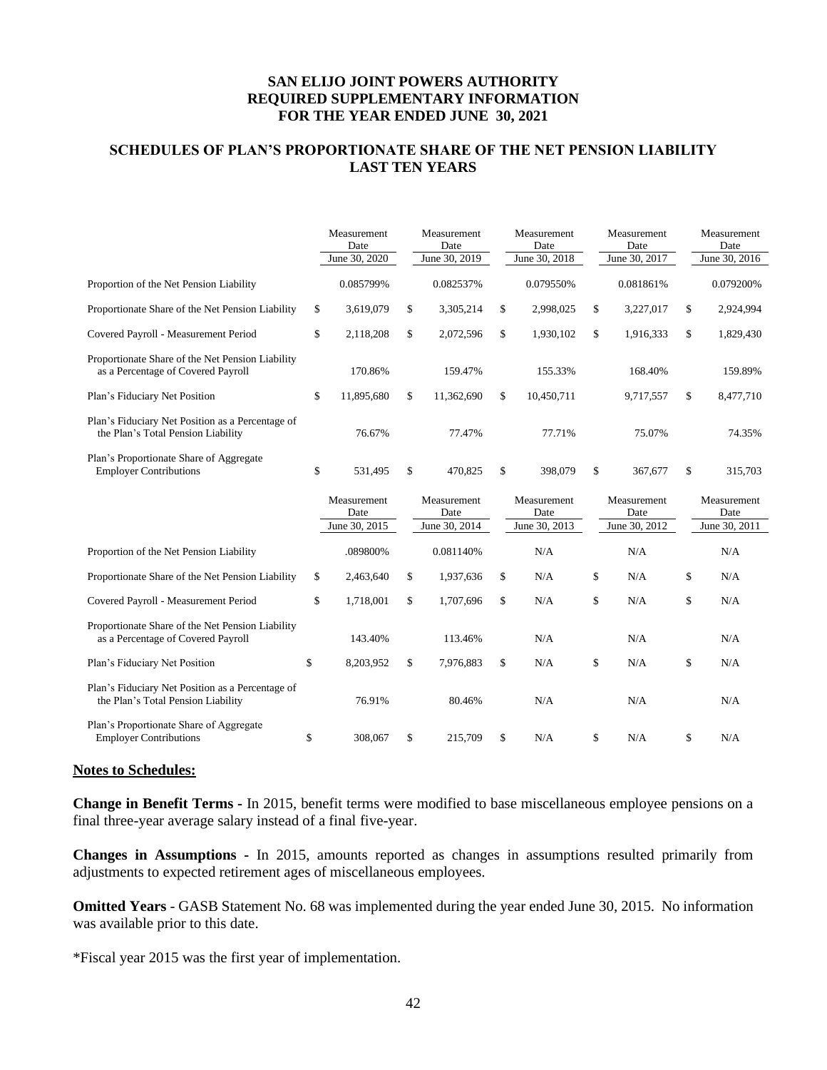**SAN ELIJO JOINT POWERS AUTHORITY**
**REQUIRED SUPPLEMENTARY INFORMATION**
**FOR THE YEAR ENDED JUNE 30, 2021**

## SCHEDULES OF PLAN'S PROPORTIONATE SHARE OF THE NET PENSION LIABILITY LAST TEN YEARS

| | Measurement Date June 30, 2020 | Measurement Date June 30, 2019 | Measurement Date June 30, 2018 | Measurement Date June 30, 2017 | Measurement Date June 30, 2016 |
|---|---|---|---|---|---|
| Proportion of the Net Pension Liability | 0.085799% | 0.082537% | 0.079550% | 0.081861% | 0.079200% |
| Proportionate Share of the Net Pension Liability | $ 3,619,079 | $ 3,305,214 | $ 2,998,025 | $ 3,227,017 | $ 2,924,994 |
| Covered Payroll - Measurement Period | $ 2,118,208 | $ 2,072,596 | $ 1,930,102 | $ 1,916,333 | $ 1,829,430 |
| Proportionate Share of the Net Pension Liability as a Percentage of Covered Payroll | 170.86% | 159.47% | 155.33% | 168.40% | 159.89% |
| Plan's Fiduciary Net Position | $ 11,895,680 | $ 11,362,690 | $ 10,450,711 | 9,717,557 | $ 8,477,710 |
| Plan's Fiduciary Net Position as a Percentage of the Plan's Total Pension Liability | 76.67% | 77.47% | 77.71% | 75.07% | 74.35% |
| Plan's Proportionate Share of Aggregate Employer Contributions | $ 531,495 | $ 470,825 | $ 398,079 | $ 367,677 | $ 315,703 |

| | Measurement Date June 30, 2015 | Measurement Date June 30, 2014 | Measurement Date June 30, 2013 | Measurement Date June 30, 2012 | Measurement Date June 30, 2011 |
|---|---|---|---|---|---|
| Proportion of the Net Pension Liability | .089800% | 0.081140% | N/A | N/A | N/A |
| Proportionate Share of the Net Pension Liability | $ 2,463,640 | $ 1,937,636 | $ N/A | $ N/A | $ N/A |
| Covered Payroll - Measurement Period | $ 1,718,001 | $ 1,707,696 | $ N/A | $ N/A | $ N/A |
| Proportionate Share of the Net Pension Liability as a Percentage of Covered Payroll | 143.40% | 113.46% | N/A | N/A | N/A |
| Plan's Fiduciary Net Position | $ 8,203,952 | $ 7,976,883 | $ N/A | $ N/A | $ N/A |
| Plan's Fiduciary Net Position as a Percentage of the Plan's Total Pension Liability | 76.91% | 80.46% | N/A | N/A | N/A |
| Plan's Proportionate Share of Aggregate Employer Contributions | $ 308,067 | $ 215,709 | $ N/A | $ N/A | $ N/A |

**Notes to Schedules:**

**Change in Benefit Terms** - In 2015, benefit terms were modified to base miscellaneous employee pensions on a final three-year average salary instead of a final five-year.

**Changes in Assumptions** - In 2015, amounts reported as changes in assumptions resulted primarily from adjustments to expected retirement ages of miscellaneous employees.

**Omitted Years** - GASB Statement No. 68 was implemented during the year ended June 30, 2015. No information was available prior to this date.

*Fiscal year 2015 was the first year of implementation.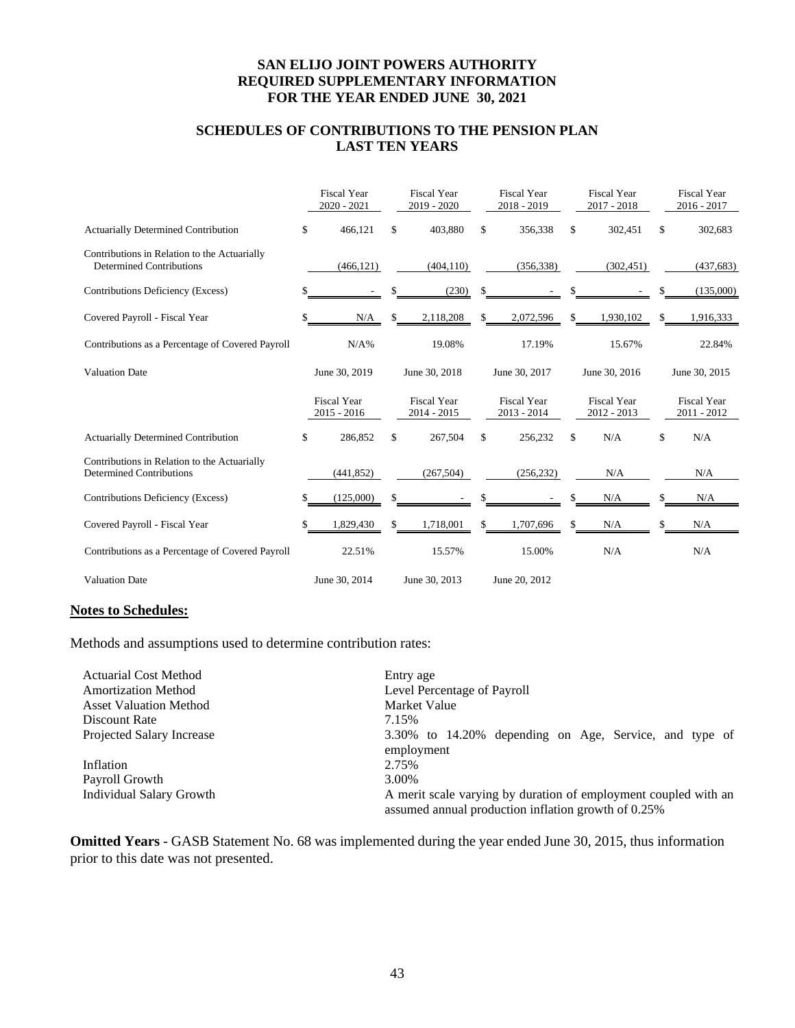# SAN ELIJO JOINT POWERS AUTHORITY
# REQUIRED SUPPLEMENTARY INFORMATION
# FOR THE YEAR ENDED JUNE 30, 2021

## SCHEDULES OF CONTRIBUTIONS TO THE PENSION PLAN
## LAST TEN YEARS

| | Fiscal Year 2020 - 2021 | Fiscal Year 2019 - 2020 | Fiscal Year 2018 - 2019 | Fiscal Year 2017 - 2018 | Fiscal Year 2016 - 2017 |
|---|---|---|---|---|---|
| Actuarially Determined Contribution | $ 466,121 | $ 403,880 | $ 356,338 | $ 302,451 | $ 302,683 |
| Contributions in Relation to the Actuarially Determined Contributions | (466,121) | (404,110) | (356,338) | (302,451) | (437,683) |
| Contributions Deficiency (Excess) | $ - | $ (230) | $ - | $ - | $ (135,000) |
| Covered Payroll - Fiscal Year | $ N/A | $ 2,118,208 | $ 2,072,596 | $ 1,930,102 | $ 1,916,333 |
| Contributions as a Percentage of Covered Payroll | N/A% | 19.08% | 17.19% | 15.67% | 22.84% |
| Valuation Date | June 30, 2019 | June 30, 2018 | June 30, 2017 | June 30, 2016 | June 30, 2015 |

| | Fiscal Year 2015 - 2016 | Fiscal Year 2014 - 2015 | Fiscal Year 2013 - 2014 | Fiscal Year 2012 - 2013 | Fiscal Year 2011 - 2012 |
|---|---|---|---|---|---|
| Actuarially Determined Contribution | $ 286,852 | $ 267,504 | $ 256,232 | $ N/A | $ N/A |
| Contributions in Relation to the Actuarially Determined Contributions | (441,852) | (267,504) | (256,232) | N/A | N/A |
| Contributions Deficiency (Excess) | $ (125,000) | $ - | $ - | $ N/A | $ N/A |
| Covered Payroll - Fiscal Year | $ 1,829,430 | $ 1,718,001 | $ 1,707,696 | $ N/A | $ N/A |
| Contributions as a Percentage of Covered Payroll | 22.51% | 15.57% | 15.00% | N/A | N/A |
| Valuation Date | June 30, 2014 | June 30, 2013 | June 20, 2012 | | |

**Notes to Schedules:**

Methods and assumptions used to determine contribution rates:

| | |
|---|---|
| Actuarial Cost Method | Entry age |
| Amortization Method | Level Percentage of Payroll |
| Asset Valuation Method | Market Value |
| Discount Rate | 7.15% |
| Projected Salary Increase | 3.30% to 14.20% depending on Age, Service, and type of employment |
| Inflation | 2.75% |
| Payroll Growth | 3.00% |
| Individual Salary Growth | A merit scale varying by duration of employment coupled with an assumed annual production inflation growth of 0.25% |

**Omitted Years** - GASB Statement No. 68 was implemented during the year ended June 30, 2015, thus information prior to this date was not presented.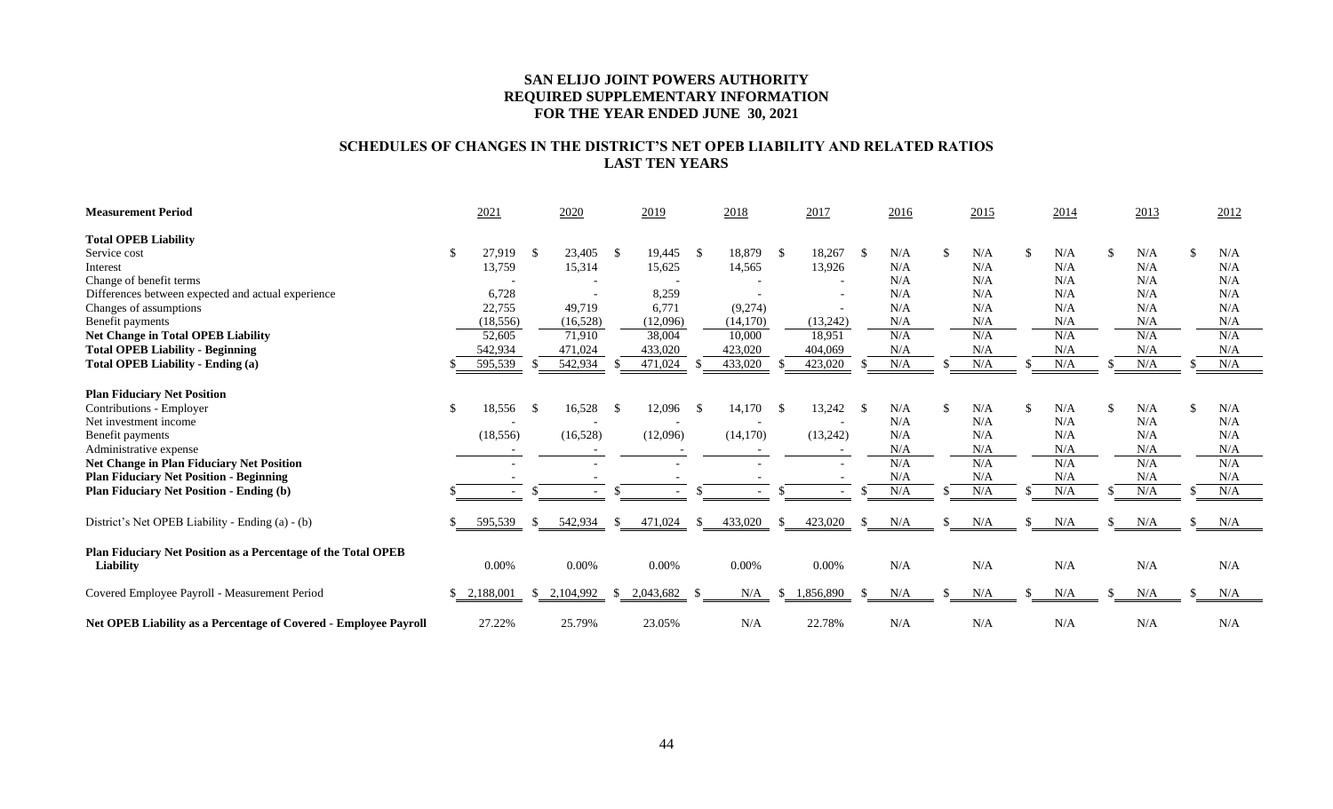**SAN ELIJO JOINT POWERS AUTHORITY**
**REQUIRED SUPPLEMENTARY INFORMATION**
**FOR THE YEAR ENDED JUNE 30, 2021**

**SCHEDULES OF CHANGES IN THE DISTRICT'S NET OPEB LIABILITY AND RELATED RATIOS**
**LAST TEN YEARS**

| **Measurement Period** | 2021 | 2020 | 2019 | 2018 | 2017 | 2016 | 2015 | 2014 | 2013 | 2012 |
|---|---|---|---|---|---|---|---|---|---|---|
| **Total OPEB Liability** | | | | | | | | | | |
| Service cost | $ 27,919 | $ 23,405 | $ 19,445 | $ 18,879 | $ 18,267 | $ N/A | $ N/A | $ N/A | $ N/A | $ N/A |
| Interest | 13,759 | 15,314 | 15,625 | 14,565 | 13,926 | N/A | N/A | N/A | N/A | N/A |
| Change of benefit terms | - | - | - | - | - | N/A | N/A | N/A | N/A | N/A |
| Differences between expected and actual experience | 6,728 | - | 8,259 | - | - | N/A | N/A | N/A | N/A | N/A |
| Changes of assumptions | 22,755 | 49,719 | 6,771 | (9,274) | - | N/A | N/A | N/A | N/A | N/A |
| Benefit payments | (18,556) | (16,528) | (12,096) | (14,170) | (13,242) | N/A | N/A | N/A | N/A | N/A |
| **Net Change in Total OPEB Liability** | 52,605 | 71,910 | 38,004 | 10,000 | 18,951 | N/A | N/A | N/A | N/A | N/A |
| **Total OPEB Liability - Beginning** | 542,934 | 471,024 | 433,020 | 423,020 | 404,069 | N/A | N/A | N/A | N/A | N/A |
| **Total OPEB Liability - Ending (a)** | $ 595,539 | $ 542,934 | $ 471,024 | $ 433,020 | $ 423,020 | $ N/A | $ N/A | $ N/A | $ N/A | $ N/A |
| **Plan Fiduciary Net Position** | | | | | | | | | | |
| Contributions - Employer | $ 18,556 | $ 16,528 | $ 12,096 | $ 14,170 | $ 13,242 | $ N/A | $ N/A | $ N/A | $ N/A | $ N/A |
| Net investment income | - | - | - | - | - | N/A | N/A | N/A | N/A | N/A |
| Benefit payments | (18,556) | (16,528) | (12,096) | (14,170) | (13,242) | N/A | N/A | N/A | N/A | N/A |
| Administrative expense | - | - | - | - | - | N/A | N/A | N/A | N/A | N/A |
| **Net Change in Plan Fiduciary Net Position** | - | - | - | - | - | N/A | N/A | N/A | N/A | N/A |
| **Plan Fiduciary Net Position - Beginning** | - | - | - | - | - | N/A | N/A | N/A | N/A | N/A |
| **Plan Fiduciary Net Position - Ending (b)** | $ - | $ - | $ - | $ - | $ - | $ N/A | $ N/A | $ N/A | $ N/A | $ N/A |
| District's Net OPEB Liability - Ending (a) - (b) | $ 595,539 | $ 542,934 | $ 471,024 | $ 433,020 | $ 423,020 | $ N/A | $ N/A | $ N/A | $ N/A | $ N/A |
| **Plan Fiduciary Net Position as a Percentage of the Total OPEB Liability** | 0.00% | 0.00% | 0.00% | 0.00% | 0.00% | N/A | N/A | N/A | N/A | N/A |
| Covered Employee Payroll - Measurement Period | $ 2,188,001 | $ 2,104,992 | $ 2,043,682 | $ N/A | $ 1,856,890 | $ N/A | $ N/A | $ N/A | $ N/A | $ N/A |
| **Net OPEB Liability as a Percentage of Covered - Employee Payroll** | 27.22% | 25.79% | 23.05% | N/A | 22.78% | N/A | N/A | N/A | N/A | N/A |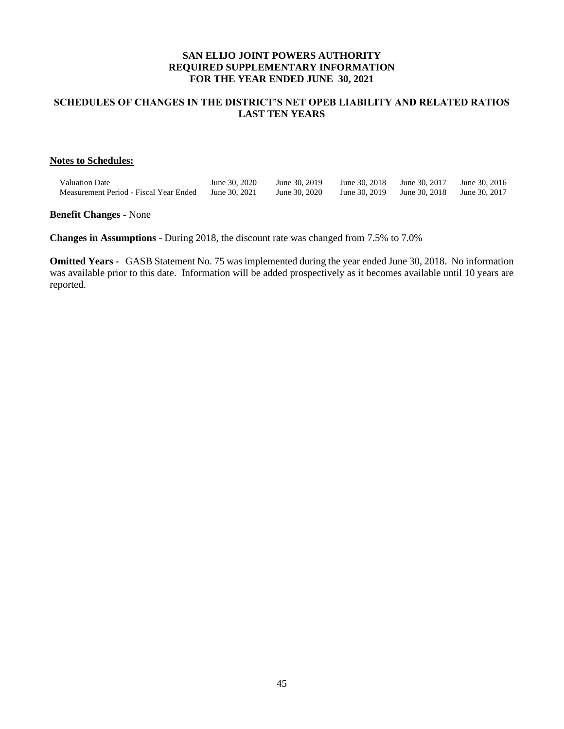# SAN ELIJO JOINT POWERS AUTHORITY
# REQUIRED SUPPLEMENTARY INFORMATION
# FOR THE YEAR ENDED JUNE 30, 2021

## SCHEDULES OF CHANGES IN THE DISTRICT'S NET OPEB LIABILITY AND RELATED RATIOS LAST TEN YEARS

**Notes to Schedules:**

| | | | | | |
|---|---|---|---|---|---|
| Valuation Date | June 30, 2020 | June 30, 2019 | June 30, 2018 | June 30, 2017 | June 30, 2016 |
| Measurement Period - Fiscal Year Ended | June 30, 2021 | June 30, 2020 | June 30, 2019 | June 30, 2018 | June 30, 2017 |

**Benefit Changes** - None

**Changes in Assumptions** - During 2018, the discount rate was changed from 7.5% to 7.0%

**Omitted Years -** GASB Statement No. 75 was implemented during the year ended June 30, 2018. No information was available prior to this date. Information will be added prospectively as it becomes available until 10 years are reported.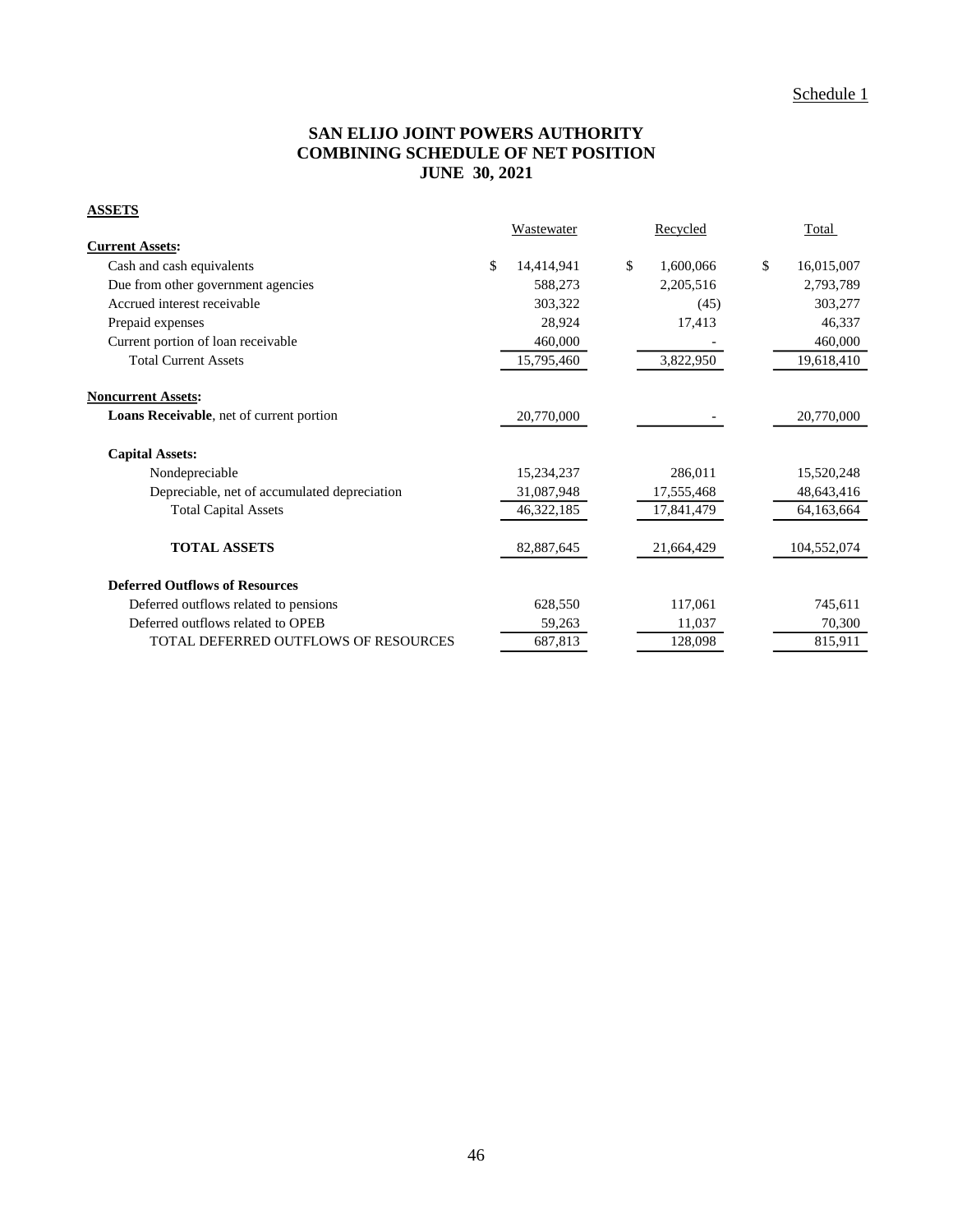Schedule 1

# SAN ELIJO JOINT POWERS AUTHORITY
## COMBINING SCHEDULE OF NET POSITION
## JUNE 30, 2021

**ASSETS**

| | Wastewater | Recycled | Total |
|---|---|---|---|
| **Current Assets:** | | | |
| Cash and cash equivalents | $ 14,414,941 | $ 1,600,066 | $ 16,015,007 |
| Due from other government agencies | 588,273 | 2,205,516 | 2,793,789 |
| Accrued interest receivable | 303,322 | (45) | 303,277 |
| Prepaid expenses | 28,924 | 17,413 | 46,337 |
| Current portion of loan receivable | 460,000 | - | 460,000 |
| Total Current Assets | 15,795,460 | 3,822,950 | 19,618,410 |
| **Noncurrent Assets:** | | | |
| **Loans Receivable**, net of current portion | 20,770,000 | - | 20,770,000 |
| **Capital Assets:** | | | |
| Nondepreciable | 15,234,237 | 286,011 | 15,520,248 |
| Depreciable, net of accumulated depreciation | 31,087,948 | 17,555,468 | 48,643,416 |
| Total Capital Assets | 46,322,185 | 17,841,479 | 64,163,664 |
| **TOTAL ASSETS** | 82,887,645 | 21,664,429 | 104,552,074 |
| **Deferred Outflows of Resources** | | | |
| Deferred outflows related to pensions | 628,550 | 117,061 | 745,611 |
| Deferred outflows related to OPEB | 59,263 | 11,037 | 70,300 |
| TOTAL DEFERRED OUTFLOWS OF RESOURCES | 687,813 | 128,098 | 815,911 |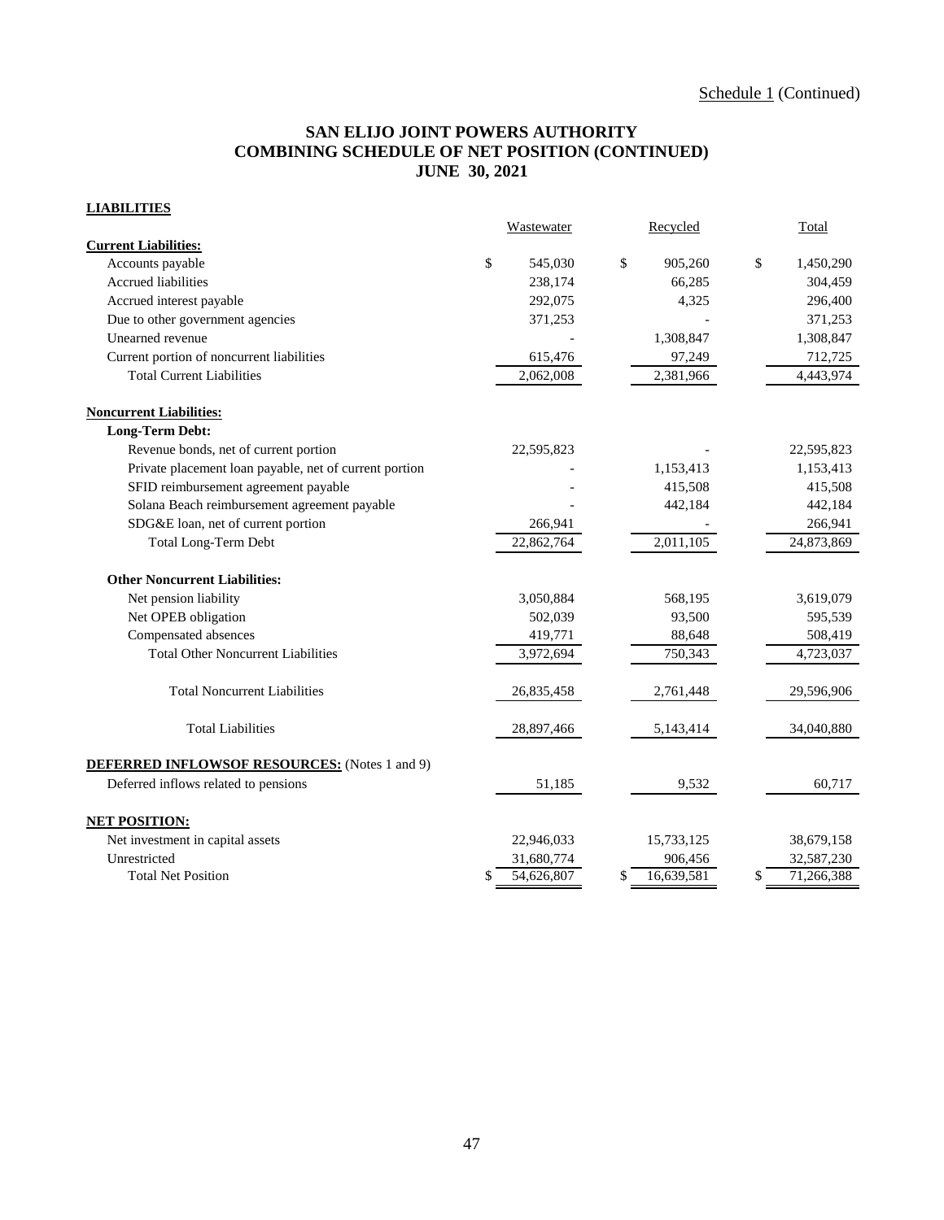Schedule 1 (Continued)

# SAN ELIJO JOINT POWERS AUTHORITY
## COMBINING SCHEDULE OF NET POSITION (CONTINUED)
## JUNE 30, 2021

**LIABILITIES**

| | Wastewater | Recycled | Total |
|---|---|---|---|
| **Current Liabilities:** | | | |
| Accounts payable | $ 545,030 | $ 905,260 | $ 1,450,290 |
| Accrued liabilities | 238,174 | 66,285 | 304,459 |
| Accrued interest payable | 292,075 | 4,325 | 296,400 |
| Due to other government agencies | 371,253 | - | 371,253 |
| Unearned revenue | - | 1,308,847 | 1,308,847 |
| Current portion of noncurrent liabilities | 615,476 | 97,249 | 712,725 |
| Total Current Liabilities | 2,062,008 | 2,381,966 | 4,443,974 |
| **Noncurrent Liabilities:** | | | |
| **Long-Term Debt:** | | | |
| Revenue bonds, net of current portion | 22,595,823 | - | 22,595,823 |
| Private placement loan payable, net of current portion | - | 1,153,413 | 1,153,413 |
| SFID reimbursement agreement payable | - | 415,508 | 415,508 |
| Solana Beach reimbursement agreement payable | - | 442,184 | 442,184 |
| SDG&E loan, net of current portion | 266,941 | - | 266,941 |
| Total Long-Term Debt | 22,862,764 | 2,011,105 | 24,873,869 |
| **Other Noncurrent Liabilities:** | | | |
| Net pension liability | 3,050,884 | 568,195 | 3,619,079 |
| Net OPEB obligation | 502,039 | 93,500 | 595,539 |
| Compensated absences | 419,771 | 88,648 | 508,419 |
| Total Other Noncurrent Liabilities | 3,972,694 | 750,343 | 4,723,037 |
| Total Noncurrent Liabilities | 26,835,458 | 2,761,448 | 29,596,906 |
| Total Liabilities | 28,897,466 | 5,143,414 | 34,040,880 |
| **DEFERRED INFLOWSOF RESOURCES:** (Notes 1 and 9) | | | |
| Deferred inflows related to pensions | 51,185 | 9,532 | 60,717 |
| **NET POSITION:** | | | |
| Net investment in capital assets | 22,946,033 | 15,733,125 | 38,679,158 |
| Unrestricted | 31,680,774 | 906,456 | 32,587,230 |
| Total Net Position | $ 54,626,807 | $ 16,639,581 | $ 71,266,388 |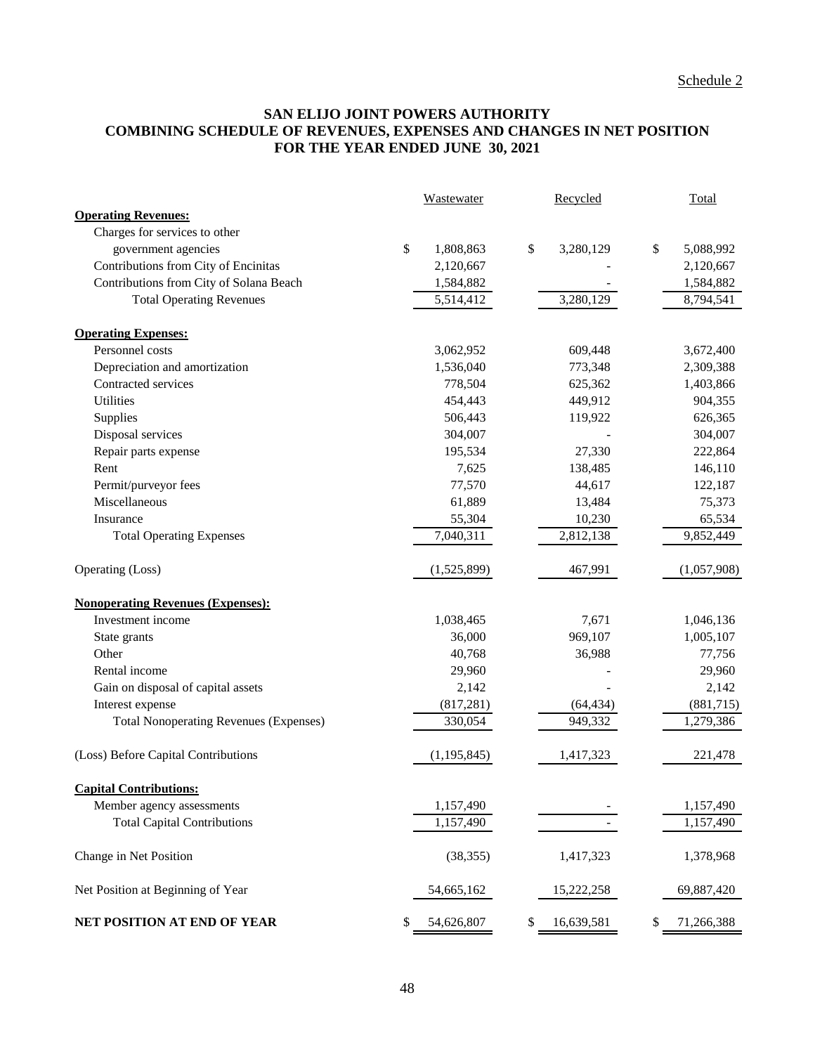Schedule 2

# SAN ELIJO JOINT POWERS AUTHORITY
## COMBINING SCHEDULE OF REVENUES, EXPENSES AND CHANGES IN NET POSITION
## FOR THE YEAR ENDED JUNE 30, 2021

| | Wastewater | Recycled | Total |
|---|---|---|---|
| **Operating Revenues:** | | | |
| Charges for services to other government agencies | $ 1,808,863 | $ 3,280,129 | $ 5,088,992 |
| Contributions from City of Encinitas | 2,120,667 | - | 2,120,667 |
| Contributions from City of Solana Beach | 1,584,882 | - | 1,584,882 |
| Total Operating Revenues | 5,514,412 | 3,280,129 | 8,794,541 |
| **Operating Expenses:** | | | |
| Personnel costs | 3,062,952 | 609,448 | 3,672,400 |
| Depreciation and amortization | 1,536,040 | 773,348 | 2,309,388 |
| Contracted services | 778,504 | 625,362 | 1,403,866 |
| Utilities | 454,443 | 449,912 | 904,355 |
| Supplies | 506,443 | 119,922 | 626,365 |
| Disposal services | 304,007 | - | 304,007 |
| Repair parts expense | 195,534 | 27,330 | 222,864 |
| Rent | 7,625 | 138,485 | 146,110 |
| Permit/purveyor fees | 77,570 | 44,617 | 122,187 |
| Miscellaneous | 61,889 | 13,484 | 75,373 |
| Insurance | 55,304 | 10,230 | 65,534 |
| Total Operating Expenses | 7,040,311 | 2,812,138 | 9,852,449 |
| Operating (Loss) | (1,525,899) | 467,991 | (1,057,908) |
| **Nonoperating Revenues (Expenses):** | | | |
| Investment income | 1,038,465 | 7,671 | 1,046,136 |
| State grants | 36,000 | 969,107 | 1,005,107 |
| Other | 40,768 | 36,988 | 77,756 |
| Rental income | 29,960 | - | 29,960 |
| Gain on disposal of capital assets | 2,142 | - | 2,142 |
| Interest expense | (817,281) | (64,434) | (881,715) |
| Total Nonoperating Revenues (Expenses) | 330,054 | 949,332 | 1,279,386 |
| (Loss) Before Capital Contributions | (1,195,845) | 1,417,323 | 221,478 |
| **Capital Contributions:** | | | |
| Member agency assessments | 1,157,490 | - | 1,157,490 |
| Total Capital Contributions | 1,157,490 | - | 1,157,490 |
| Change in Net Position | (38,355) | 1,417,323 | 1,378,968 |
| Net Position at Beginning of Year | 54,665,162 | 15,222,258 | 69,887,420 |
| **NET POSITION AT END OF YEAR** | $ 54,626,807 | $ 16,639,581 | $ 71,266,388 |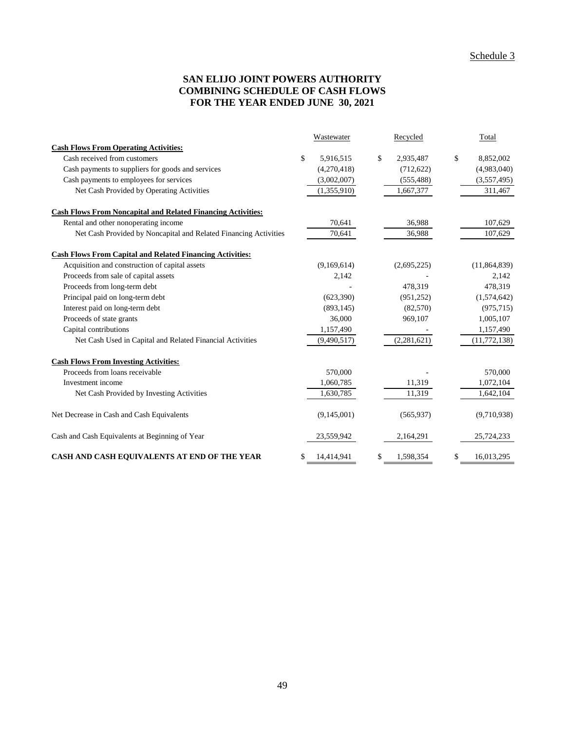Schedule 3

# SAN ELIJO JOINT POWERS AUTHORITY
## COMBINING SCHEDULE OF CASH FLOWS
## FOR THE YEAR ENDED JUNE 30, 2021

| | Wastewater | Recycled | Total |
|---|---|---|---|
| **Cash Flows From Operating Activities:** | | | |
| Cash received from customers | $ 5,916,515 | $ 2,935,487 | $ 8,852,002 |
| Cash payments to suppliers for goods and services | (4,270,418) | (712,622) | (4,983,040) |
| Cash payments to employees for services | (3,002,007) | (555,488) | (3,557,495) |
| Net Cash Provided by Operating Activities | (1,355,910) | 1,667,377 | 311,467 |
| **Cash Flows From Noncapital and Related Financing Activities:** | | | |
| Rental and other nonoperating income | 70,641 | 36,988 | 107,629 |
| Net Cash Provided by Noncapital and Related Financing Activities | 70,641 | 36,988 | 107,629 |
| **Cash Flows From Capital and Related Financing Activities:** | | | |
| Acquisition and construction of capital assets | (9,169,614) | (2,695,225) | (11,864,839) |
| Proceeds from sale of capital assets | 2,142 | - | 2,142 |
| Proceeds from long-term debt | - | 478,319 | 478,319 |
| Principal paid on long-term debt | (623,390) | (951,252) | (1,574,642) |
| Interest paid on long-term debt | (893,145) | (82,570) | (975,715) |
| Proceeds of state grants | 36,000 | 969,107 | 1,005,107 |
| Capital contributions | 1,157,490 | - | 1,157,490 |
| Net Cash Used in Capital and Related Financial Activities | (9,490,517) | (2,281,621) | (11,772,138) |
| **Cash Flows From Investing Activities:** | | | |
| Proceeds from loans receivable | 570,000 | - | 570,000 |
| Investment income | 1,060,785 | 11,319 | 1,072,104 |
| Net Cash Provided by Investing Activities | 1,630,785 | 11,319 | 1,642,104 |
| Net Decrease in Cash and Cash Equivalents | (9,145,001) | (565,937) | (9,710,938) |
| Cash and Cash Equivalents at Beginning of Year | 23,559,942 | 2,164,291 | 25,724,233 |
| **CASH AND CASH EQUIVALENTS AT END OF THE YEAR** | $ 14,414,941 | $ 1,598,354 | $ 16,013,295 |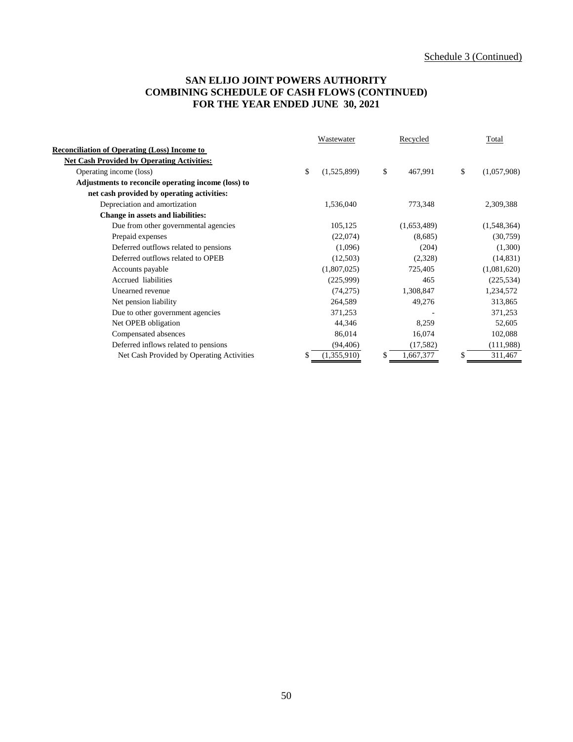Schedule 3 (Continued)

# SAN ELIJO JOINT POWERS AUTHORITY
## COMBINING SCHEDULE OF CASH FLOWS (CONTINUED)
## FOR THE YEAR ENDED JUNE 30, 2021

| | Wastewater | Recycled | Total |
|---|---|---|---|
| **Reconciliation of Operating (Loss) Income to** | | | |
| **Net Cash Provided by Operating Activities:** | | | |
| Operating income (loss) | $ (1,525,899) | $ 467,991 | $ (1,057,908) |
| **Adjustments to reconcile operating income (loss) to net cash provided by operating activities:** | | | |
| Depreciation and amortization | 1,536,040 | 773,348 | 2,309,388 |
| **Change in assets and liabilities:** | | | |
| Due from other governmental agencies | 105,125 | (1,653,489) | (1,548,364) |
| Prepaid expenses | (22,074) | (8,685) | (30,759) |
| Deferred outflows related to pensions | (1,096) | (204) | (1,300) |
| Deferred outflows related to OPEB | (12,503) | (2,328) | (14,831) |
| Accounts payable | (1,807,025) | 725,405 | (1,081,620) |
| Accrued liabilities | (225,999) | 465 | (225,534) |
| Unearned revenue | (74,275) | 1,308,847 | 1,234,572 |
| Net pension liability | 264,589 | 49,276 | 313,865 |
| Due to other government agencies | 371,253 | - | 371,253 |
| Net OPEB obligation | 44,346 | 8,259 | 52,605 |
| Compensated absences | 86,014 | 16,074 | 102,088 |
| Deferred inflows related to pensions | (94,406) | (17,582) | (111,988) |
| Net Cash Provided by Operating Activities | $ (1,355,910) | $ 1,667,377 | $ 311,467 |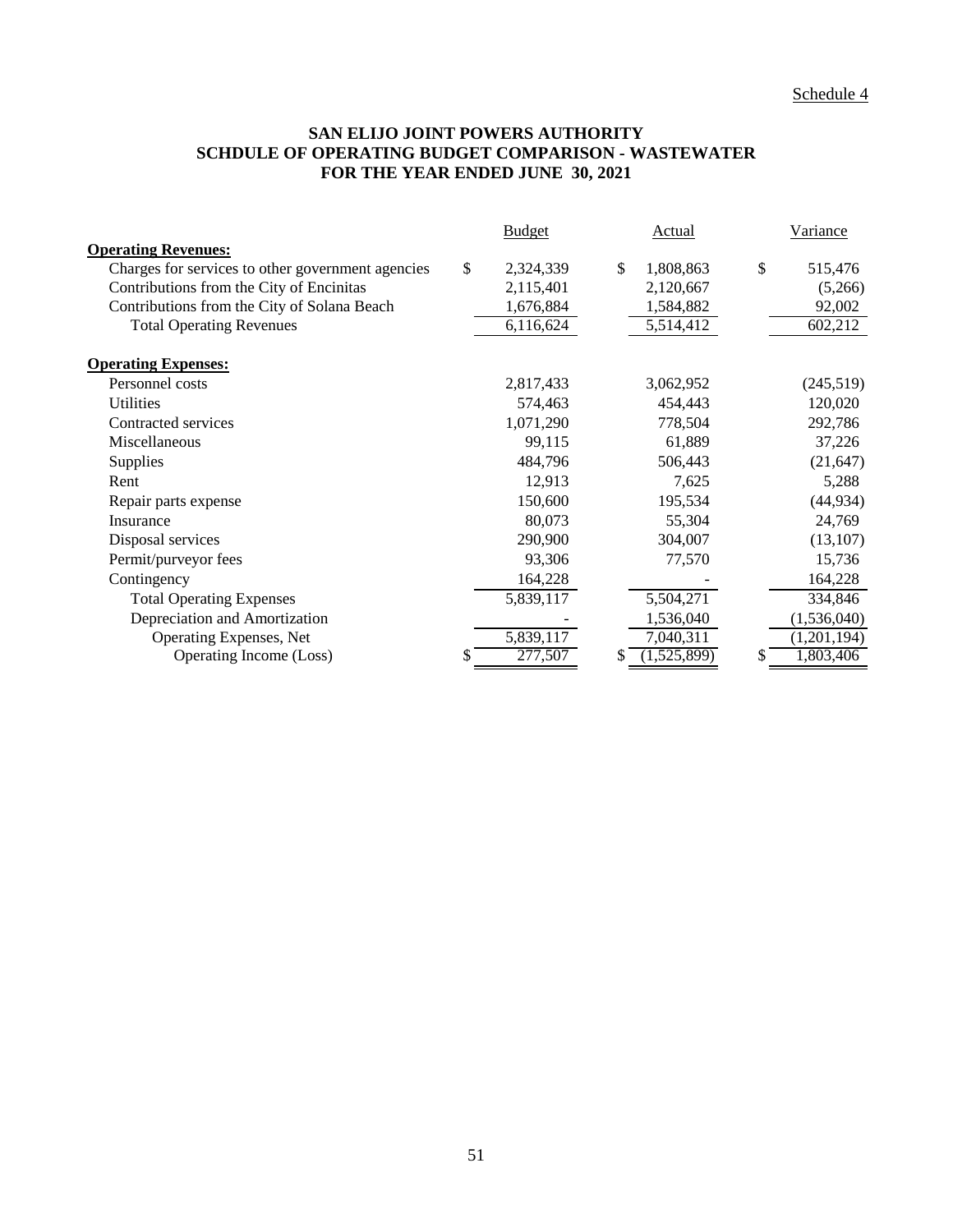Schedule 4

# SAN ELIJO JOINT POWERS AUTHORITY
## SCHDULE OF OPERATING BUDGET COMPARISON - WASTEWATER
### FOR THE YEAR ENDED JUNE 30, 2021

| | Budget | Actual | Variance |
|---|---|---|---|
| **Operating Revenues:** | | | |
| Charges for services to other government agencies | $ 2,324,339 | $ 1,808,863 | $ 515,476 |
| Contributions from the City of Encinitas | 2,115,401 | 2,120,667 | (5,266) |
| Contributions from the City of Solana Beach | 1,676,884 | 1,584,882 | 92,002 |
| Total Operating Revenues | 6,116,624 | 5,514,412 | 602,212 |
| **Operating Expenses:** | | | |
| Personnel costs | 2,817,433 | 3,062,952 | (245,519) |
| Utilities | 574,463 | 454,443 | 120,020 |
| Contracted services | 1,071,290 | 778,504 | 292,786 |
| Miscellaneous | 99,115 | 61,889 | 37,226 |
| Supplies | 484,796 | 506,443 | (21,647) |
| Rent | 12,913 | 7,625 | 5,288 |
| Repair parts expense | 150,600 | 195,534 | (44,934) |
| Insurance | 80,073 | 55,304 | 24,769 |
| Disposal services | 290,900 | 304,007 | (13,107) |
| Permit/purveyor fees | 93,306 | 77,570 | 15,736 |
| Contingency | 164,228 | - | 164,228 |
| Total Operating Expenses | 5,839,117 | 5,504,271 | 334,846 |
| Depreciation and Amortization | - | 1,536,040 | (1,536,040) |
| Operating Expenses, Net | 5,839,117 | 7,040,311 | (1,201,194) |
| Operating Income (Loss) | $ 277,507 | $ (1,525,899) | $ 1,803,406 |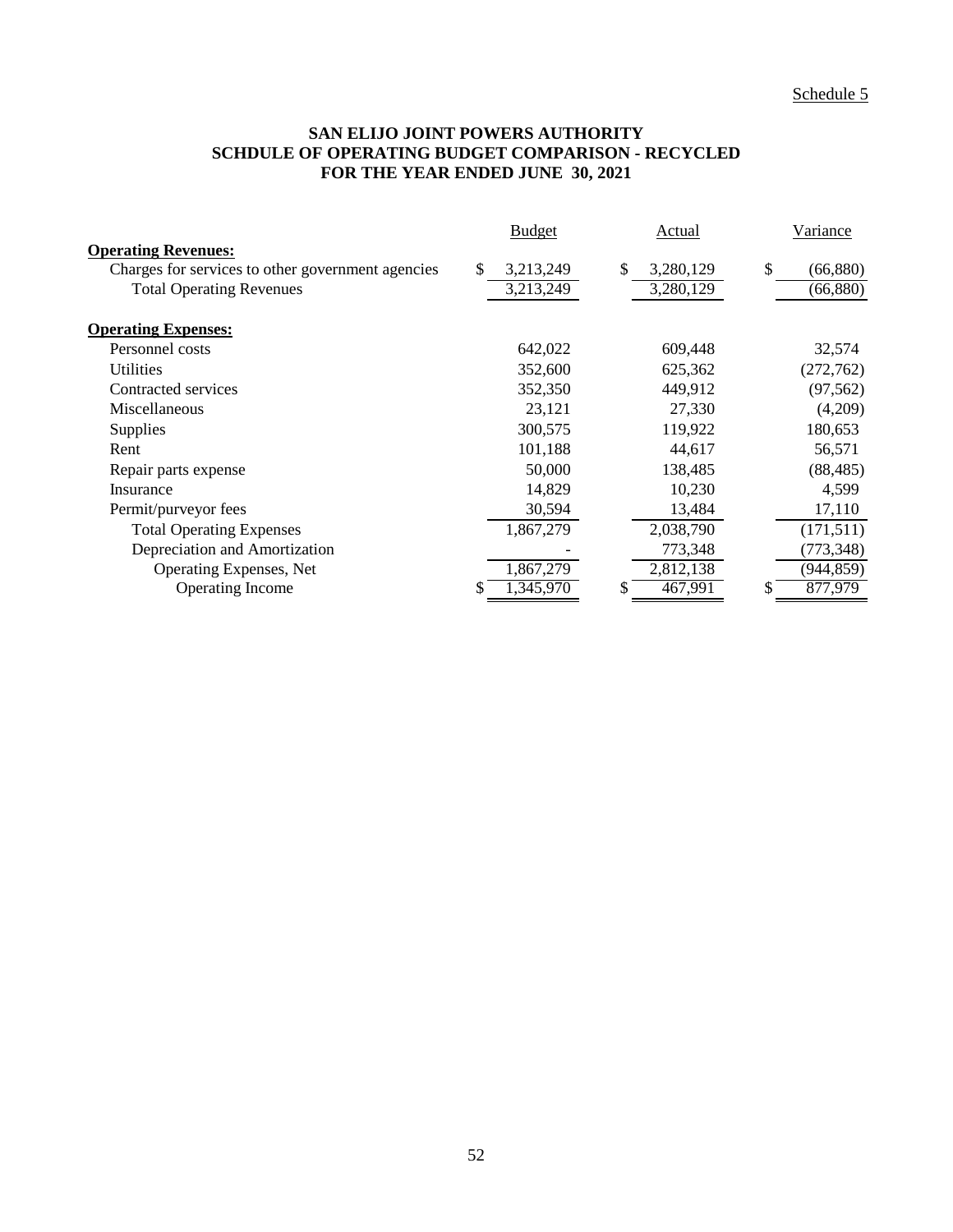Schedule 5

# SAN ELIJO JOINT POWERS AUTHORITY
## SCHDULE OF OPERATING BUDGET COMPARISON - RECYCLED
## FOR THE YEAR ENDED JUNE 30, 2021

| | Budget | Actual | Variance |
|---|---|---|---|
| **Operating Revenues:** | | | |
| Charges for services to other government agencies | $ 3,213,249 | $ 3,280,129 | $ (66,880) |
| Total Operating Revenues | 3,213,249 | 3,280,129 | (66,880) |
| **Operating Expenses:** | | | |
| Personnel costs | 642,022 | 609,448 | 32,574 |
| Utilities | 352,600 | 625,362 | (272,762) |
| Contracted services | 352,350 | 449,912 | (97,562) |
| Miscellaneous | 23,121 | 27,330 | (4,209) |
| Supplies | 300,575 | 119,922 | 180,653 |
| Rent | 101,188 | 44,617 | 56,571 |
| Repair parts expense | 50,000 | 138,485 | (88,485) |
| Insurance | 14,829 | 10,230 | 4,599 |
| Permit/purveyor fees | 30,594 | 13,484 | 17,110 |
| Total Operating Expenses | 1,867,279 | 2,038,790 | (171,511) |
| Depreciation and Amortization | - | 773,348 | (773,348) |
| Operating Expenses, Net | 1,867,279 | 2,812,138 | (944,859) |
| Operating Income | $ 1,345,970 | $ 467,991 | $ 877,979 |